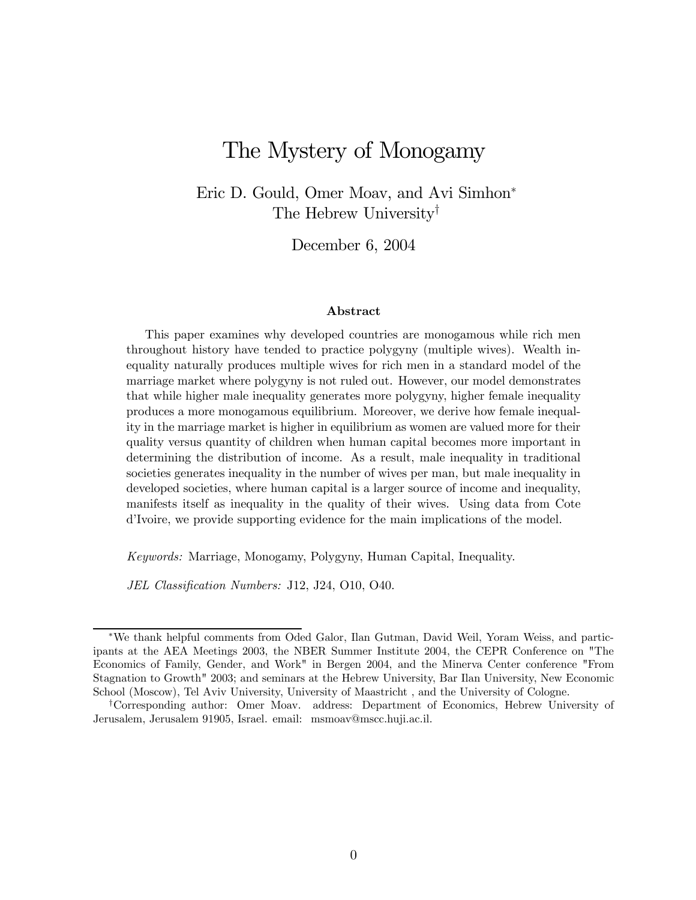# The Mystery of Monogamy

Eric D. Gould, Omer Moav, and Avi Simhon*
The Hebrew University†

December 6, 2004

### Abstract

This paper examines why developed countries are monogamous while rich men throughout history have tended to practice polygyny (multiple wives). Wealth inequality naturally produces multiple wives for rich men in a standard model of the marriage market where polygyny is not ruled out. However, our model demonstrates that while higher male inequality generates more polygyny, higher female inequality produces a more monogamous equilibrium. Moreover, we derive how female inequality in the marriage market is higher in equilibrium as women are valued more for their quality versus quantity of children when human capital becomes more important in determining the distribution of income. As a result, male inequality in traditional societies generates inequality in the number of wives per man, but male inequality in developed societies, where human capital is a larger source of income and inequality, manifests itself as inequality in the quality of their wives. Using data from Cote d'Ivoire, we provide supporting evidence for the main implications of the model.

*Keywords:* Marriage, Monogamy, Polygyny, Human Capital, Inequality.

*JEL Classification Numbers:* J12, J24, O10, O40.

---

*We thank helpful comments from Oded Galor, Ilan Gutman, David Weil, Yoram Weiss, and participants at the AEA Meetings 2003, the NBER Summer Institute 2004, the CEPR Conference on "The Economics of Family, Gender, and Work" in Bergen 2004, and the Minerva Center conference "From Stagnation to Growth" 2003; and seminars at the Hebrew University, Bar Ilan University, New Economic School (Moscow), Tel Aviv University, University of Maastricht , and the University of Cologne.

†Corresponding author: Omer Moav. address: Department of Economics, Hebrew University of Jerusalem, Jerusalem 91905, Israel. email: msmoav@mscc.huji.ac.il.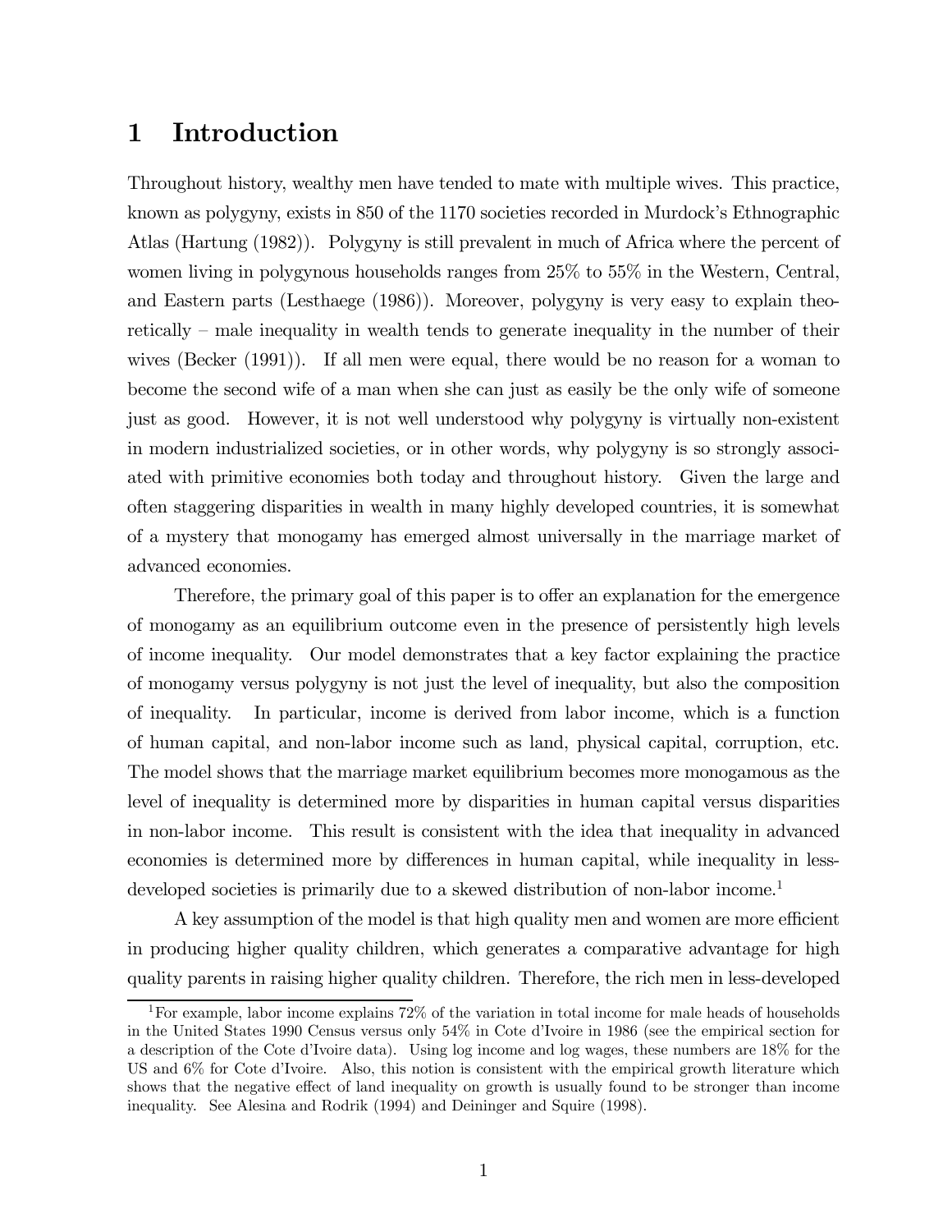# 1 Introduction

Throughout history, wealthy men have tended to mate with multiple wives. This practice, known as polygyny, exists in 850 of the 1170 societies recorded in Murdock's Ethnographic Atlas (Hartung (1982)). Polygyny is still prevalent in much of Africa where the percent of women living in polygynous households ranges from 25% to 55% in the Western, Central, and Eastern parts (Lesthaege (1986)). Moreover, polygyny is very easy to explain theoretically – male inequality in wealth tends to generate inequality in the number of their wives (Becker (1991)). If all men were equal, there would be no reason for a woman to become the second wife of a man when she can just as easily be the only wife of someone just as good. However, it is not well understood why polygyny is virtually non-existent in modern industrialized societies, or in other words, why polygyny is so strongly associated with primitive economies both today and throughout history. Given the large and often staggering disparities in wealth in many highly developed countries, it is somewhat of a mystery that monogamy has emerged almost universally in the marriage market of advanced economies.

Therefore, the primary goal of this paper is to offer an explanation for the emergence of monogamy as an equilibrium outcome even in the presence of persistently high levels of income inequality. Our model demonstrates that a key factor explaining the practice of monogamy versus polygyny is not just the level of inequality, but also the composition of inequality. In particular, income is derived from labor income, which is a function of human capital, and non-labor income such as land, physical capital, corruption, etc. The model shows that the marriage market equilibrium becomes more monogamous as the level of inequality is determined more by disparities in human capital versus disparities in non-labor income. This result is consistent with the idea that inequality in advanced economies is determined more by differences in human capital, while inequality in less-developed societies is primarily due to a skewed distribution of non-labor income.[1]

A key assumption of the model is that high quality men and women are more efficient in producing higher quality children, which generates a comparative advantage for high quality parents in raising higher quality children. Therefore, the rich men in less-developed

[1] For example, labor income explains 72% of the variation in total income for male heads of households in the United States 1990 Census versus only 54% in Cote d'Ivoire in 1986 (see the empirical section for a description of the Cote d'Ivoire data). Using log income and log wages, these numbers are 18% for the US and 6% for Cote d'Ivoire. Also, this notion is consistent with the empirical growth literature which shows that the negative effect of land inequality on growth is usually found to be stronger than income inequality. See Alesina and Rodrik (1994) and Deininger and Squire (1998).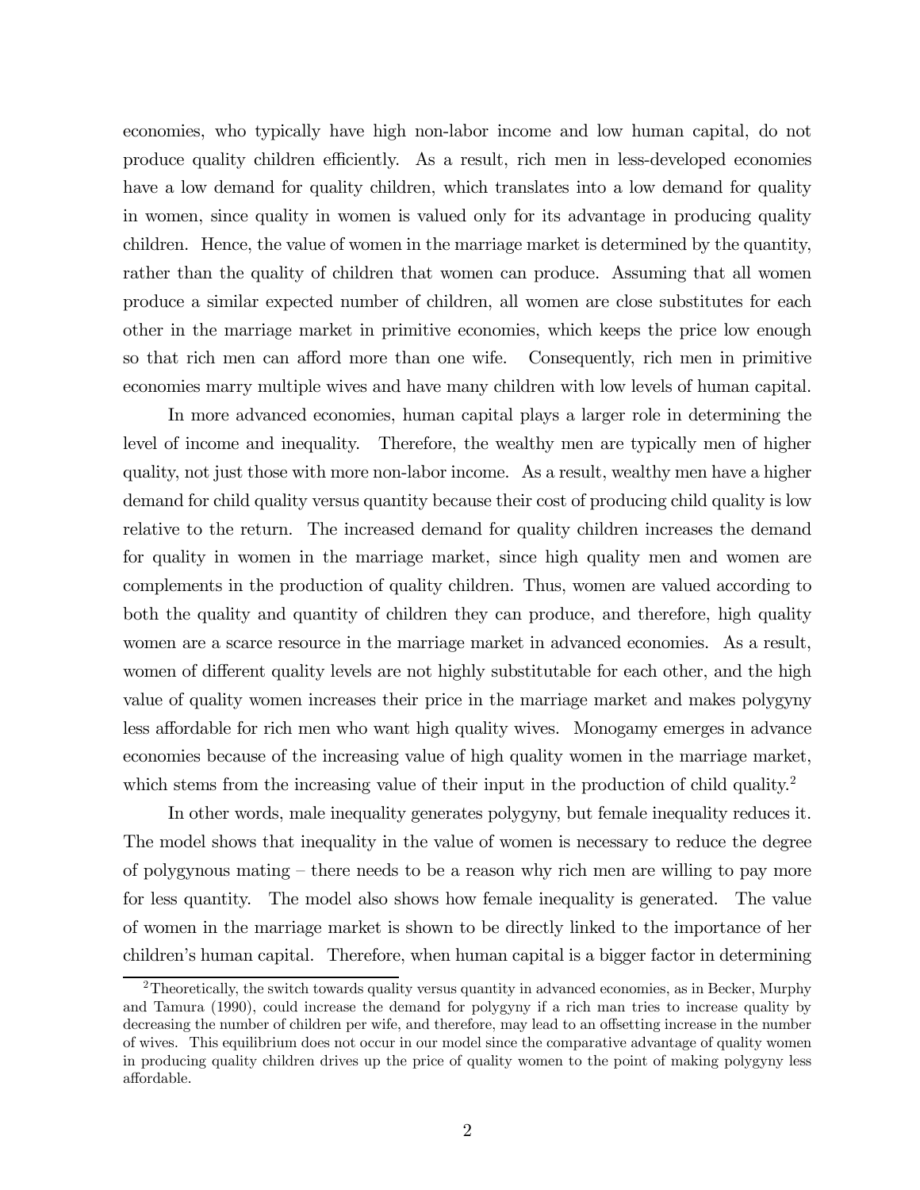economies, who typically have high non-labor income and low human capital, do not produce quality children efficiently. As a result, rich men in less-developed economies have a low demand for quality children, which translates into a low demand for quality in women, since quality in women is valued only for its advantage in producing quality children. Hence, the value of women in the marriage market is determined by the quantity, rather than the quality of children that women can produce. Assuming that all women produce a similar expected number of children, all women are close substitutes for each other in the marriage market in primitive economies, which keeps the price low enough so that rich men can afford more than one wife. Consequently, rich men in primitive economies marry multiple wives and have many children with low levels of human capital.

In more advanced economies, human capital plays a larger role in determining the level of income and inequality. Therefore, the wealthy men are typically men of higher quality, not just those with more non-labor income. As a result, wealthy men have a higher demand for child quality versus quantity because their cost of producing child quality is low relative to the return. The increased demand for quality children increases the demand for quality in women in the marriage market, since high quality men and women are complements in the production of quality children. Thus, women are valued according to both the quality and quantity of children they can produce, and therefore, high quality women are a scarce resource in the marriage market in advanced economies. As a result, women of different quality levels are not highly substitutable for each other, and the high value of quality women increases their price in the marriage market and makes polygyny less affordable for rich men who want high quality wives. Monogamy emerges in advance economies because of the increasing value of high quality women in the marriage market, which stems from the increasing value of their input in the production of child quality.[2]

In other words, male inequality generates polygyny, but female inequality reduces it. The model shows that inequality in the value of women is necessary to reduce the degree of polygynous mating – there needs to be a reason why rich men are willing to pay more for less quantity. The model also shows how female inequality is generated. The value of women in the marriage market is shown to be directly linked to the importance of her children's human capital. Therefore, when human capital is a bigger factor in determining

[2] Theoretically, the switch towards quality versus quantity in advanced economies, as in Becker, Murphy and Tamura (1990), could increase the demand for polygyny if a rich man tries to increase quality by decreasing the number of children per wife, and therefore, may lead to an offsetting increase in the number of wives. This equilibrium does not occur in our model since the comparative advantage of quality women in producing quality children drives up the price of quality women to the point of making polygyny less affordable.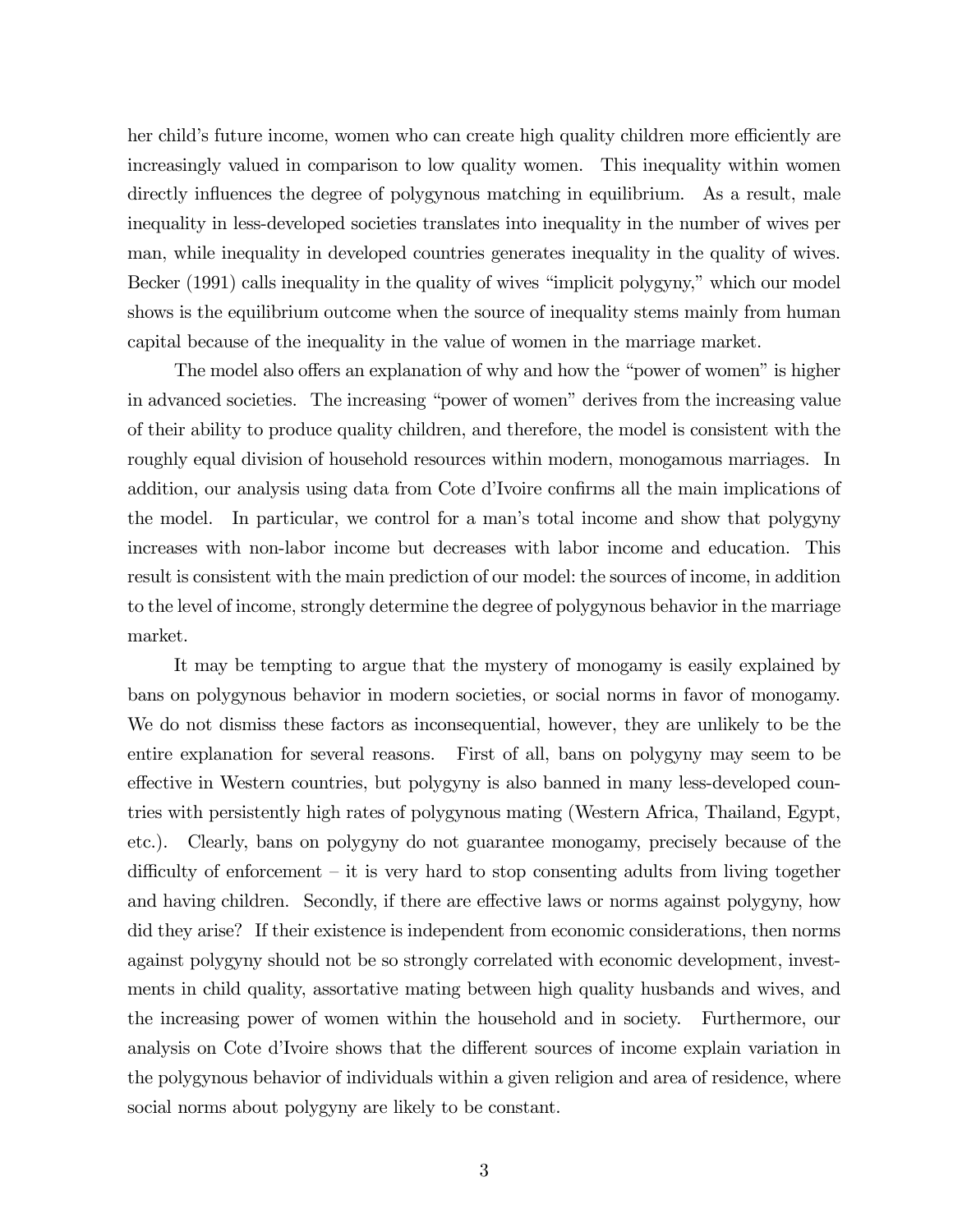her child's future income, women who can create high quality children more efficiently are increasingly valued in comparison to low quality women. This inequality within women directly influences the degree of polygynous matching in equilibrium. As a result, male inequality in less-developed societies translates into inequality in the number of wives per man, while inequality in developed countries generates inequality in the quality of wives. Becker (1991) calls inequality in the quality of wives "implicit polygyny," which our model shows is the equilibrium outcome when the source of inequality stems mainly from human capital because of the inequality in the value of women in the marriage market.

The model also offers an explanation of why and how the "power of women" is higher in advanced societies. The increasing "power of women" derives from the increasing value of their ability to produce quality children, and therefore, the model is consistent with the roughly equal division of household resources within modern, monogamous marriages. In addition, our analysis using data from Cote d'Ivoire confirms all the main implications of the model. In particular, we control for a man's total income and show that polygyny increases with non-labor income but decreases with labor income and education. This result is consistent with the main prediction of our model: the sources of income, in addition to the level of income, strongly determine the degree of polygynous behavior in the marriage market.

It may be tempting to argue that the mystery of monogamy is easily explained by bans on polygynous behavior in modern societies, or social norms in favor of monogamy. We do not dismiss these factors as inconsequential, however, they are unlikely to be the entire explanation for several reasons. First of all, bans on polygyny may seem to be effective in Western countries, but polygyny is also banned in many less-developed countries with persistently high rates of polygynous mating (Western Africa, Thailand, Egypt, etc.). Clearly, bans on polygyny do not guarantee monogamy, precisely because of the difficulty of enforcement – it is very hard to stop consenting adults from living together and having children. Secondly, if there are effective laws or norms against polygyny, how did they arise? If their existence is independent from economic considerations, then norms against polygyny should not be so strongly correlated with economic development, investments in child quality, assortative mating between high quality husbands and wives, and the increasing power of women within the household and in society. Furthermore, our analysis on Cote d'Ivoire shows that the different sources of income explain variation in the polygynous behavior of individuals within a given religion and area of residence, where social norms about polygyny are likely to be constant.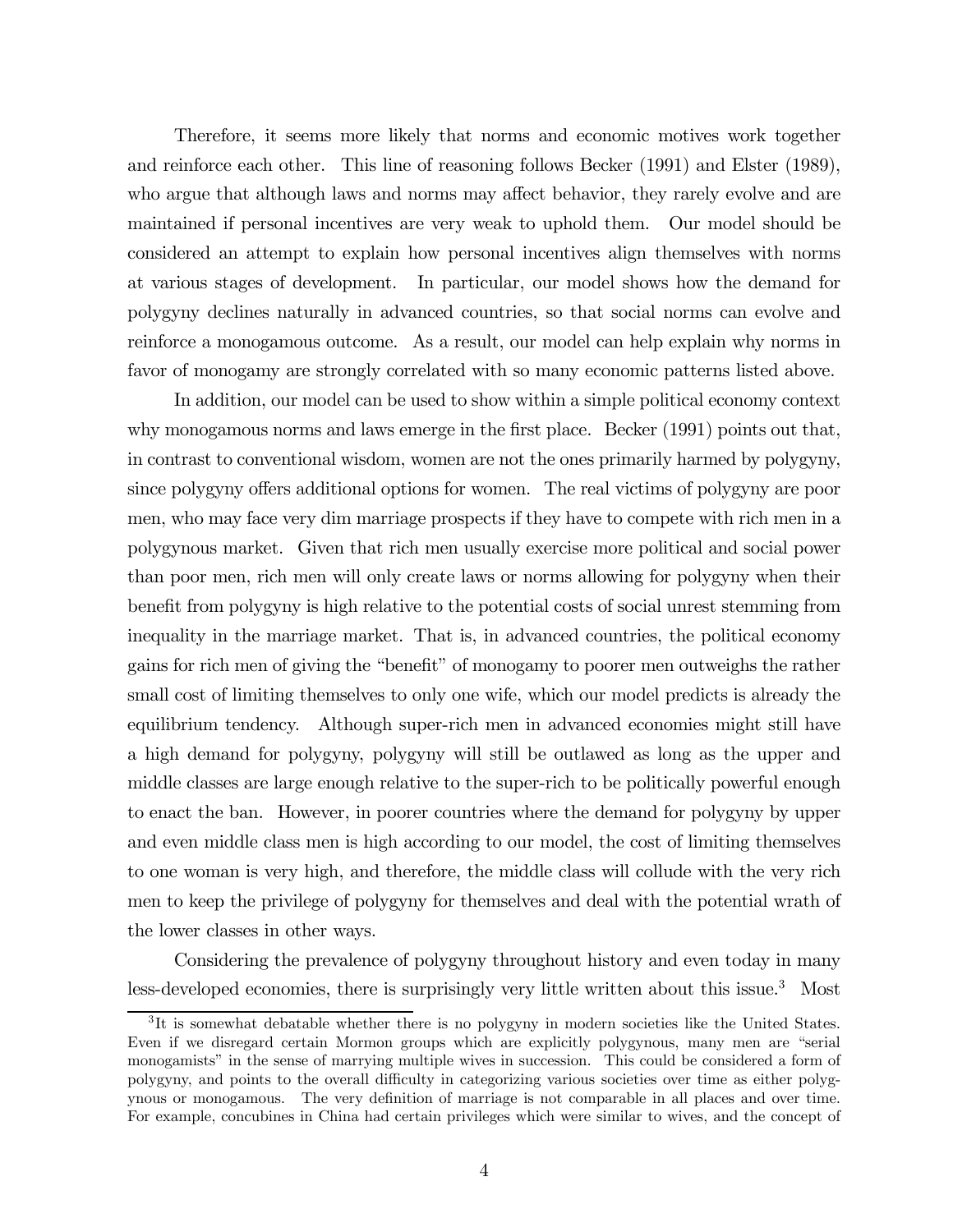Therefore, it seems more likely that norms and economic motives work together and reinforce each other. This line of reasoning follows Becker (1991) and Elster (1989), who argue that although laws and norms may affect behavior, they rarely evolve and are maintained if personal incentives are very weak to uphold them. Our model should be considered an attempt to explain how personal incentives align themselves with norms at various stages of development. In particular, our model shows how the demand for polygyny declines naturally in advanced countries, so that social norms can evolve and reinforce a monogamous outcome. As a result, our model can help explain why norms in favor of monogamy are strongly correlated with so many economic patterns listed above.

In addition, our model can be used to show within a simple political economy context why monogamous norms and laws emerge in the first place. Becker (1991) points out that, in contrast to conventional wisdom, women are not the ones primarily harmed by polygyny, since polygyny offers additional options for women. The real victims of polygyny are poor men, who may face very dim marriage prospects if they have to compete with rich men in a polygynous market. Given that rich men usually exercise more political and social power than poor men, rich men will only create laws or norms allowing for polygyny when their benefit from polygyny is high relative to the potential costs of social unrest stemming from inequality in the marriage market. That is, in advanced countries, the political economy gains for rich men of giving the "benefit" of monogamy to poorer men outweighs the rather small cost of limiting themselves to only one wife, which our model predicts is already the equilibrium tendency. Although super-rich men in advanced economies might still have a high demand for polygyny, polygyny will still be outlawed as long as the upper and middle classes are large enough relative to the super-rich to be politically powerful enough to enact the ban. However, in poorer countries where the demand for polygyny by upper and even middle class men is high according to our model, the cost of limiting themselves to one woman is very high, and therefore, the middle class will collude with the very rich men to keep the privilege of polygyny for themselves and deal with the potential wrath of the lower classes in other ways.

Considering the prevalence of polygyny throughout history and even today in many less-developed economies, there is surprisingly very little written about this issue.[3] Most

[3]It is somewhat debatable whether there is no polygyny in modern societies like the United States. Even if we disregard certain Mormon groups which are explicitly polygynous, many men are "serial monogamists" in the sense of marrying multiple wives in succession. This could be considered a form of polygyny, and points to the overall difficulty in categorizing various societies over time as either polygynous or monogamous. The very definition of marriage is not comparable in all places and over time. For example, concubines in China had certain privileges which were similar to wives, and the concept of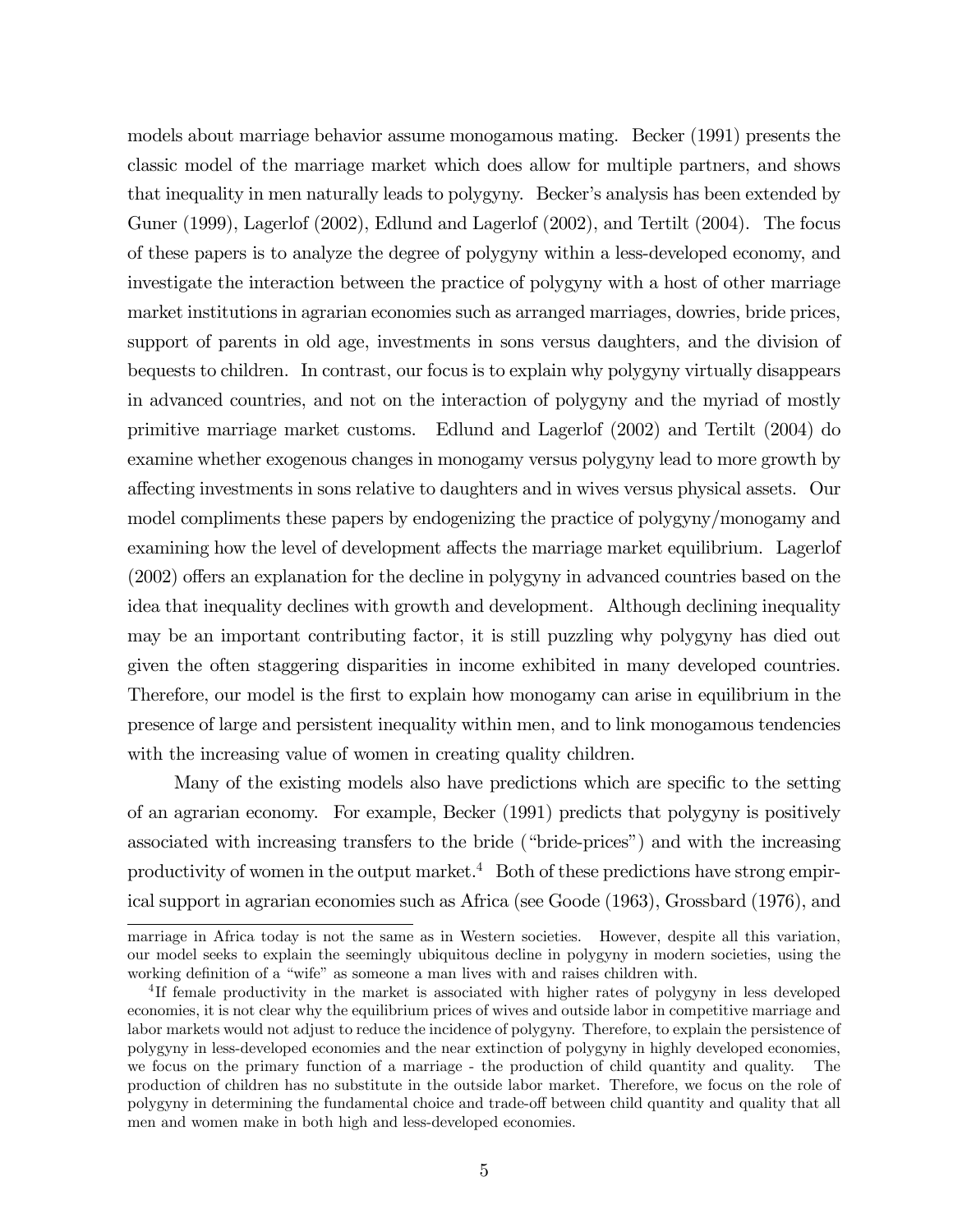models about marriage behavior assume monogamous mating. Becker (1991) presents the classic model of the marriage market which does allow for multiple partners, and shows that inequality in men naturally leads to polygyny. Becker's analysis has been extended by Guner (1999), Lagerlof (2002), Edlund and Lagerlof (2002), and Tertilt (2004). The focus of these papers is to analyze the degree of polygyny within a less-developed economy, and investigate the interaction between the practice of polygyny with a host of other marriage market institutions in agrarian economies such as arranged marriages, dowries, bride prices, support of parents in old age, investments in sons versus daughters, and the division of bequests to children. In contrast, our focus is to explain why polygyny virtually disappears in advanced countries, and not on the interaction of polygyny and the myriad of mostly primitive marriage market customs. Edlund and Lagerlof (2002) and Tertilt (2004) do examine whether exogenous changes in monogamy versus polygyny lead to more growth by affecting investments in sons relative to daughters and in wives versus physical assets. Our model compliments these papers by endogenizing the practice of polygyny/monogamy and examining how the level of development affects the marriage market equilibrium. Lagerlof (2002) offers an explanation for the decline in polygyny in advanced countries based on the idea that inequality declines with growth and development. Although declining inequality may be an important contributing factor, it is still puzzling why polygyny has died out given the often staggering disparities in income exhibited in many developed countries. Therefore, our model is the first to explain how monogamy can arise in equilibrium in the presence of large and persistent inequality within men, and to link monogamous tendencies with the increasing value of women in creating quality children.

Many of the existing models also have predictions which are specific to the setting of an agrarian economy. For example, Becker (1991) predicts that polygyny is positively associated with increasing transfers to the bride ("bride-prices") and with the increasing productivity of women in the output market.[4] Both of these predictions have strong empirical support in agrarian economies such as Africa (see Goode (1963), Grossbard (1976), and

---

marriage in Africa today is not the same as in Western societies. However, despite all this variation, our model seeks to explain the seemingly ubiquitous decline in polygyny in modern societies, using the working definition of a "wife" as someone a man lives with and raises children with.

[4] If female productivity in the market is associated with higher rates of polygyny in less developed economies, it is not clear why the equilibrium prices of wives and outside labor in competitive marriage and labor markets would not adjust to reduce the incidence of polygyny. Therefore, to explain the persistence of polygyny in less-developed economies and the near extinction of polygyny in highly developed economies, we focus on the primary function of a marriage - the production of child quantity and quality. The production of children has no substitute in the outside labor market. Therefore, we focus on the role of polygyny in determining the fundamental choice and trade-off between child quantity and quality that all men and women make in both high and less-developed economies.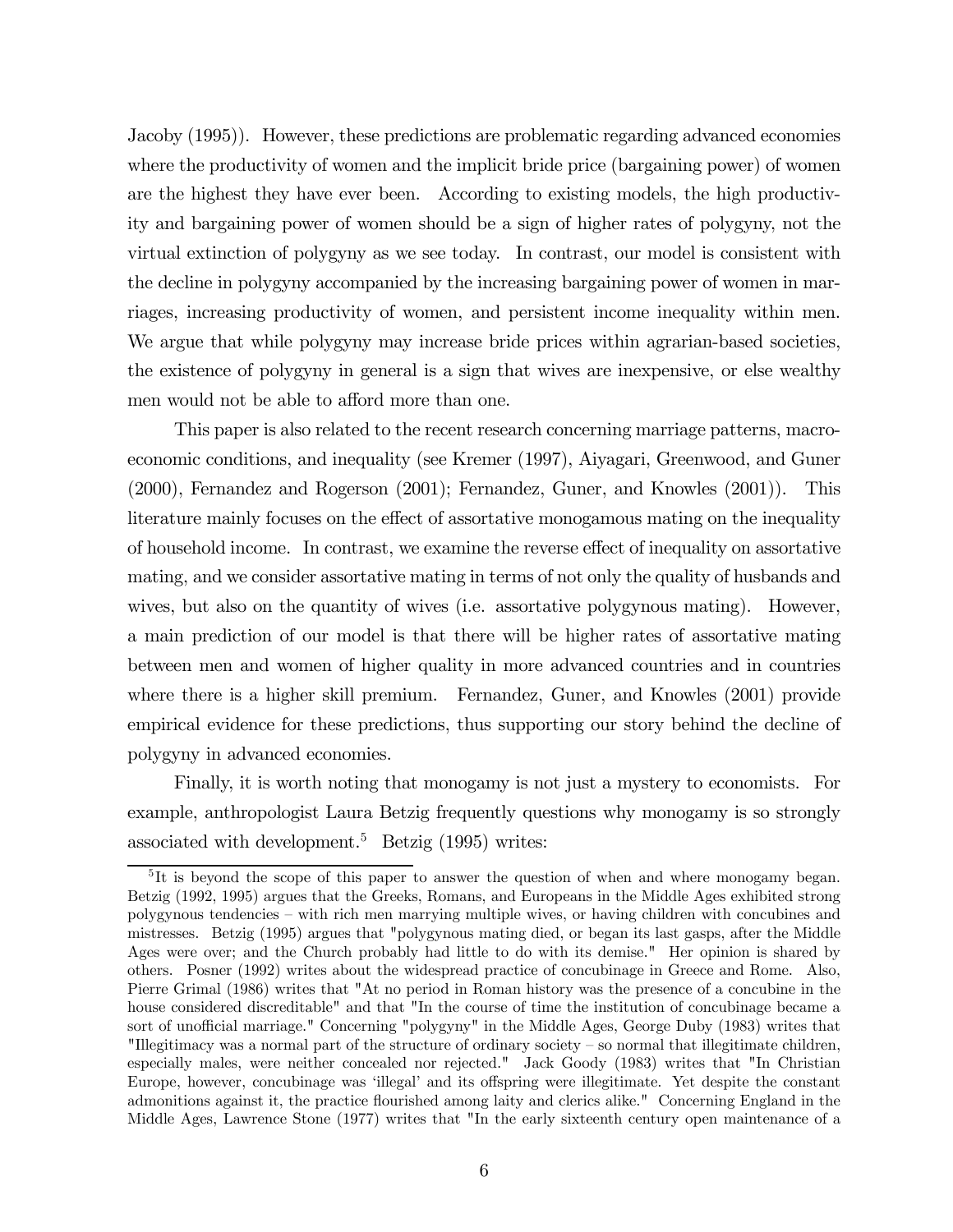Jacoby (1995)). However, these predictions are problematic regarding advanced economies where the productivity of women and the implicit bride price (bargaining power) of women are the highest they have ever been. According to existing models, the high productivity and bargaining power of women should be a sign of higher rates of polygyny, not the virtual extinction of polygyny as we see today. In contrast, our model is consistent with the decline in polygyny accompanied by the increasing bargaining power of women in marriages, increasing productivity of women, and persistent income inequality within men. We argue that while polygyny may increase bride prices within agrarian-based societies, the existence of polygyny in general is a sign that wives are inexpensive, or else wealthy men would not be able to afford more than one.

This paper is also related to the recent research concerning marriage patterns, macroeconomic conditions, and inequality (see Kremer (1997), Aiyagari, Greenwood, and Guner (2000), Fernandez and Rogerson (2001); Fernandez, Guner, and Knowles (2001)). This literature mainly focuses on the effect of assortative monogamous mating on the inequality of household income. In contrast, we examine the reverse effect of inequality on assortative mating, and we consider assortative mating in terms of not only the quality of husbands and wives, but also on the quantity of wives (i.e. assortative polygynous mating). However, a main prediction of our model is that there will be higher rates of assortative mating between men and women of higher quality in more advanced countries and in countries where there is a higher skill premium. Fernandez, Guner, and Knowles (2001) provide empirical evidence for these predictions, thus supporting our story behind the decline of polygyny in advanced economies.

Finally, it is worth noting that monogamy is not just a mystery to economists. For example, anthropologist Laura Betzig frequently questions why monogamy is so strongly associated with development.[5] Betzig (1995) writes:

[5] It is beyond the scope of this paper to answer the question of when and where monogamy began. Betzig (1992, 1995) argues that the Greeks, Romans, and Europeans in the Middle Ages exhibited strong polygynous tendencies – with rich men marrying multiple wives, or having children with concubines and mistresses. Betzig (1995) argues that "polygynous mating died, or began its last gasps, after the Middle Ages were over; and the Church probably had little to do with its demise." Her opinion is shared by others. Posner (1992) writes about the widespread practice of concubinage in Greece and Rome. Also, Pierre Grimal (1986) writes that "At no period in Roman history was the presence of a concubine in the house considered discreditable" and that "In the course of time the institution of concubinage became a sort of unofficial marriage." Concerning "polygyny" in the Middle Ages, George Duby (1983) writes that "Illegitimacy was a normal part of the structure of ordinary society – so normal that illegitimate children, especially males, were neither concealed nor rejected." Jack Goody (1983) writes that "In Christian Europe, however, concubinage was 'illegal' and its offspring were illegitimate. Yet despite the constant admonitions against it, the practice flourished among laity and clerics alike." Concerning England in the Middle Ages, Lawrence Stone (1977) writes that "In the early sixteenth century open maintenance of a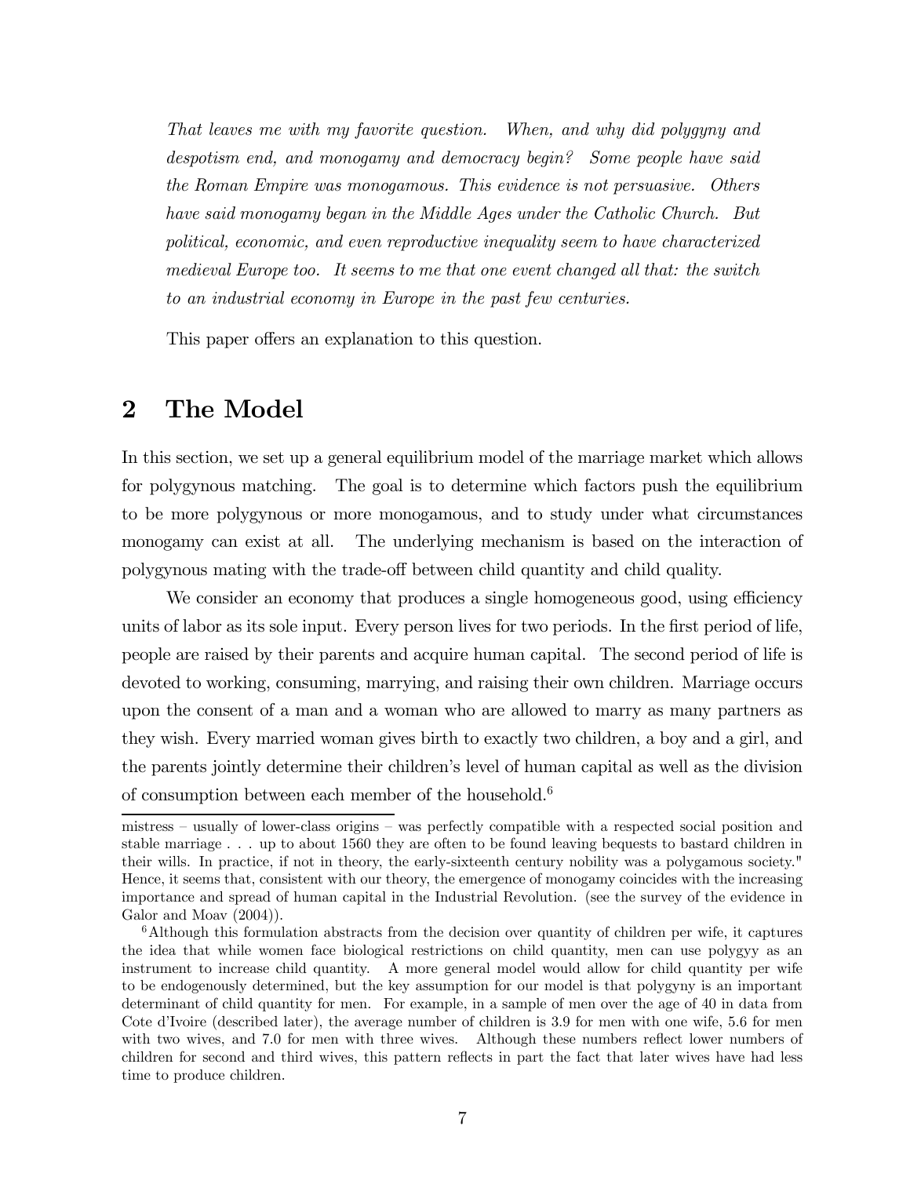*That leaves me with my favorite question. When, and why did polygyny and despotism end, and monogamy and democracy begin? Some people have said the Roman Empire was monogamous. This evidence is not persuasive. Others have said monogamy began in the Middle Ages under the Catholic Church. But political, economic, and even reproductive inequality seem to have characterized medieval Europe too. It seems to me that one event changed all that: the switch to an industrial economy in Europe in the past few centuries.*

This paper offers an explanation to this question.

## 2 The Model

In this section, we set up a general equilibrium model of the marriage market which allows for polygynous matching. The goal is to determine which factors push the equilibrium to be more polygynous or more monogamous, and to study under what circumstances monogamy can exist at all. The underlying mechanism is based on the interaction of polygynous mating with the trade-off between child quantity and child quality.

We consider an economy that produces a single homogeneous good, using efficiency units of labor as its sole input. Every person lives for two periods. In the first period of life, people are raised by their parents and acquire human capital. The second period of life is devoted to working, consuming, marrying, and raising their own children. Marriage occurs upon the consent of a man and a woman who are allowed to marry as many partners as they wish. Every married woman gives birth to exactly two children, a boy and a girl, and the parents jointly determine their children's level of human capital as well as the division of consumption between each member of the household.[6]

---

mistress – usually of lower-class origins – was perfectly compatible with a respected social position and stable marriage . . . up to about 1560 they are often to be found leaving bequests to bastard children in their wills. In practice, if not in theory, the early-sixteenth century nobility was a polygamous society." Hence, it seems that, consistent with our theory, the emergence of monogamy coincides with the increasing importance and spread of human capital in the Industrial Revolution. (see the survey of the evidence in Galor and Moav (2004)).

[6] Although this formulation abstracts from the decision over quantity of children per wife, it captures the idea that while women face biological restrictions on child quantity, men can use polygyy as an instrument to increase child quantity. A more general model would allow for child quantity per wife to be endogenously determined, but the key assumption for our model is that polygyny is an important determinant of child quantity for men. For example, in a sample of men over the age of 40 in data from Cote d'Ivoire (described later), the average number of children is 3.9 for men with one wife, 5.6 for men with two wives, and 7.0 for men with three wives. Although these numbers reflect lower numbers of children for second and third wives, this pattern reflects in part the fact that later wives have had less time to produce children.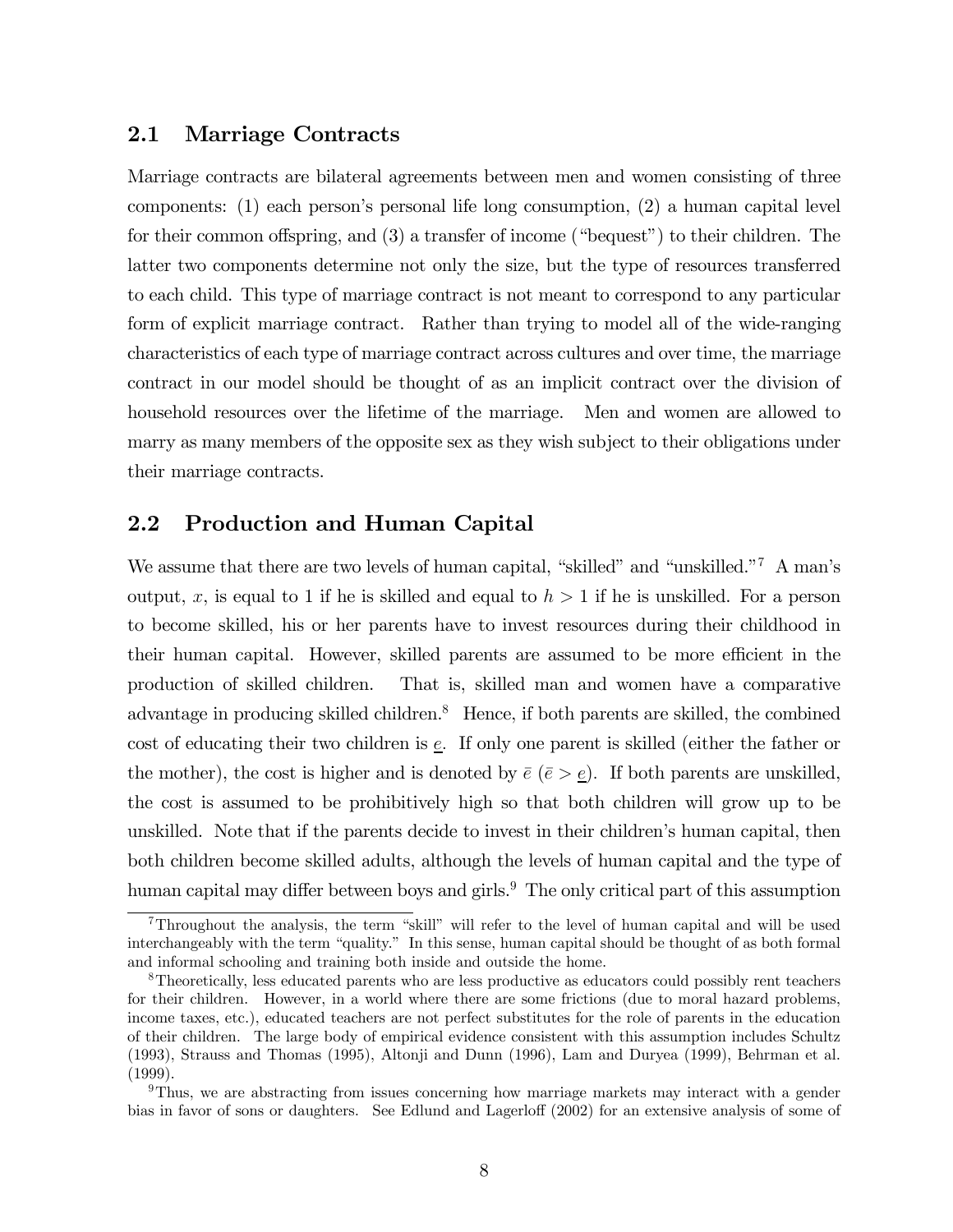## 2.1 Marriage Contracts

Marriage contracts are bilateral agreements between men and women consisting of three components: (1) each person's personal life long consumption, (2) a human capital level for their common offspring, and (3) a transfer of income ("bequest") to their children. The latter two components determine not only the size, but the type of resources transferred to each child. This type of marriage contract is not meant to correspond to any particular form of explicit marriage contract. Rather than trying to model all of the wide-ranging characteristics of each type of marriage contract across cultures and over time, the marriage contract in our model should be thought of as an implicit contract over the division of household resources over the lifetime of the marriage. Men and women are allowed to marry as many members of the opposite sex as they wish subject to their obligations under their marriage contracts.

## 2.2 Production and Human Capital

We assume that there are two levels of human capital, "skilled" and "unskilled."[7] A man's output, $x$, is equal to 1 if he is skilled and equal to $h > 1$ if he is unskilled. For a person to become skilled, his or her parents have to invest resources during their childhood in their human capital. However, skilled parents are assumed to be more efficient in the production of skilled children. That is, skilled man and women have a comparative advantage in producing skilled children.[8] Hence, if both parents are skilled, the combined cost of educating their two children is $\underline{e}$. If only one parent is skilled (either the father or the mother), the cost is higher and is denoted by $\bar{e}$ ($\bar{e} > \underline{e}$). If both parents are unskilled, the cost is assumed to be prohibitively high so that both children will grow up to be unskilled. Note that if the parents decide to invest in their children's human capital, then both children become skilled adults, although the levels of human capital and the type of human capital may differ between boys and girls.[9] The only critical part of this assumption

[7] Throughout the analysis, the term "skill" will refer to the level of human capital and will be used interchangeably with the term "quality." In this sense, human capital should be thought of as both formal and informal schooling and training both inside and outside the home.

[8] Theoretically, less educated parents who are less productive as educators could possibly rent teachers for their children. However, in a world where there are some frictions (due to moral hazard problems, income taxes, etc.), educated teachers are not perfect substitutes for the role of parents in the education of their children. The large body of empirical evidence consistent with this assumption includes Schultz (1993), Strauss and Thomas (1995), Altonji and Dunn (1996), Lam and Duryea (1999), Behrman et al. (1999).

[9] Thus, we are abstracting from issues concerning how marriage markets may interact with a gender bias in favor of sons or daughters. See Edlund and Lagerloff (2002) for an extensive analysis of some of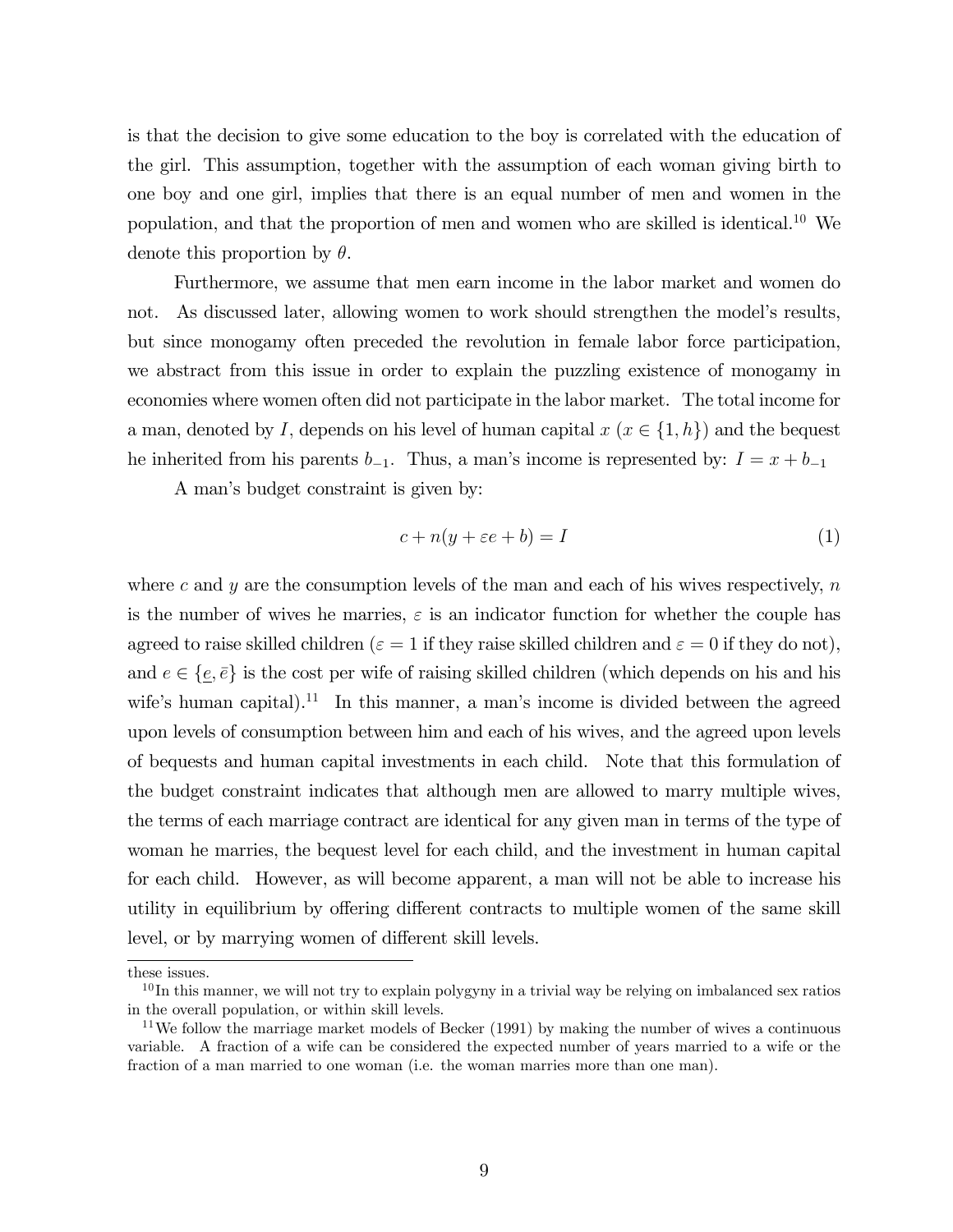is that the decision to give some education to the boy is correlated with the education of the girl. This assumption, together with the assumption of each woman giving birth to one boy and one girl, implies that there is an equal number of men and women in the population, and that the proportion of men and women who are skilled is identical.[10] We denote this proportion by $\theta$.

Furthermore, we assume that men earn income in the labor market and women do not. As discussed later, allowing women to work should strengthen the model's results, but since monogamy often preceded the revolution in female labor force participation, we abstract from this issue in order to explain the puzzling existence of monogamy in economies where women often did not participate in the labor market. The total income for a man, denoted by $I$, depends on his level of human capital $x$ ($x \in \{1, h\}$) and the bequest he inherited from his parents $b_{-1}$. Thus, a man's income is represented by: $I = x + b_{-1}$

A man's budget constraint is given by:

$$c + n(y + \varepsilon e + b) = I \tag{1}$$

where $c$ and $y$ are the consumption levels of the man and each of his wives respectively, $n$ is the number of wives he marries, $\varepsilon$ is an indicator function for whether the couple has agreed to raise skilled children ($\varepsilon = 1$ if they raise skilled children and $\varepsilon = 0$ if they do not), and $e \in \{\underline{e}, \bar{e}\}$ is the cost per wife of raising skilled children (which depends on his and his wife's human capital).[11] In this manner, a man's income is divided between the agreed upon levels of consumption between him and each of his wives, and the agreed upon levels of bequests and human capital investments in each child. Note that this formulation of the budget constraint indicates that although men are allowed to marry multiple wives, the terms of each marriage contract are identical for any given man in terms of the type of woman he marries, the bequest level for each child, and the investment in human capital for each child. However, as will become apparent, a man will not be able to increase his utility in equilibrium by offering different contracts to multiple women of the same skill level, or by marrying women of different skill levels.

---

these issues.

[10] In this manner, we will not try to explain polygyny in a trivial way be relying on imbalanced sex ratios in the overall population, or within skill levels.

[11] We follow the marriage market models of Becker (1991) by making the number of wives a continuous variable. A fraction of a wife can be considered the expected number of years married to a wife or the fraction of a man married to one woman (i.e. the woman marries more than one man).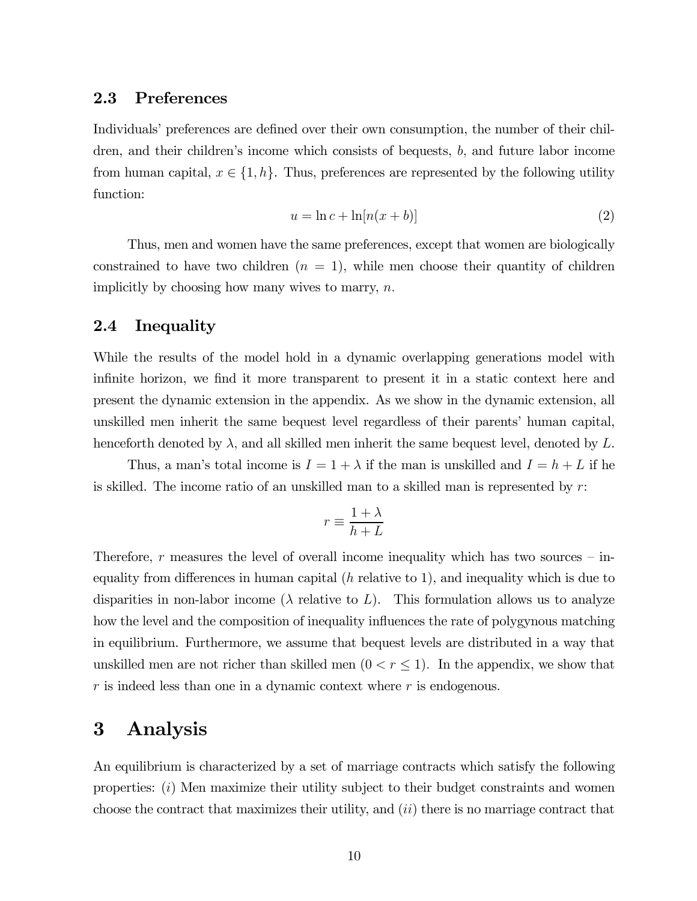### 2.3 Preferences

Individuals' preferences are defined over their own consumption, the number of their children, and their children's income which consists of bequests, $b$, and future labor income from human capital, $x \in \{1, h\}$. Thus, preferences are represented by the following utility function:

$$u = \ln c + \ln[n(x + b)] \tag{2}$$

Thus, men and women have the same preferences, except that women are biologically constrained to have two children ($n = 1$), while men choose their quantity of children implicitly by choosing how many wives to marry, $n$.

### 2.4 Inequality

While the results of the model hold in a dynamic overlapping generations model with infinite horizon, we find it more transparent to present it in a static context here and present the dynamic extension in the appendix. As we show in the dynamic extension, all unskilled men inherit the same bequest level regardless of their parents' human capital, henceforth denoted by $\lambda$, and all skilled men inherit the same bequest level, denoted by $L$.

Thus, a man's total income is $I = 1 + \lambda$ if the man is unskilled and $I = h + L$ if he is skilled. The income ratio of an unskilled man to a skilled man is represented by $r$:

$$r \equiv \frac{1 + \lambda}{h + L}$$

Therefore, $r$ measures the level of overall income inequality which has two sources – inequality from differences in human capital ($h$ relative to 1), and inequality which is due to disparities in non-labor income ($\lambda$ relative to $L$). This formulation allows us to analyze how the level and the composition of inequality influences the rate of polygynous matching in equilibrium. Furthermore, we assume that bequest levels are distributed in a way that unskilled men are not richer than skilled men ($0 < r \leq 1$). In the appendix, we show that $r$ is indeed less than one in a dynamic context where $r$ is endogenous.

# 3 Analysis

An equilibrium is characterized by a set of marriage contracts which satisfy the following properties: ($i$) Men maximize their utility subject to their budget constraints and women choose the contract that maximizes their utility, and ($ii$) there is no marriage contract that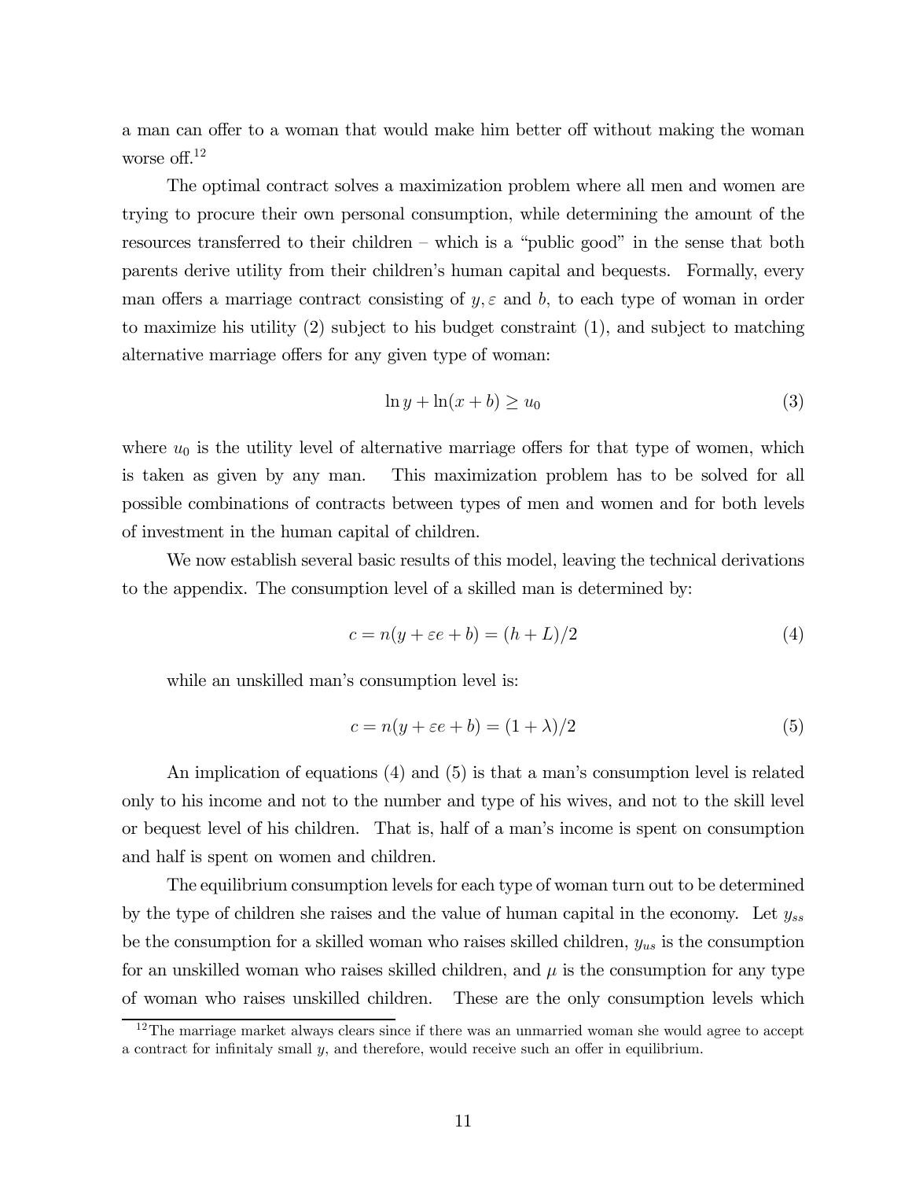a man can offer to a woman that would make him better off without making the woman worse off.[12]

The optimal contract solves a maximization problem where all men and women are trying to procure their own personal consumption, while determining the amount of the resources transferred to their children – which is a "public good" in the sense that both parents derive utility from their children's human capital and bequests. Formally, every man offers a marriage contract consisting of $y, \varepsilon$ and $b$, to each type of woman in order to maximize his utility (2) subject to his budget constraint (1), and subject to matching alternative marriage offers for any given type of woman:

$$\ln y + \ln(x + b) \geq u_0 \tag{3}$$

where $u_0$ is the utility level of alternative marriage offers for that type of women, which is taken as given by any man. This maximization problem has to be solved for all possible combinations of contracts between types of men and women and for both levels of investment in the human capital of children.

We now establish several basic results of this model, leaving the technical derivations to the appendix. The consumption level of a skilled man is determined by:

$$c = n(y + \varepsilon e + b) = (h + L)/2 \tag{4}$$

while an unskilled man's consumption level is:

$$c = n(y + \varepsilon e + b) = (1 + \lambda)/2 \tag{5}$$

An implication of equations (4) and (5) is that a man's consumption level is related only to his income and not to the number and type of his wives, and not to the skill level or bequest level of his children. That is, half of a man's income is spent on consumption and half is spent on women and children.

The equilibrium consumption levels for each type of woman turn out to be determined by the type of children she raises and the value of human capital in the economy. Let $y_{ss}$ be the consumption for a skilled woman who raises skilled children, $y_{us}$ is the consumption for an unskilled woman who raises skilled children, and $\mu$ is the consumption for any type of woman who raises unskilled children. These are the only consumption levels which

[12] The marriage market always clears since if there was an unmarried woman she would agree to accept a contract for infinitaly small $y$, and therefore, would receive such an offer in equilibrium.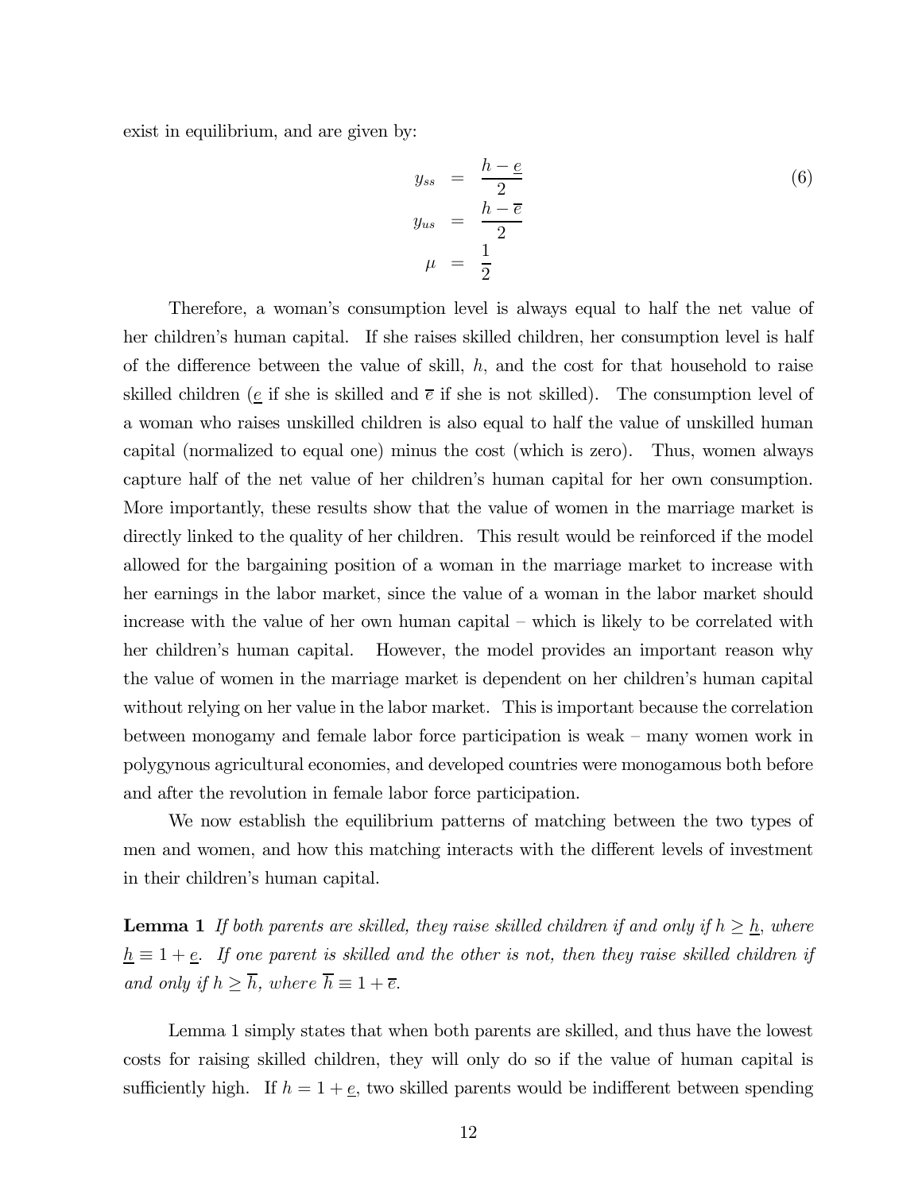exist in equilibrium, and are given by:

$$
\begin{aligned}
y_{ss} &= \frac{h - \underline{e}}{2} \\
y_{us} &= \frac{h - \overline{e}}{2} \\
\mu &= \frac{1}{2}
\end{aligned}
\tag{6}
$$

Therefore, a woman's consumption level is always equal to half the net value of her children's human capital. If she raises skilled children, her consumption level is half of the difference between the value of skill, $h$, and the cost for that household to raise skilled children ($\underline{e}$ if she is skilled and $\overline{e}$ if she is not skilled). The consumption level of a woman who raises unskilled children is also equal to half the value of unskilled human capital (normalized to equal one) minus the cost (which is zero). Thus, women always capture half of the net value of her children's human capital for her own consumption. More importantly, these results show that the value of women in the marriage market is directly linked to the quality of her children. This result would be reinforced if the model allowed for the bargaining position of a woman in the marriage market to increase with her earnings in the labor market, since the value of a woman in the labor market should increase with the value of her own human capital – which is likely to be correlated with her children's human capital. However, the model provides an important reason why the value of women in the marriage market is dependent on her children's human capital without relying on her value in the labor market. This is important because the correlation between monogamy and female labor force participation is weak – many women work in polygynous agricultural economies, and developed countries were monogamous both before and after the revolution in female labor force participation.

We now establish the equilibrium patterns of matching between the two types of men and women, and how this matching interacts with the different levels of investment in their children's human capital.

**Lemma 1** *If both parents are skilled, they raise skilled children if and only if $h \geq \underline{h}$, where $\underline{h} \equiv 1 + \underline{e}$. If one parent is skilled and the other is not, then they raise skilled children if and only if $h \geq \overline{h}$, where $\overline{h} \equiv 1 + \overline{e}$.*

Lemma 1 simply states that when both parents are skilled, and thus have the lowest costs for raising skilled children, they will only do so if the value of human capital is sufficiently high. If $h = 1 + \underline{e}$, two skilled parents would be indifferent between spending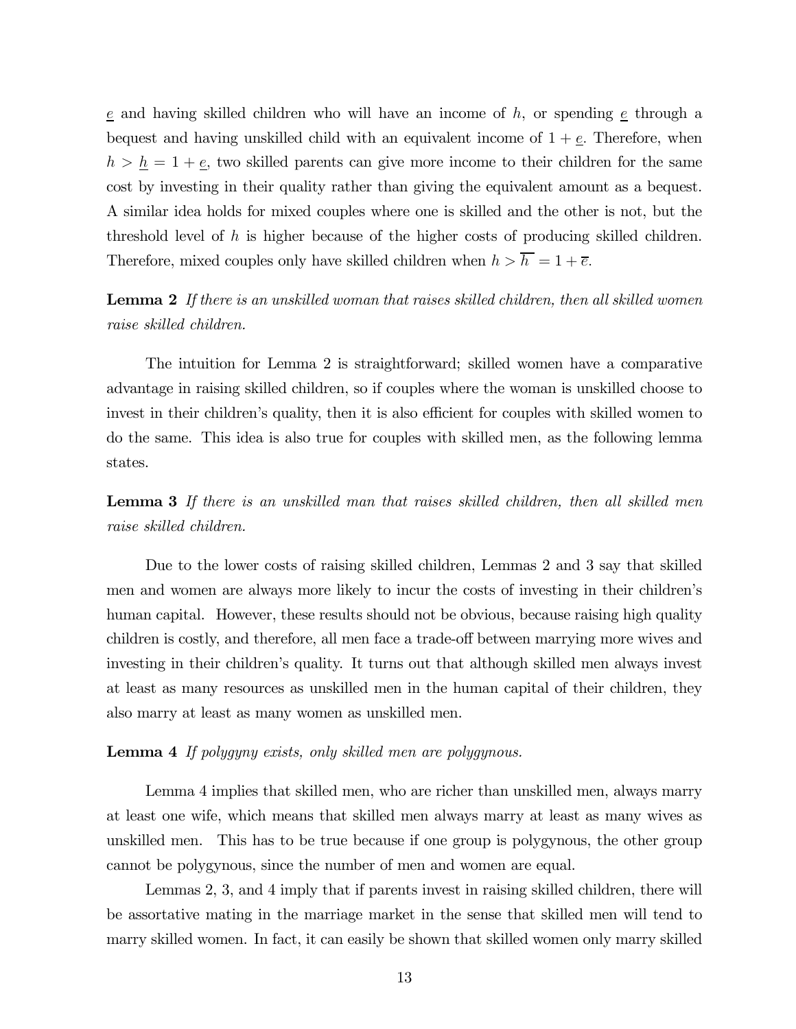$\underline{e}$ and having skilled children who will have an income of $h$, or spending $\underline{e}$ through a bequest and having unskilled child with an equivalent income of $1 + \underline{e}$. Therefore, when $h > \underline{h} = 1 + \underline{e}$, two skilled parents can give more income to their children for the same cost by investing in their quality rather than giving the equivalent amount as a bequest. A similar idea holds for mixed couples where one is skilled and the other is not, but the threshold level of $h$ is higher because of the higher costs of producing skilled children. Therefore, mixed couples only have skilled children when $h > \overline{h} = 1 + \overline{e}$.

**Lemma 2** *If there is an unskilled woman that raises skilled children, then all skilled women raise skilled children.*

The intuition for Lemma 2 is straightforward; skilled women have a comparative advantage in raising skilled children, so if couples where the woman is unskilled choose to invest in their children's quality, then it is also efficient for couples with skilled women to do the same. This idea is also true for couples with skilled men, as the following lemma states.

**Lemma 3** *If there is an unskilled man that raises skilled children, then all skilled men raise skilled children.*

Due to the lower costs of raising skilled children, Lemmas 2 and 3 say that skilled men and women are always more likely to incur the costs of investing in their children's human capital. However, these results should not be obvious, because raising high quality children is costly, and therefore, all men face a trade-off between marrying more wives and investing in their children's quality. It turns out that although skilled men always invest at least as many resources as unskilled men in the human capital of their children, they also marry at least as many women as unskilled men.

**Lemma 4** *If polygyny exists, only skilled men are polygynous.*

Lemma 4 implies that skilled men, who are richer than unskilled men, always marry at least one wife, which means that skilled men always marry at least as many wives as unskilled men. This has to be true because if one group is polygynous, the other group cannot be polygynous, since the number of men and women are equal.

Lemmas 2, 3, and 4 imply that if parents invest in raising skilled children, there will be assortative mating in the marriage market in the sense that skilled men will tend to marry skilled women. In fact, it can easily be shown that skilled women only marry skilled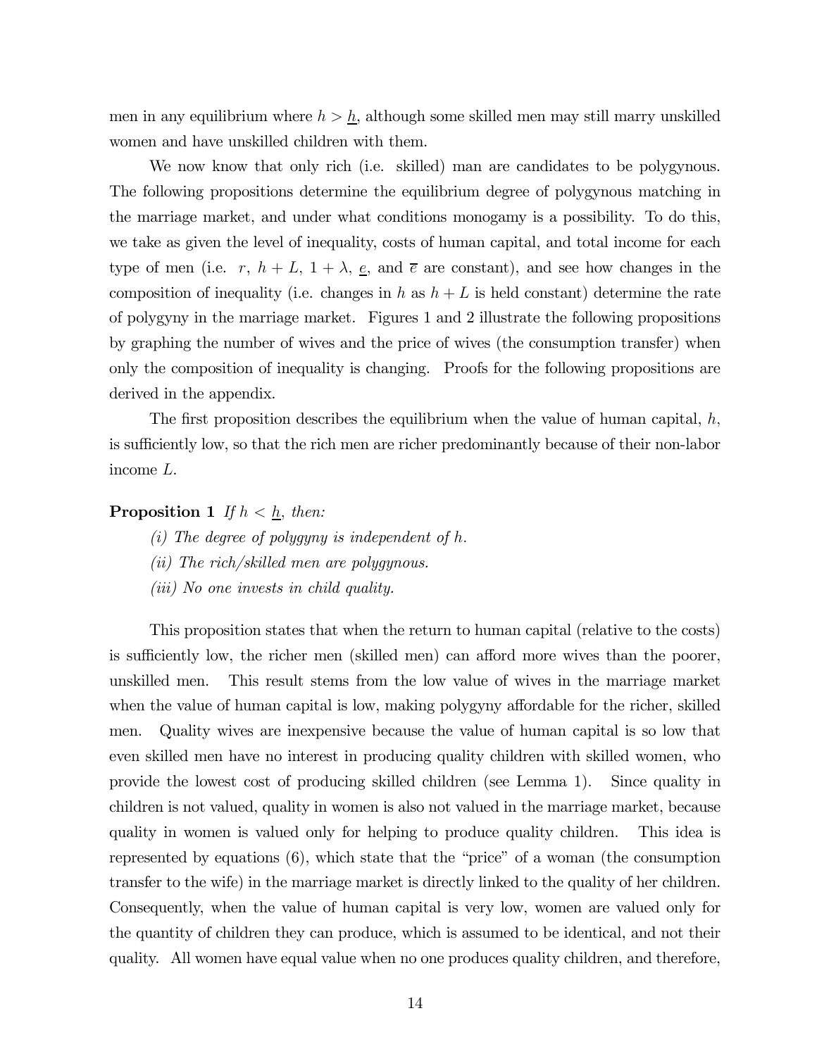men in any equilibrium where $h > \underline{h}$, although some skilled men may still marry unskilled women and have unskilled children with them.

We now know that only rich (i.e. skilled) man are candidates to be polygynous. The following propositions determine the equilibrium degree of polygynous matching in the marriage market, and under what conditions monogamy is a possibility. To do this, we take as given the level of inequality, costs of human capital, and total income for each type of men (i.e. $r$, $h + L$, $1 + \lambda$, $\underline{e}$, and $\overline{e}$ are constant), and see how changes in the composition of inequality (i.e. changes in $h$ as $h + L$ is held constant) determine the rate of polygyny in the marriage market. Figures 1 and 2 illustrate the following propositions by graphing the number of wives and the price of wives (the consumption transfer) when only the composition of inequality is changing. Proofs for the following propositions are derived in the appendix.

The first proposition describes the equilibrium when the value of human capital, $h$, is sufficiently low, so that the rich men are richer predominantly because of their non-labor income $L$.

**Proposition 1** *If $h < \underline{h}$, then:*

*(i) The degree of polygyny is independent of $h$.*

*(ii) The rich/skilled men are polygynous.*

*(iii) No one invests in child quality.*

This proposition states that when the return to human capital (relative to the costs) is sufficiently low, the richer men (skilled men) can afford more wives than the poorer, unskilled men. This result stems from the low value of wives in the marriage market when the value of human capital is low, making polygyny affordable for the richer, skilled men. Quality wives are inexpensive because the value of human capital is so low that even skilled men have no interest in producing quality children with skilled women, who provide the lowest cost of producing skilled children (see Lemma 1). Since quality in children is not valued, quality in women is also not valued in the marriage market, because quality in women is valued only for helping to produce quality children. This idea is represented by equations (6), which state that the "price" of a woman (the consumption transfer to the wife) in the marriage market is directly linked to the quality of her children. Consequently, when the value of human capital is very low, women are valued only for the quantity of children they can produce, which is assumed to be identical, and not their quality. All women have equal value when no one produces quality children, and therefore,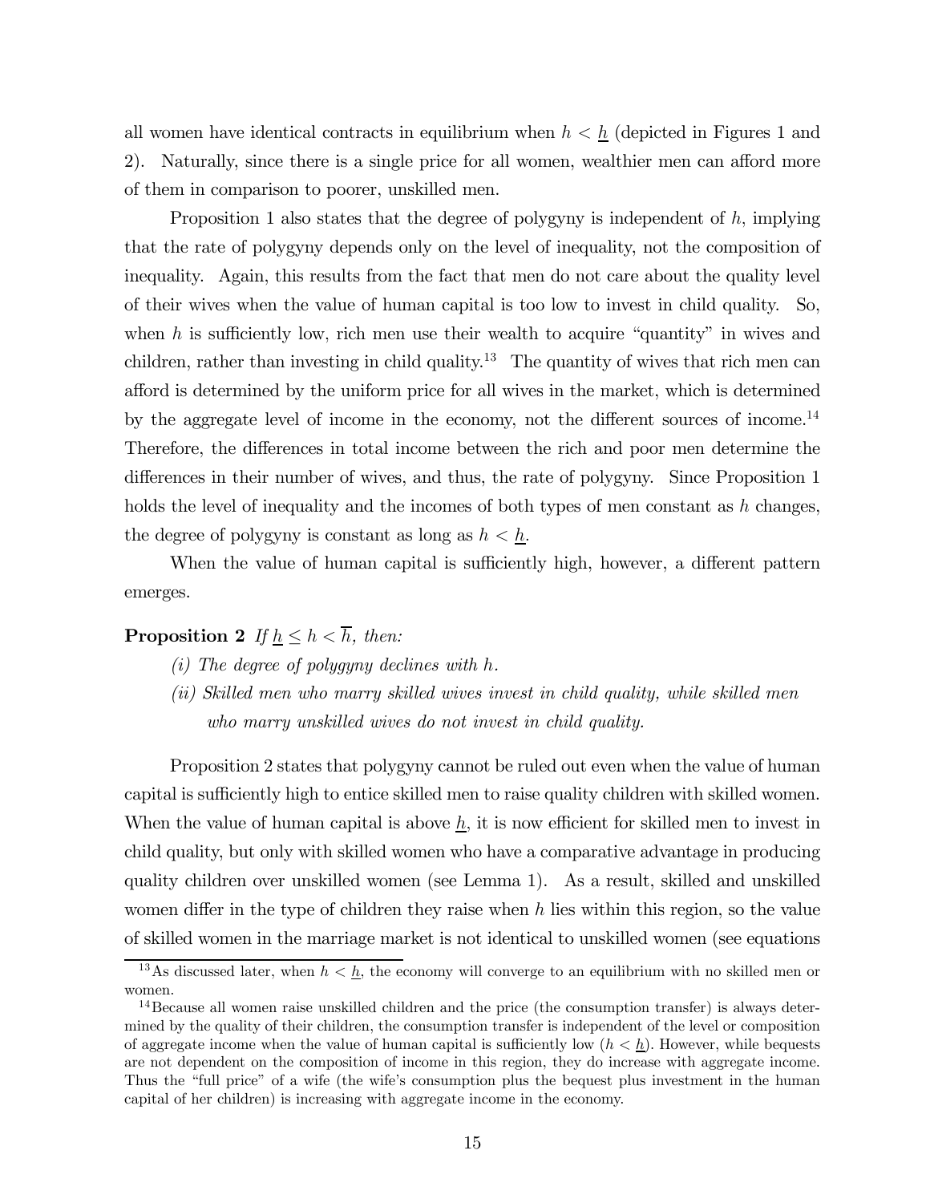all women have identical contracts in equilibrium when $h < \underline{h}$ (depicted in Figures 1 and 2). Naturally, since there is a single price for all women, wealthier men can afford more of them in comparison to poorer, unskilled men.

Proposition 1 also states that the degree of polygyny is independent of $h$, implying that the rate of polygyny depends only on the level of inequality, not the composition of inequality. Again, this results from the fact that men do not care about the quality level of their wives when the value of human capital is too low to invest in child quality. So, when $h$ is sufficiently low, rich men use their wealth to acquire "quantity" in wives and children, rather than investing in child quality.[13] The quantity of wives that rich men can afford is determined by the uniform price for all wives in the market, which is determined by the aggregate level of income in the economy, not the different sources of income.[14] Therefore, the differences in total income between the rich and poor men determine the differences in their number of wives, and thus, the rate of polygyny. Since Proposition 1 holds the level of inequality and the incomes of both types of men constant as $h$ changes, the degree of polygyny is constant as long as $h < \underline{h}$.

When the value of human capital is sufficiently high, however, a different pattern emerges.

**Proposition 2** *If $\underline{h} \leq h < \overline{h}$, then:*

*(i) The degree of polygyny declines with $h$.*

*(ii) Skilled men who marry skilled wives invest in child quality, while skilled men who marry unskilled wives do not invest in child quality.*

Proposition 2 states that polygyny cannot be ruled out even when the value of human capital is sufficiently high to entice skilled men to raise quality children with skilled women. When the value of human capital is above $\underline{h}$, it is now efficient for skilled men to invest in child quality, but only with skilled women who have a comparative advantage in producing quality children over unskilled women (see Lemma 1). As a result, skilled and unskilled women differ in the type of children they raise when $h$ lies within this region, so the value of skilled women in the marriage market is not identical to unskilled women (see equations

[13] As discussed later, when $h < \underline{h}$, the economy will converge to an equilibrium with no skilled men or women.

[14] Because all women raise unskilled children and the price (the consumption transfer) is always determined by the quality of their children, the consumption transfer is independent of the level or composition of aggregate income when the value of human capital is sufficiently low ($h < \underline{h}$). However, while bequests are not dependent on the composition of income in this region, they do increase with aggregate income. Thus the "full price" of a wife (the wife's consumption plus the bequest plus investment in the human capital of her children) is increasing with aggregate income in the economy.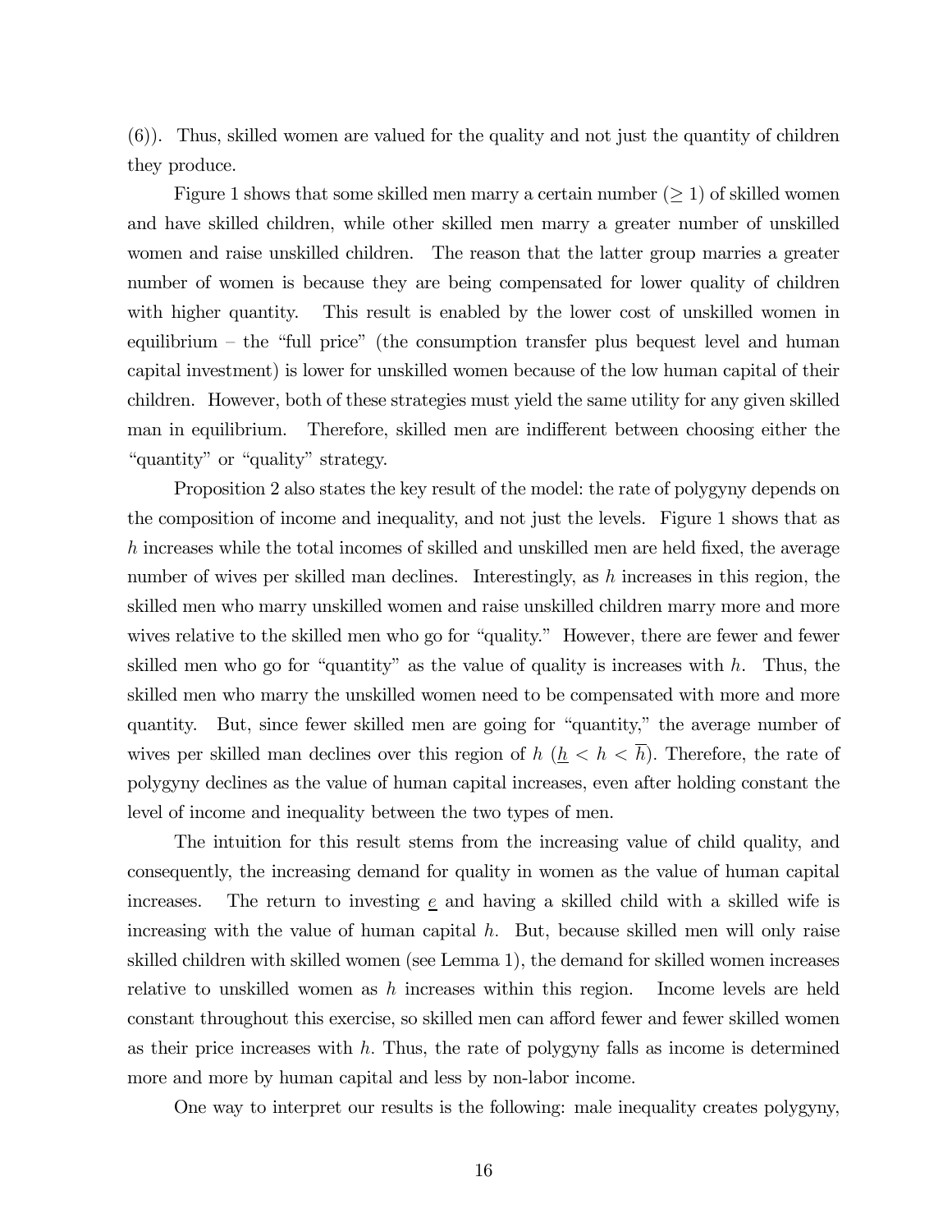(6)). Thus, skilled women are valued for the quality and not just the quantity of children they produce.

Figure 1 shows that some skilled men marry a certain number ($\geq 1$) of skilled women and have skilled children, while other skilled men marry a greater number of unskilled women and raise unskilled children. The reason that the latter group marries a greater number of women is because they are being compensated for lower quality of children with higher quantity. This result is enabled by the lower cost of unskilled women in equilibrium – the "full price" (the consumption transfer plus bequest level and human capital investment) is lower for unskilled women because of the low human capital of their children. However, both of these strategies must yield the same utility for any given skilled man in equilibrium. Therefore, skilled men are indifferent between choosing either the "quantity" or "quality" strategy.

Proposition 2 also states the key result of the model: the rate of polygyny depends on the composition of income and inequality, and not just the levels. Figure 1 shows that as $h$ increases while the total incomes of skilled and unskilled men are held fixed, the average number of wives per skilled man declines. Interestingly, as $h$ increases in this region, the skilled men who marry unskilled women and raise unskilled children marry more and more wives relative to the skilled men who go for "quality." However, there are fewer and fewer skilled men who go for "quantity" as the value of quality is increases with $h$. Thus, the skilled men who marry the unskilled women need to be compensated with more and more quantity. But, since fewer skilled men are going for "quantity," the average number of wives per skilled man declines over this region of $h$ ($\underline{h} < h < \overline{h}$). Therefore, the rate of polygyny declines as the value of human capital increases, even after holding constant the level of income and inequality between the two types of men.

The intuition for this result stems from the increasing value of child quality, and consequently, the increasing demand for quality in women as the value of human capital increases. The return to investing $\underline{e}$ and having a skilled child with a skilled wife is increasing with the value of human capital $h$. But, because skilled men will only raise skilled children with skilled women (see Lemma 1), the demand for skilled women increases relative to unskilled women as $h$ increases within this region. Income levels are held constant throughout this exercise, so skilled men can afford fewer and fewer skilled women as their price increases with $h$. Thus, the rate of polygyny falls as income is determined more and more by human capital and less by non-labor income.

One way to interpret our results is the following: male inequality creates polygyny,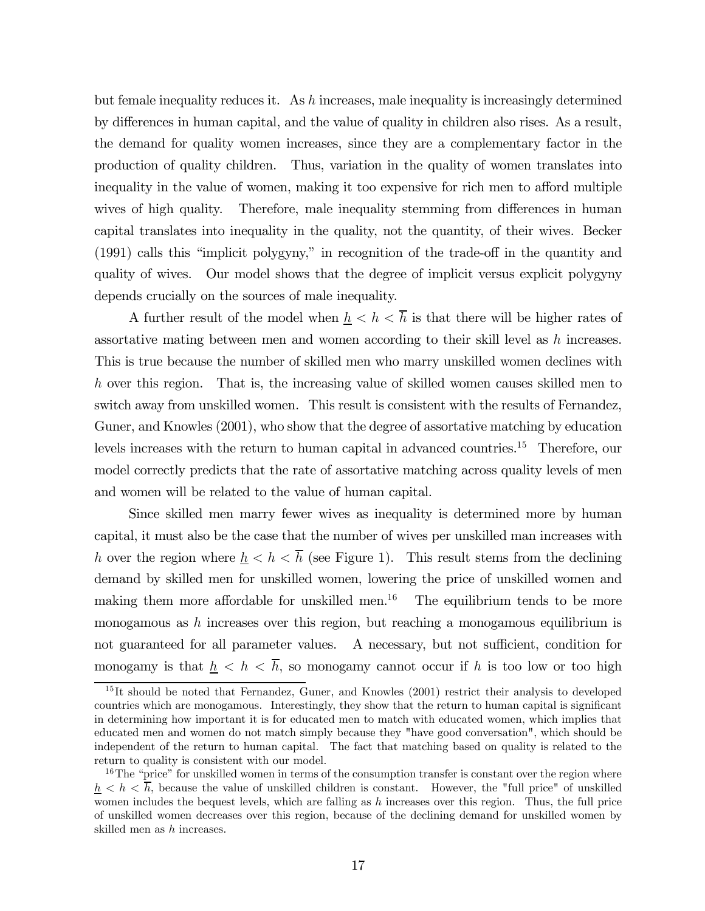but female inequality reduces it. As $h$ increases, male inequality is increasingly determined by differences in human capital, and the value of quality in children also rises. As a result, the demand for quality women increases, since they are a complementary factor in the production of quality children. Thus, variation in the quality of women translates into inequality in the value of women, making it too expensive for rich men to afford multiple wives of high quality. Therefore, male inequality stemming from differences in human capital translates into inequality in the quality, not the quantity, of their wives. Becker (1991) calls this "implicit polygyny," in recognition of the trade-off in the quantity and quality of wives. Our model shows that the degree of implicit versus explicit polygyny depends crucially on the sources of male inequality.

A further result of the model when $\underline{h} < h < \overline{h}$ is that there will be higher rates of assortative mating between men and women according to their skill level as $h$ increases. This is true because the number of skilled men who marry unskilled women declines with $h$ over this region. That is, the increasing value of skilled women causes skilled men to switch away from unskilled women. This result is consistent with the results of Fernandez, Guner, and Knowles (2001), who show that the degree of assortative matching by education levels increases with the return to human capital in advanced countries.[15] Therefore, our model correctly predicts that the rate of assortative matching across quality levels of men and women will be related to the value of human capital.

Since skilled men marry fewer wives as inequality is determined more by human capital, it must also be the case that the number of wives per unskilled man increases with $h$ over the region where $\underline{h} < h < \overline{h}$ (see Figure 1). This result stems from the declining demand by skilled men for unskilled women, lowering the price of unskilled women and making them more affordable for unskilled men.[16] The equilibrium tends to be more monogamous as $h$ increases over this region, but reaching a monogamous equilibrium is not guaranteed for all parameter values. A necessary, but not sufficient, condition for monogamy is that $\underline{h} < h < \overline{h}$, so monogamy cannot occur if $h$ is too low or too high

[15] It should be noted that Fernandez, Guner, and Knowles (2001) restrict their analysis to developed countries which are monogamous. Interestingly, they show that the return to human capital is significant in determining how important it is for educated men to match with educated women, which implies that educated men and women do not match simply because they "have good conversation", which should be independent of the return to human capital. The fact that matching based on quality is related to the return to quality is consistent with our model.

[16] The "price" for unskilled women in terms of the consumption transfer is constant over the region where $\underline{h} < h < \overline{h}$, because the value of unskilled children is constant. However, the "full price" of unskilled women includes the bequest levels, which are falling as $h$ increases over this region. Thus, the full price of unskilled women decreases over this region, because of the declining demand for unskilled women by skilled men as $h$ increases.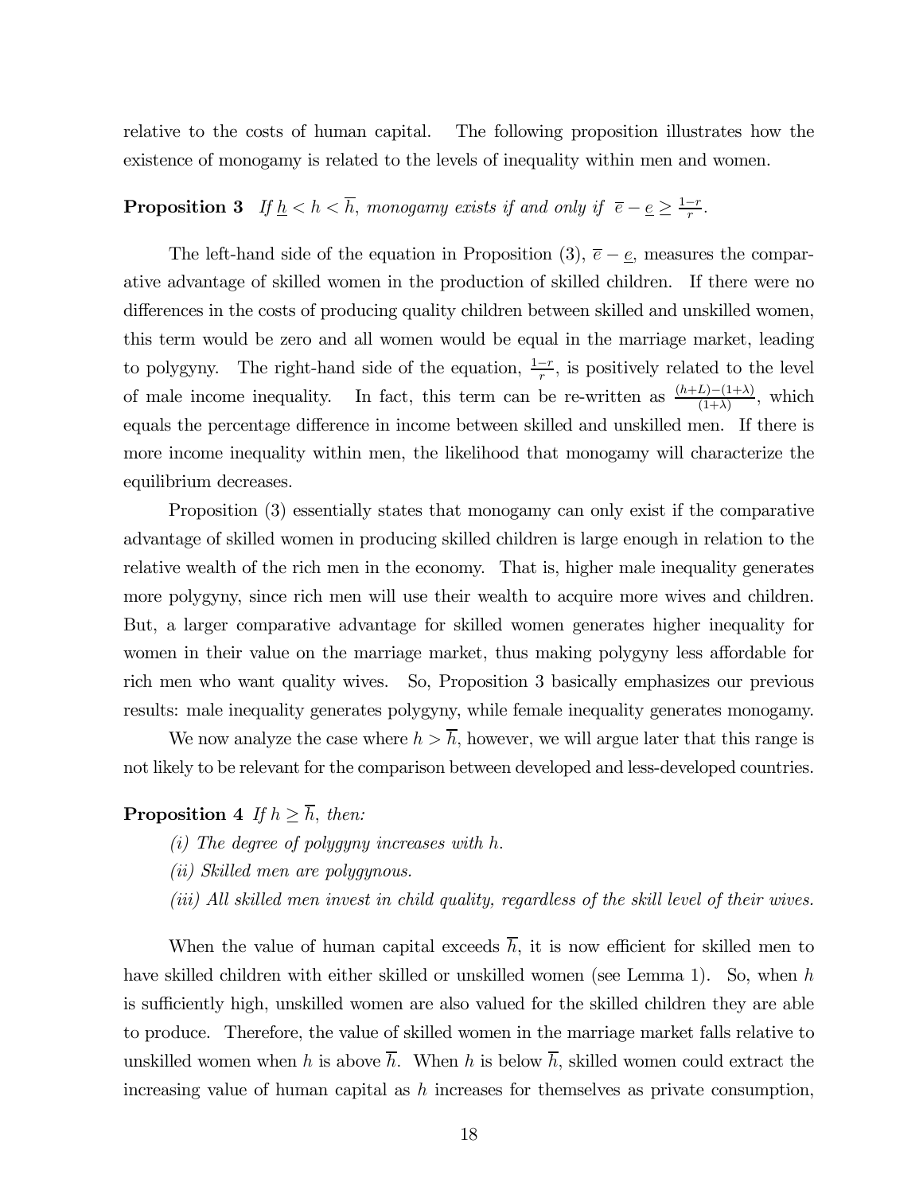relative to the costs of human capital. The following proposition illustrates how the existence of monogamy is related to the levels of inequality within men and women.

**Proposition 3** *If $\underline{h} < h < \overline{h}$, monogamy exists if and only if $\overline{e} - \underline{e} \geq \frac{1-r}{r}$.*

The left-hand side of the equation in Proposition (3), $\overline{e} - \underline{e}$, measures the comparative advantage of skilled women in the production of skilled children. If there were no differences in the costs of producing quality children between skilled and unskilled women, this term would be zero and all women would be equal in the marriage market, leading to polygyny. The right-hand side of the equation, $\frac{1-r}{r}$, is positively related to the level of male income inequality. In fact, this term can be re-written as $\frac{(h+L)-(1+\lambda)}{(1+\lambda)}$, which equals the percentage difference in income between skilled and unskilled men. If there is more income inequality within men, the likelihood that monogamy will characterize the equilibrium decreases.

Proposition (3) essentially states that monogamy can only exist if the comparative advantage of skilled women in producing skilled children is large enough in relation to the relative wealth of the rich men in the economy. That is, higher male inequality generates more polygyny, since rich men will use their wealth to acquire more wives and children. But, a larger comparative advantage for skilled women generates higher inequality for women in their value on the marriage market, thus making polygyny less affordable for rich men who want quality wives. So, Proposition 3 basically emphasizes our previous results: male inequality generates polygyny, while female inequality generates monogamy.

We now analyze the case where $h > \overline{h}$, however, we will argue later that this range is not likely to be relevant for the comparison between developed and less-developed countries.

**Proposition 4** *If $h \geq \overline{h}$, then:*

*(i) The degree of polygyny increases with $h$.*

*(ii) Skilled men are polygynous.*

*(iii) All skilled men invest in child quality, regardless of the skill level of their wives.*

When the value of human capital exceeds $\overline{h}$, it is now efficient for skilled men to have skilled children with either skilled or unskilled women (see Lemma 1). So, when $h$ is sufficiently high, unskilled women are also valued for the skilled children they are able to produce. Therefore, the value of skilled women in the marriage market falls relative to unskilled women when $h$ is above $\overline{h}$. When $h$ is below $\overline{h}$, skilled women could extract the increasing value of human capital as $h$ increases for themselves as private consumption,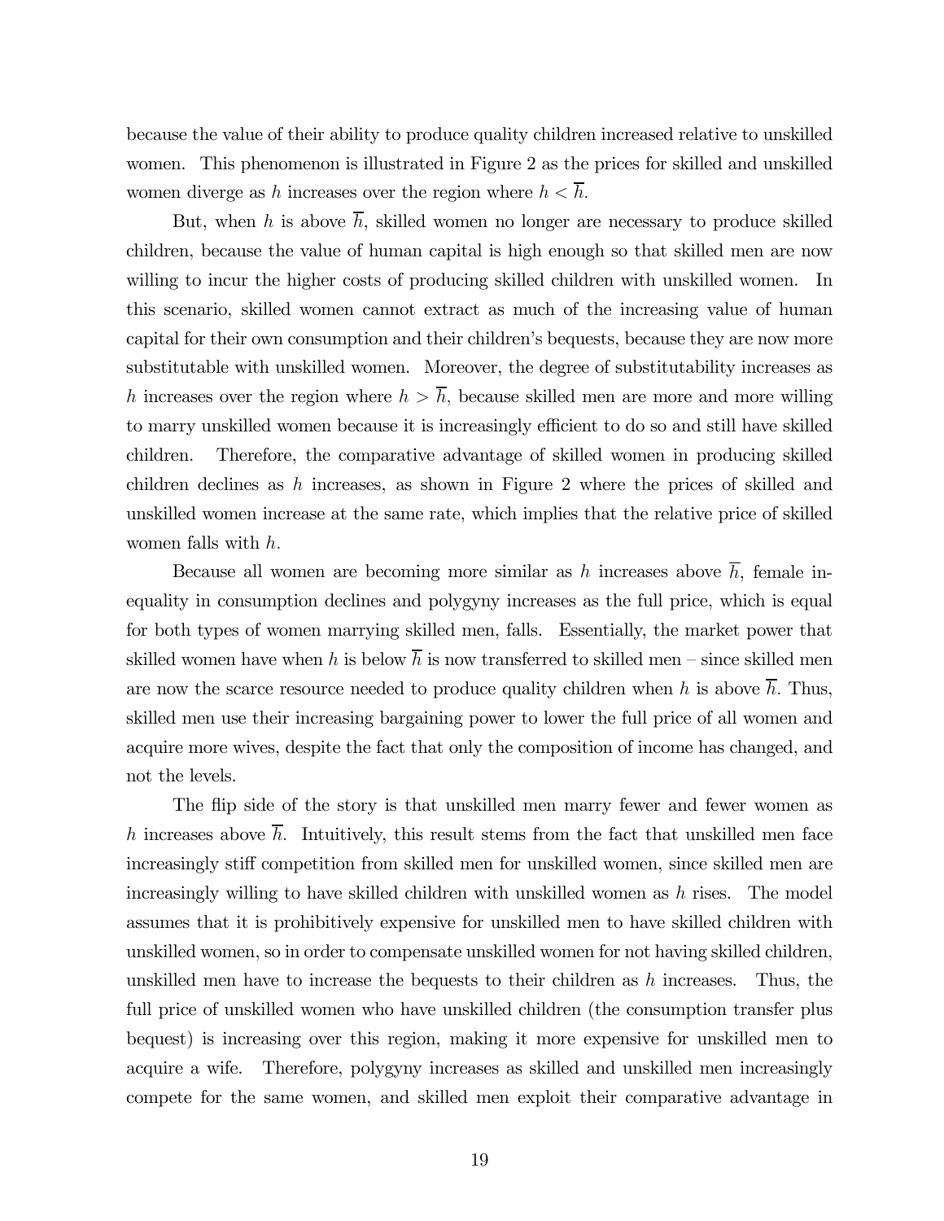because the value of their ability to produce quality children increased relative to unskilled women. This phenomenon is illustrated in Figure 2 as the prices for skilled and unskilled women diverge as $h$ increases over the region where $h < \overline{h}$.

But, when $h$ is above $\overline{h}$, skilled women no longer are necessary to produce skilled children, because the value of human capital is high enough so that skilled men are now willing to incur the higher costs of producing skilled children with unskilled women. In this scenario, skilled women cannot extract as much of the increasing value of human capital for their own consumption and their children's bequests, because they are now more substitutable with unskilled women. Moreover, the degree of substitutability increases as $h$ increases over the region where $h > \overline{h}$, because skilled men are more and more willing to marry unskilled women because it is increasingly efficient to do so and still have skilled children. Therefore, the comparative advantage of skilled women in producing skilled children declines as $h$ increases, as shown in Figure 2 where the prices of skilled and unskilled women increase at the same rate, which implies that the relative price of skilled women falls with $h$.

Because all women are becoming more similar as $h$ increases above $\overline{h}$, female inequality in consumption declines and polygyny increases as the full price, which is equal for both types of women marrying skilled men, falls. Essentially, the market power that skilled women have when $h$ is below $\overline{h}$ is now transferred to skilled men – since skilled men are now the scarce resource needed to produce quality children when $h$ is above $\overline{h}$. Thus, skilled men use their increasing bargaining power to lower the full price of all women and acquire more wives, despite the fact that only the composition of income has changed, and not the levels.

The flip side of the story is that unskilled men marry fewer and fewer women as $h$ increases above $\overline{h}$. Intuitively, this result stems from the fact that unskilled men face increasingly stiff competition from skilled men for unskilled women, since skilled men are increasingly willing to have skilled children with unskilled women as $h$ rises. The model assumes that it is prohibitively expensive for unskilled men to have skilled children with unskilled women, so in order to compensate unskilled women for not having skilled children, unskilled men have to increase the bequests to their children as $h$ increases. Thus, the full price of unskilled women who have unskilled children (the consumption transfer plus bequest) is increasing over this region, making it more expensive for unskilled men to acquire a wife. Therefore, polygyny increases as skilled and unskilled men increasingly compete for the same women, and skilled men exploit their comparative advantage in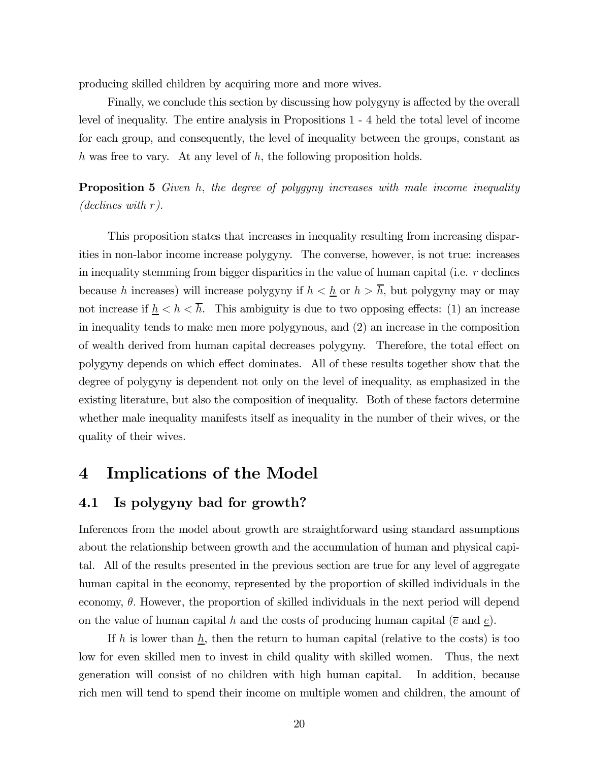producing skilled children by acquiring more and more wives.

Finally, we conclude this section by discussing how polygyny is affected by the overall level of inequality. The entire analysis in Propositions 1 - 4 held the total level of income for each group, and consequently, the level of inequality between the groups, constant as $h$ was free to vary. At any level of $h$, the following proposition holds.

**Proposition 5** *Given $h$, the degree of polygyny increases with male income inequality (declines with $r$).*

This proposition states that increases in inequality resulting from increasing disparities in non-labor income increase polygyny. The converse, however, is not true: increases in inequality stemming from bigger disparities in the value of human capital (i.e. $r$ declines because $h$ increases) will increase polygyny if $h < \underline{h}$ or $h > \overline{h}$, but polygyny may or may not increase if $\underline{h} < h < \overline{h}$. This ambiguity is due to two opposing effects: (1) an increase in inequality tends to make men more polygynous, and (2) an increase in the composition of wealth derived from human capital decreases polygyny. Therefore, the total effect on polygyny depends on which effect dominates. All of these results together show that the degree of polygyny is dependent not only on the level of inequality, as emphasized in the existing literature, but also the composition of inequality. Both of these factors determine whether male inequality manifests itself as inequality in the number of their wives, or the quality of their wives.

# 4 Implications of the Model

## 4.1 Is polygyny bad for growth?

Inferences from the model about growth are straightforward using standard assumptions about the relationship between growth and the accumulation of human and physical capital. All of the results presented in the previous section are true for any level of aggregate human capital in the economy, represented by the proportion of skilled individuals in the economy, $\theta$. However, the proportion of skilled individuals in the next period will depend on the value of human capital $h$ and the costs of producing human capital ($\overline{e}$ and $\underline{e}$).

If $h$ is lower than $\underline{h}$, then the return to human capital (relative to the costs) is too low for even skilled men to invest in child quality with skilled women. Thus, the next generation will consist of no children with high human capital. In addition, because rich men will tend to spend their income on multiple women and children, the amount of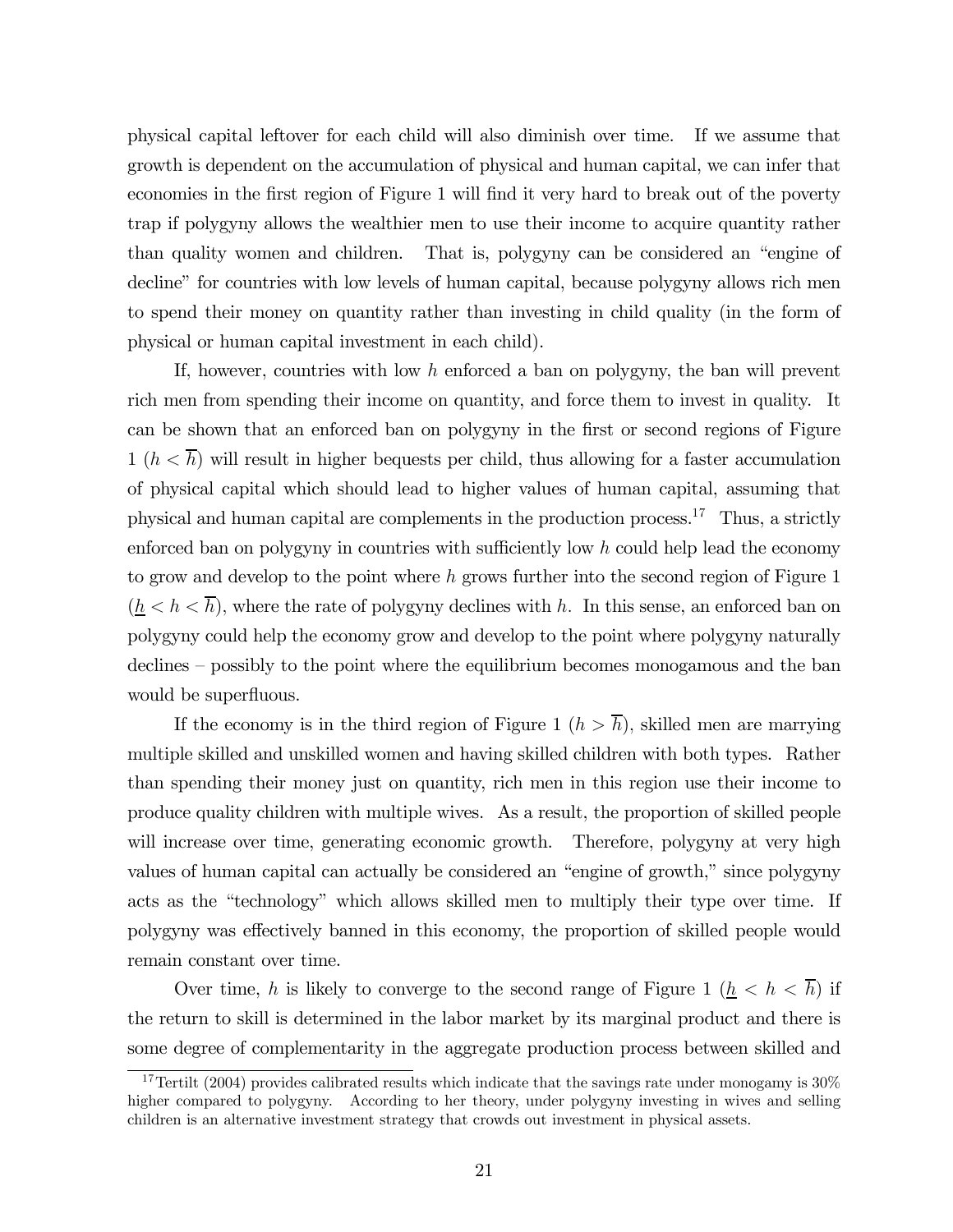physical capital leftover for each child will also diminish over time. If we assume that growth is dependent on the accumulation of physical and human capital, we can infer that economies in the first region of Figure 1 will find it very hard to break out of the poverty trap if polygyny allows the wealthier men to use their income to acquire quantity rather than quality women and children. That is, polygyny can be considered an "engine of decline" for countries with low levels of human capital, because polygyny allows rich men to spend their money on quantity rather than investing in child quality (in the form of physical or human capital investment in each child).

If, however, countries with low $h$ enforced a ban on polygyny, the ban will prevent rich men from spending their income on quantity, and force them to invest in quality. It can be shown that an enforced ban on polygyny in the first or second regions of Figure 1 ($h < \overline{h}$) will result in higher bequests per child, thus allowing for a faster accumulation of physical capital which should lead to higher values of human capital, assuming that physical and human capital are complements in the production process.[17] Thus, a strictly enforced ban on polygyny in countries with sufficiently low $h$ could help lead the economy to grow and develop to the point where $h$ grows further into the second region of Figure 1 ($\underline{h} < h < \overline{h}$), where the rate of polygyny declines with $h$. In this sense, an enforced ban on polygyny could help the economy grow and develop to the point where polygyny naturally declines – possibly to the point where the equilibrium becomes monogamous and the ban would be superfluous.

If the economy is in the third region of Figure 1 ($h > \overline{h}$), skilled men are marrying multiple skilled and unskilled women and having skilled children with both types. Rather than spending their money just on quantity, rich men in this region use their income to produce quality children with multiple wives. As a result, the proportion of skilled people will increase over time, generating economic growth. Therefore, polygyny at very high values of human capital can actually be considered an "engine of growth," since polygyny acts as the "technology" which allows skilled men to multiply their type over time. If polygyny was effectively banned in this economy, the proportion of skilled people would remain constant over time.

Over time, $h$ is likely to converge to the second range of Figure 1 ($\underline{h} < h < \overline{h}$) if the return to skill is determined in the labor market by its marginal product and there is some degree of complementarity in the aggregate production process between skilled and

[17] Tertilt (2004) provides calibrated results which indicate that the savings rate under monogamy is 30% higher compared to polygyny. According to her theory, under polygyny investing in wives and selling children is an alternative investment strategy that crowds out investment in physical assets.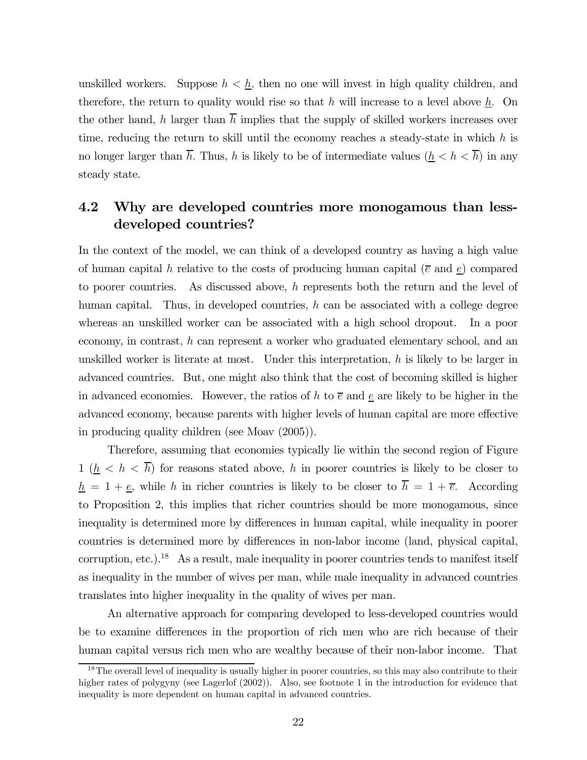unskilled workers. Suppose $h < \underline{h}$, then no one will invest in high quality children, and therefore, the return to quality would rise so that $h$ will increase to a level above $\underline{h}$. On the other hand, $h$ larger than $\overline{h}$ implies that the supply of skilled workers increases over time, reducing the return to skill until the economy reaches a steady-state in which $h$ is no longer larger than $\overline{h}$. Thus, $h$ is likely to be of intermediate values ($\underline{h} < h < \overline{h}$) in any steady state.

## 4.2 Why are developed countries more monogamous than less-developed countries?

In the context of the model, we can think of a developed country as having a high value of human capital $h$ relative to the costs of producing human capital ($\overline{e}$ and $\underline{e}$) compared to poorer countries. As discussed above, $h$ represents both the return and the level of human capital. Thus, in developed countries, $h$ can be associated with a college degree whereas an unskilled worker can be associated with a high school dropout. In a poor economy, in contrast, $h$ can represent a worker who graduated elementary school, and an unskilled worker is literate at most. Under this interpretation, $h$ is likely to be larger in advanced countries. But, one might also think that the cost of becoming skilled is higher in advanced economies. However, the ratios of $h$ to $\overline{e}$ and $\underline{e}$ are likely to be higher in the advanced economy, because parents with higher levels of human capital are more effective in producing quality children (see Moav (2005)).

Therefore, assuming that economies typically lie within the second region of Figure 1 ($\underline{h} < h < \overline{h}$) for reasons stated above, $h$ in poorer countries is likely to be closer to $\underline{h} = 1 + \underline{e}$, while $h$ in richer countries is likely to be closer to $\overline{h} = 1 + \overline{e}$. According to Proposition 2, this implies that richer countries should be more monogamous, since inequality is determined more by differences in human capital, while inequality in poorer countries is determined more by differences in non-labor income (land, physical capital, corruption, etc.).[18] As a result, male inequality in poorer countries tends to manifest itself as inequality in the number of wives per man, while male inequality in advanced countries translates into higher inequality in the quality of wives per man.

An alternative approach for comparing developed to less-developed countries would be to examine differences in the proportion of rich men who are rich because of their human capital versus rich men who are wealthy because of their non-labor income. That

[18] The overall level of inequality is usually higher in poorer countries, so this may also contribute to their higher rates of polygyny (see Lagerlof (2002)). Also, see footnote 1 in the introduction for evidence that inequality is more dependent on human capital in advanced countries.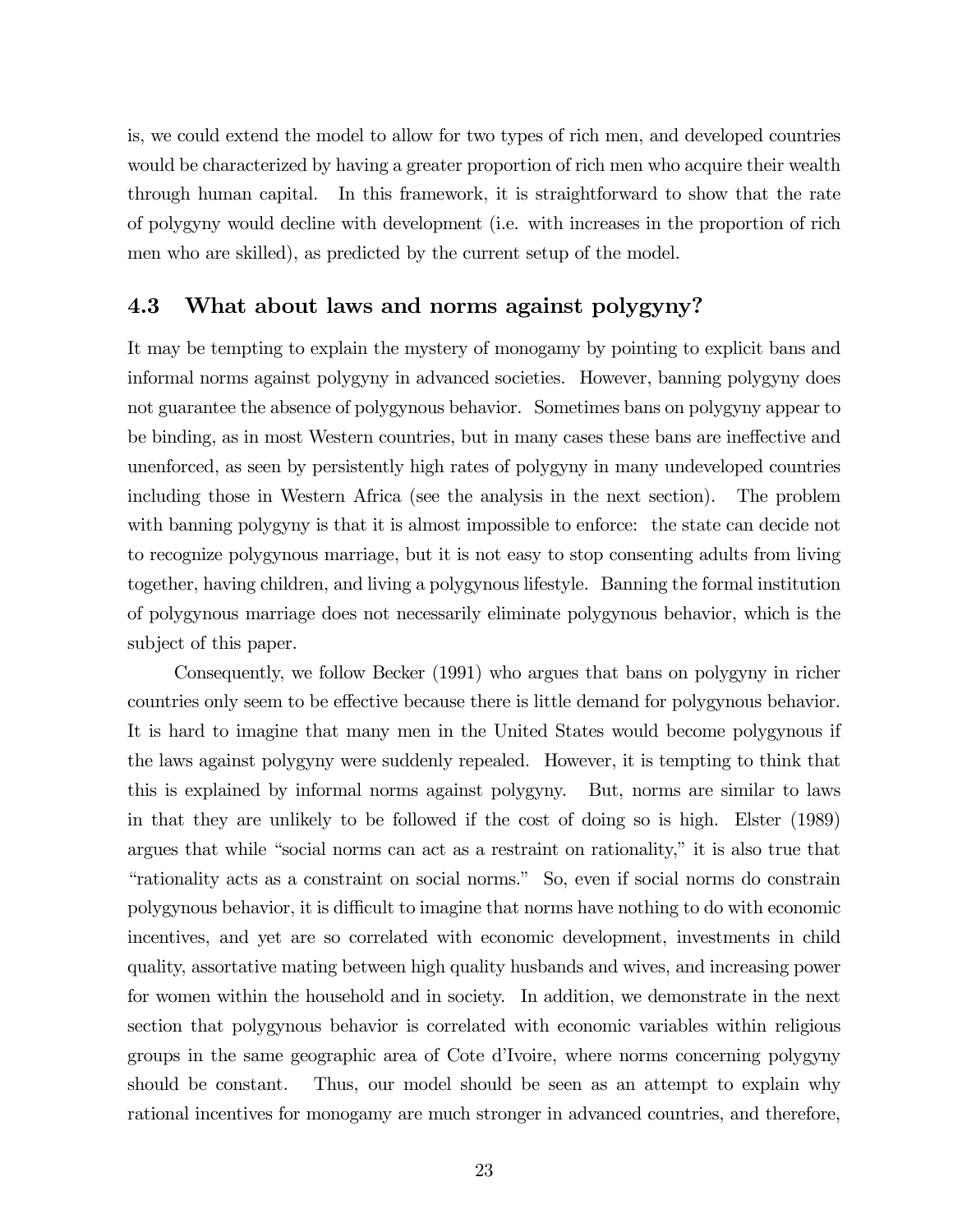is, we could extend the model to allow for two types of rich men, and developed countries would be characterized by having a greater proportion of rich men who acquire their wealth through human capital. In this framework, it is straightforward to show that the rate of polygyny would decline with development (i.e. with increases in the proportion of rich men who are skilled), as predicted by the current setup of the model.

### 4.3 What about laws and norms against polygyny?

It may be tempting to explain the mystery of monogamy by pointing to explicit bans and informal norms against polygyny in advanced societies. However, banning polygyny does not guarantee the absence of polygynous behavior. Sometimes bans on polygyny appear to be binding, as in most Western countries, but in many cases these bans are ineffective and unenforced, as seen by persistently high rates of polygyny in many undeveloped countries including those in Western Africa (see the analysis in the next section). The problem with banning polygyny is that it is almost impossible to enforce: the state can decide not to recognize polygynous marriage, but it is not easy to stop consenting adults from living together, having children, and living a polygynous lifestyle. Banning the formal institution of polygynous marriage does not necessarily eliminate polygynous behavior, which is the subject of this paper.

Consequently, we follow Becker (1991) who argues that bans on polygyny in richer countries only seem to be effective because there is little demand for polygynous behavior. It is hard to imagine that many men in the United States would become polygynous if the laws against polygyny were suddenly repealed. However, it is tempting to think that this is explained by informal norms against polygyny. But, norms are similar to laws in that they are unlikely to be followed if the cost of doing so is high. Elster (1989) argues that while "social norms can act as a restraint on rationality," it is also true that "rationality acts as a constraint on social norms." So, even if social norms do constrain polygynous behavior, it is difficult to imagine that norms have nothing to do with economic incentives, and yet are so correlated with economic development, investments in child quality, assortative mating between high quality husbands and wives, and increasing power for women within the household and in society. In addition, we demonstrate in the next section that polygynous behavior is correlated with economic variables within religious groups in the same geographic area of Cote d'Ivoire, where norms concerning polygyny should be constant. Thus, our model should be seen as an attempt to explain why rational incentives for monogamy are much stronger in advanced countries, and therefore,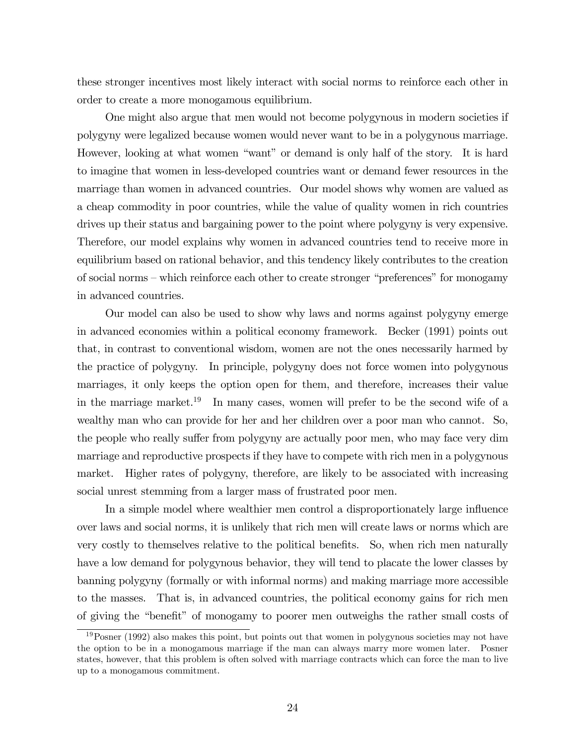these stronger incentives most likely interact with social norms to reinforce each other in order to create a more monogamous equilibrium.

One might also argue that men would not become polygynous in modern societies if polygyny were legalized because women would never want to be in a polygynous marriage. However, looking at what women "want" or demand is only half of the story. It is hard to imagine that women in less-developed countries want or demand fewer resources in the marriage than women in advanced countries. Our model shows why women are valued as a cheap commodity in poor countries, while the value of quality women in rich countries drives up their status and bargaining power to the point where polygyny is very expensive. Therefore, our model explains why women in advanced countries tend to receive more in equilibrium based on rational behavior, and this tendency likely contributes to the creation of social norms – which reinforce each other to create stronger "preferences" for monogamy in advanced countries.

Our model can also be used to show why laws and norms against polygyny emerge in advanced economies within a political economy framework. Becker (1991) points out that, in contrast to conventional wisdom, women are not the ones necessarily harmed by the practice of polygyny. In principle, polygyny does not force women into polygynous marriages, it only keeps the option open for them, and therefore, increases their value in the marriage market.[19] In many cases, women will prefer to be the second wife of a wealthy man who can provide for her and her children over a poor man who cannot. So, the people who really suffer from polygyny are actually poor men, who may face very dim marriage and reproductive prospects if they have to compete with rich men in a polygynous market. Higher rates of polygyny, therefore, are likely to be associated with increasing social unrest stemming from a larger mass of frustrated poor men.

In a simple model where wealthier men control a disproportionately large influence over laws and social norms, it is unlikely that rich men will create laws or norms which are very costly to themselves relative to the political benefits. So, when rich men naturally have a low demand for polygynous behavior, they will tend to placate the lower classes by banning polygyny (formally or with informal norms) and making marriage more accessible to the masses. That is, in advanced countries, the political economy gains for rich men of giving the "benefit" of monogamy to poorer men outweighs the rather small costs of

[19] Posner (1992) also makes this point, but points out that women in polygynous societies may not have the option to be in a monogamous marriage if the man can always marry more women later. Posner states, however, that this problem is often solved with marriage contracts which can force the man to live up to a monogamous commitment.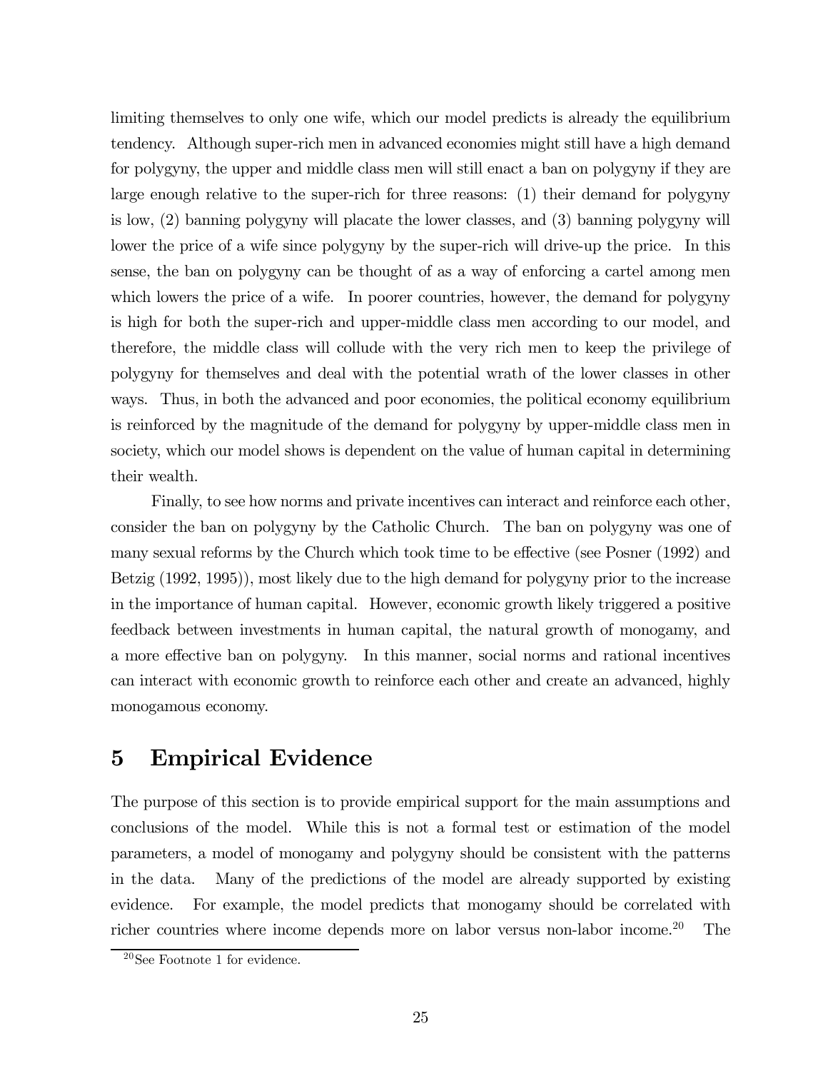limiting themselves to only one wife, which our model predicts is already the equilibrium tendency. Although super-rich men in advanced economies might still have a high demand for polygyny, the upper and middle class men will still enact a ban on polygyny if they are large enough relative to the super-rich for three reasons: (1) their demand for polygyny is low, (2) banning polygyny will placate the lower classes, and (3) banning polygyny will lower the price of a wife since polygyny by the super-rich will drive-up the price. In this sense, the ban on polygyny can be thought of as a way of enforcing a cartel among men which lowers the price of a wife. In poorer countries, however, the demand for polygyny is high for both the super-rich and upper-middle class men according to our model, and therefore, the middle class will collude with the very rich men to keep the privilege of polygyny for themselves and deal with the potential wrath of the lower classes in other ways. Thus, in both the advanced and poor economies, the political economy equilibrium is reinforced by the magnitude of the demand for polygyny by upper-middle class men in society, which our model shows is dependent on the value of human capital in determining their wealth.

Finally, to see how norms and private incentives can interact and reinforce each other, consider the ban on polygyny by the Catholic Church. The ban on polygyny was one of many sexual reforms by the Church which took time to be effective (see Posner (1992) and Betzig (1992, 1995)), most likely due to the high demand for polygyny prior to the increase in the importance of human capital. However, economic growth likely triggered a positive feedback between investments in human capital, the natural growth of monogamy, and a more effective ban on polygyny. In this manner, social norms and rational incentives can interact with economic growth to reinforce each other and create an advanced, highly monogamous economy.

# 5 Empirical Evidence

The purpose of this section is to provide empirical support for the main assumptions and conclusions of the model. While this is not a formal test or estimation of the model parameters, a model of monogamy and polygyny should be consistent with the patterns in the data. Many of the predictions of the model are already supported by existing evidence. For example, the model predicts that monogamy should be correlated with richer countries where income depends more on labor versus non-labor income.[20] The

[20] See Footnote 1 for evidence.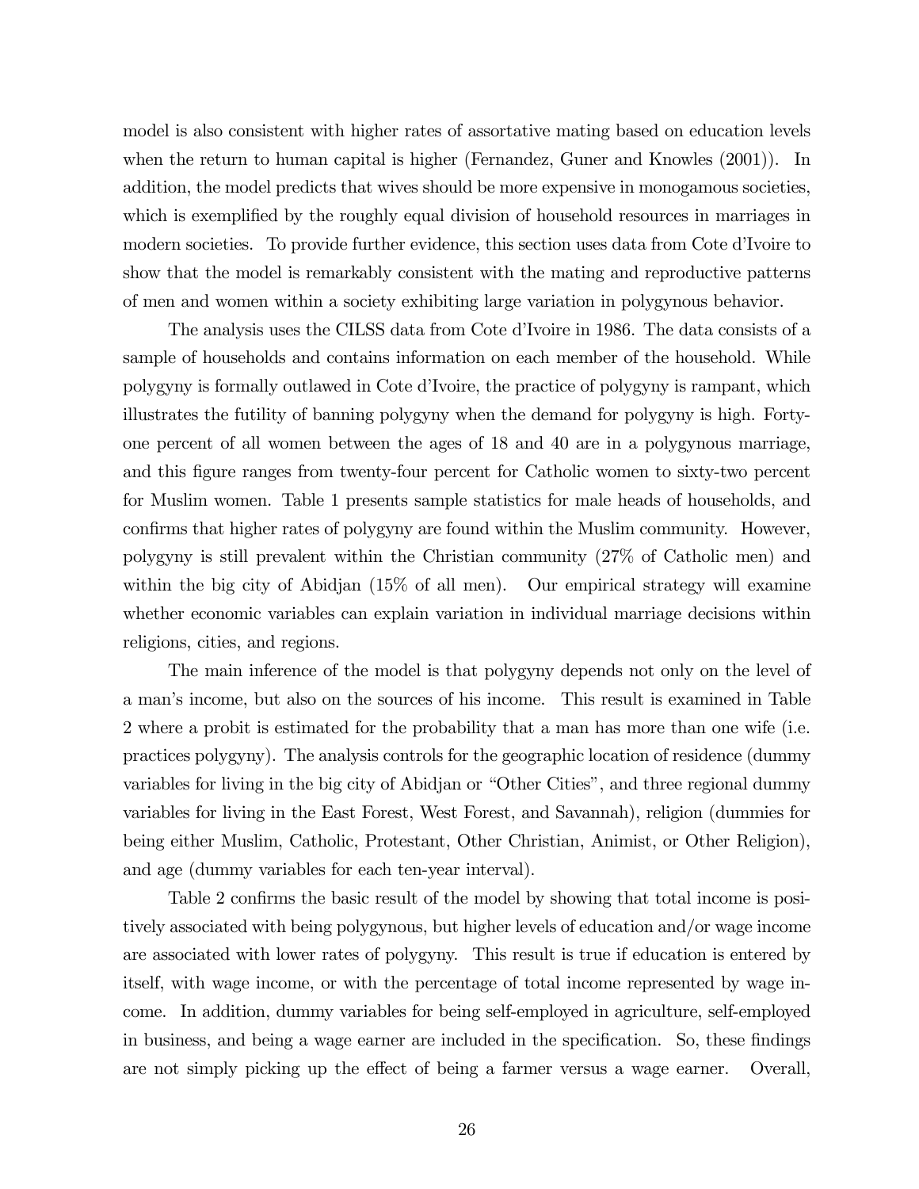model is also consistent with higher rates of assortative mating based on education levels when the return to human capital is higher (Fernandez, Guner and Knowles (2001)). In addition, the model predicts that wives should be more expensive in monogamous societies, which is exemplified by the roughly equal division of household resources in marriages in modern societies. To provide further evidence, this section uses data from Cote d'Ivoire to show that the model is remarkably consistent with the mating and reproductive patterns of men and women within a society exhibiting large variation in polygynous behavior.

The analysis uses the CILSS data from Cote d'Ivoire in 1986. The data consists of a sample of households and contains information on each member of the household. While polygyny is formally outlawed in Cote d'Ivoire, the practice of polygyny is rampant, which illustrates the futility of banning polygyny when the demand for polygyny is high. Forty-one percent of all women between the ages of 18 and 40 are in a polygynous marriage, and this figure ranges from twenty-four percent for Catholic women to sixty-two percent for Muslim women. Table 1 presents sample statistics for male heads of households, and confirms that higher rates of polygyny are found within the Muslim community. However, polygyny is still prevalent within the Christian community (27% of Catholic men) and within the big city of Abidjan (15% of all men). Our empirical strategy will examine whether economic variables can explain variation in individual marriage decisions within religions, cities, and regions.

The main inference of the model is that polygyny depends not only on the level of a man's income, but also on the sources of his income. This result is examined in Table 2 where a probit is estimated for the probability that a man has more than one wife (i.e. practices polygyny). The analysis controls for the geographic location of residence (dummy variables for living in the big city of Abidjan or "Other Cities", and three regional dummy variables for living in the East Forest, West Forest, and Savannah), religion (dummies for being either Muslim, Catholic, Protestant, Other Christian, Animist, or Other Religion), and age (dummy variables for each ten-year interval).

Table 2 confirms the basic result of the model by showing that total income is positively associated with being polygynous, but higher levels of education and/or wage income are associated with lower rates of polygyny. This result is true if education is entered by itself, with wage income, or with the percentage of total income represented by wage income. In addition, dummy variables for being self-employed in agriculture, self-employed in business, and being a wage earner are included in the specification. So, these findings are not simply picking up the effect of being a farmer versus a wage earner. Overall,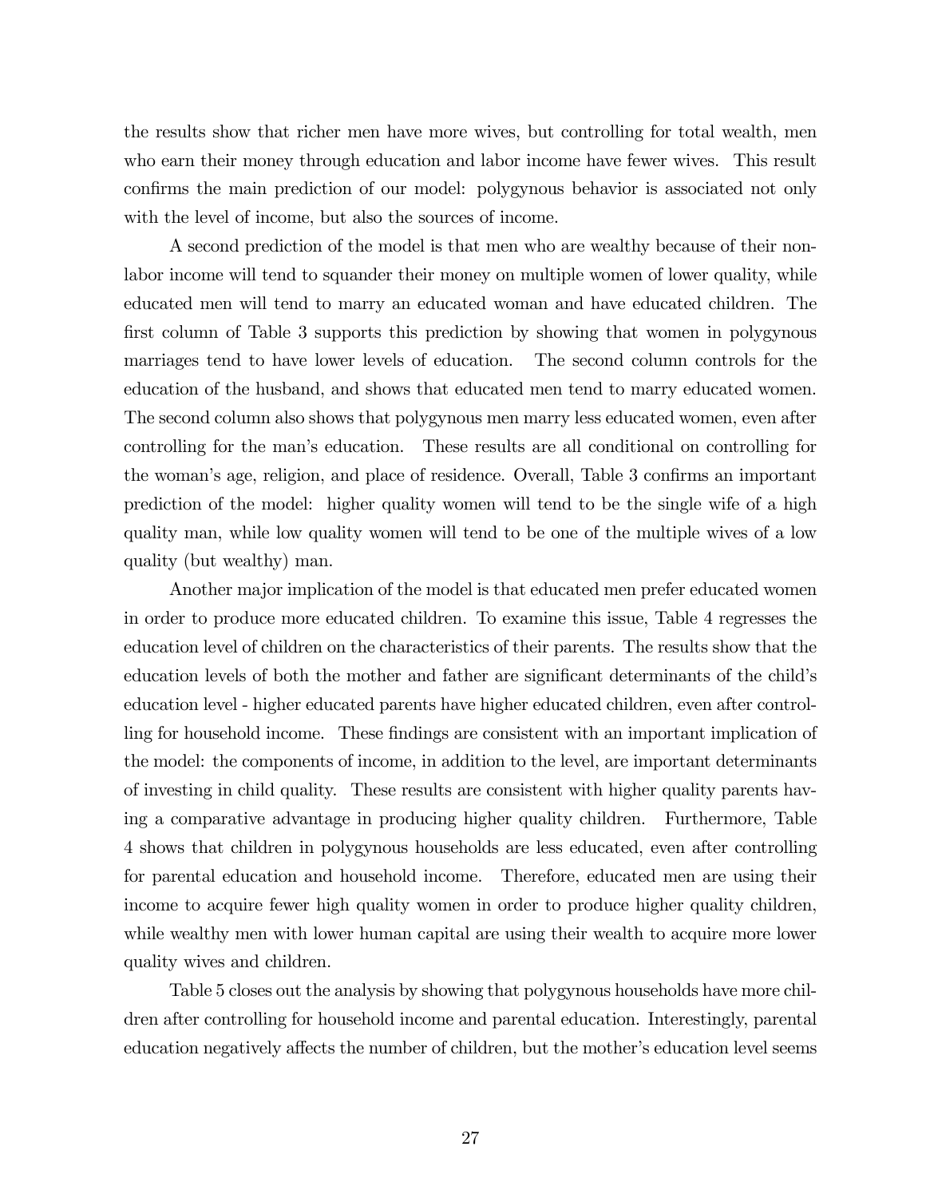the results show that richer men have more wives, but controlling for total wealth, men who earn their money through education and labor income have fewer wives. This result confirms the main prediction of our model: polygynous behavior is associated not only with the level of income, but also the sources of income.

A second prediction of the model is that men who are wealthy because of their non-labor income will tend to squander their money on multiple women of lower quality, while educated men will tend to marry an educated woman and have educated children. The first column of Table 3 supports this prediction by showing that women in polygynous marriages tend to have lower levels of education. The second column controls for the education of the husband, and shows that educated men tend to marry educated women. The second column also shows that polygynous men marry less educated women, even after controlling for the man's education. These results are all conditional on controlling for the woman's age, religion, and place of residence. Overall, Table 3 confirms an important prediction of the model: higher quality women will tend to be the single wife of a high quality man, while low quality women will tend to be one of the multiple wives of a low quality (but wealthy) man.

Another major implication of the model is that educated men prefer educated women in order to produce more educated children. To examine this issue, Table 4 regresses the education level of children on the characteristics of their parents. The results show that the education levels of both the mother and father are significant determinants of the child's education level - higher educated parents have higher educated children, even after controlling for household income. These findings are consistent with an important implication of the model: the components of income, in addition to the level, are important determinants of investing in child quality. These results are consistent with higher quality parents having a comparative advantage in producing higher quality children. Furthermore, Table 4 shows that children in polygynous households are less educated, even after controlling for parental education and household income. Therefore, educated men are using their income to acquire fewer high quality women in order to produce higher quality children, while wealthy men with lower human capital are using their wealth to acquire more lower quality wives and children.

Table 5 closes out the analysis by showing that polygynous households have more children after controlling for household income and parental education. Interestingly, parental education negatively affects the number of children, but the mother's education level seems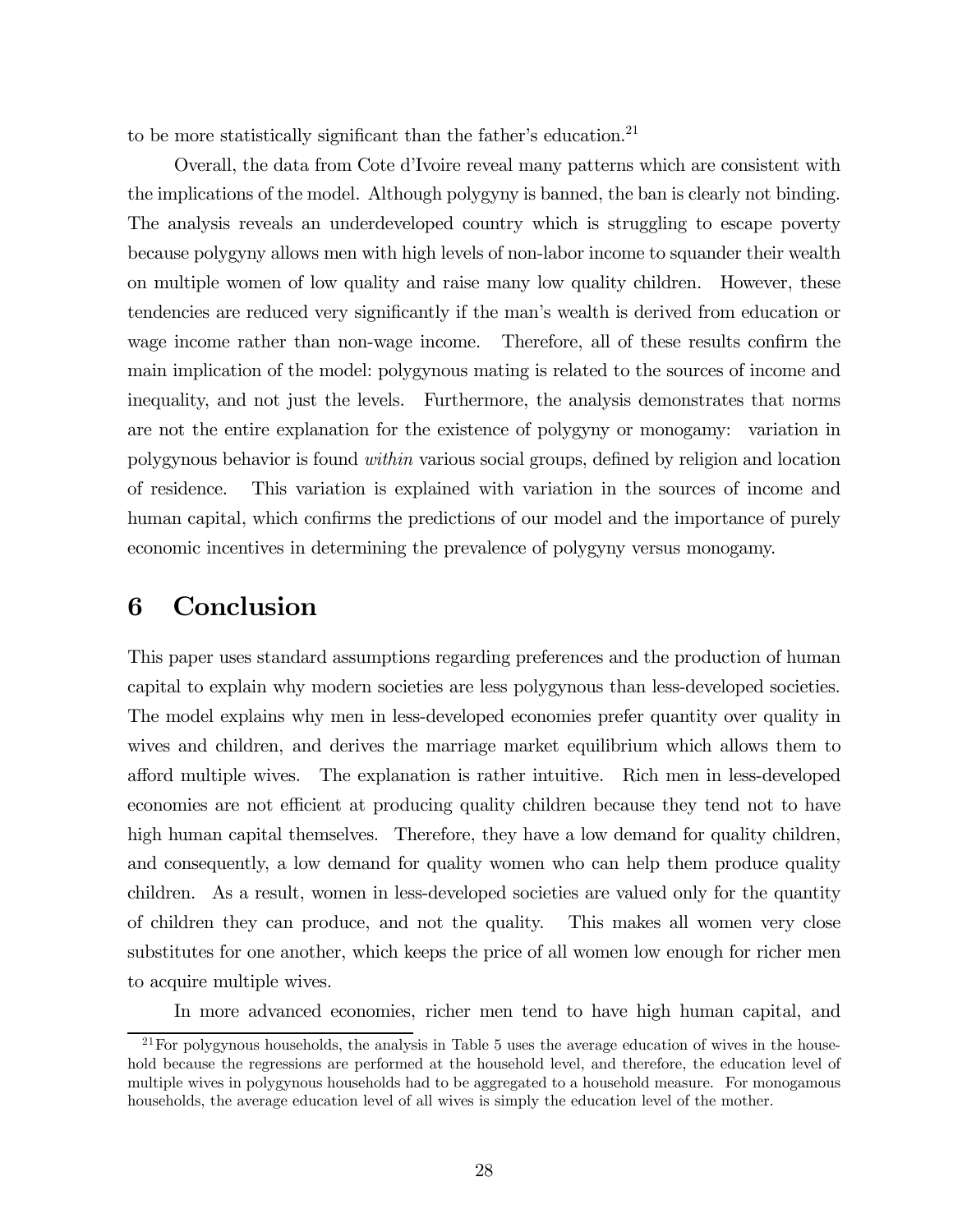to be more statistically significant than the father's education.[21]

Overall, the data from Cote d'Ivoire reveal many patterns which are consistent with the implications of the model. Although polygyny is banned, the ban is clearly not binding. The analysis reveals an underdeveloped country which is struggling to escape poverty because polygyny allows men with high levels of non-labor income to squander their wealth on multiple women of low quality and raise many low quality children. However, these tendencies are reduced very significantly if the man's wealth is derived from education or wage income rather than non-wage income. Therefore, all of these results confirm the main implication of the model: polygynous mating is related to the sources of income and inequality, and not just the levels. Furthermore, the analysis demonstrates that norms are not the entire explanation for the existence of polygyny or monogamy: variation in polygynous behavior is found *within* various social groups, defined by religion and location of residence. This variation is explained with variation in the sources of income and human capital, which confirms the predictions of our model and the importance of purely economic incentives in determining the prevalence of polygyny versus monogamy.

# 6 Conclusion

This paper uses standard assumptions regarding preferences and the production of human capital to explain why modern societies are less polygynous than less-developed societies. The model explains why men in less-developed economies prefer quantity over quality in wives and children, and derives the marriage market equilibrium which allows them to afford multiple wives. The explanation is rather intuitive. Rich men in less-developed economies are not efficient at producing quality children because they tend not to have high human capital themselves. Therefore, they have a low demand for quality children, and consequently, a low demand for quality women who can help them produce quality children. As a result, women in less-developed societies are valued only for the quantity of children they can produce, and not the quality. This makes all women very close substitutes for one another, which keeps the price of all women low enough for richer men to acquire multiple wives.

In more advanced economies, richer men tend to have high human capital, and

[21] For polygynous households, the analysis in Table 5 uses the average education of wives in the household because the regressions are performed at the household level, and therefore, the education level of multiple wives in polygynous households had to be aggregated to a household measure. For monogamous households, the average education level of all wives is simply the education level of the mother.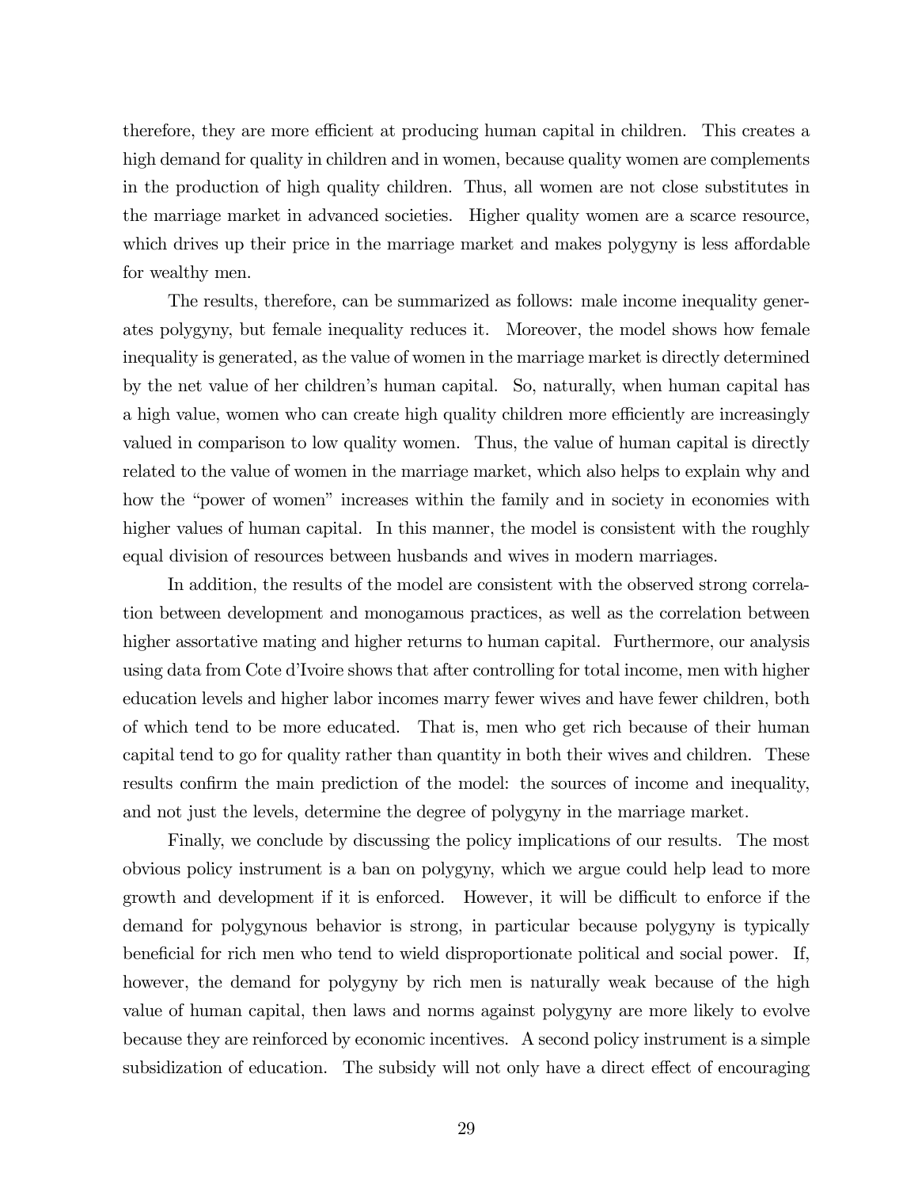therefore, they are more efficient at producing human capital in children. This creates a high demand for quality in children and in women, because quality women are complements in the production of high quality children. Thus, all women are not close substitutes in the marriage market in advanced societies. Higher quality women are a scarce resource, which drives up their price in the marriage market and makes polygyny is less affordable for wealthy men.

The results, therefore, can be summarized as follows: male income inequality generates polygyny, but female inequality reduces it. Moreover, the model shows how female inequality is generated, as the value of women in the marriage market is directly determined by the net value of her children's human capital. So, naturally, when human capital has a high value, women who can create high quality children more efficiently are increasingly valued in comparison to low quality women. Thus, the value of human capital is directly related to the value of women in the marriage market, which also helps to explain why and how the "power of women" increases within the family and in society in economies with higher values of human capital. In this manner, the model is consistent with the roughly equal division of resources between husbands and wives in modern marriages.

In addition, the results of the model are consistent with the observed strong correlation between development and monogamous practices, as well as the correlation between higher assortative mating and higher returns to human capital. Furthermore, our analysis using data from Cote d'Ivoire shows that after controlling for total income, men with higher education levels and higher labor incomes marry fewer wives and have fewer children, both of which tend to be more educated. That is, men who get rich because of their human capital tend to go for quality rather than quantity in both their wives and children. These results confirm the main prediction of the model: the sources of income and inequality, and not just the levels, determine the degree of polygyny in the marriage market.

Finally, we conclude by discussing the policy implications of our results. The most obvious policy instrument is a ban on polygyny, which we argue could help lead to more growth and development if it is enforced. However, it will be difficult to enforce if the demand for polygynous behavior is strong, in particular because polygyny is typically beneficial for rich men who tend to wield disproportionate political and social power. If, however, the demand for polygyny by rich men is naturally weak because of the high value of human capital, then laws and norms against polygyny are more likely to evolve because they are reinforced by economic incentives. A second policy instrument is a simple subsidization of education. The subsidy will not only have a direct effect of encouraging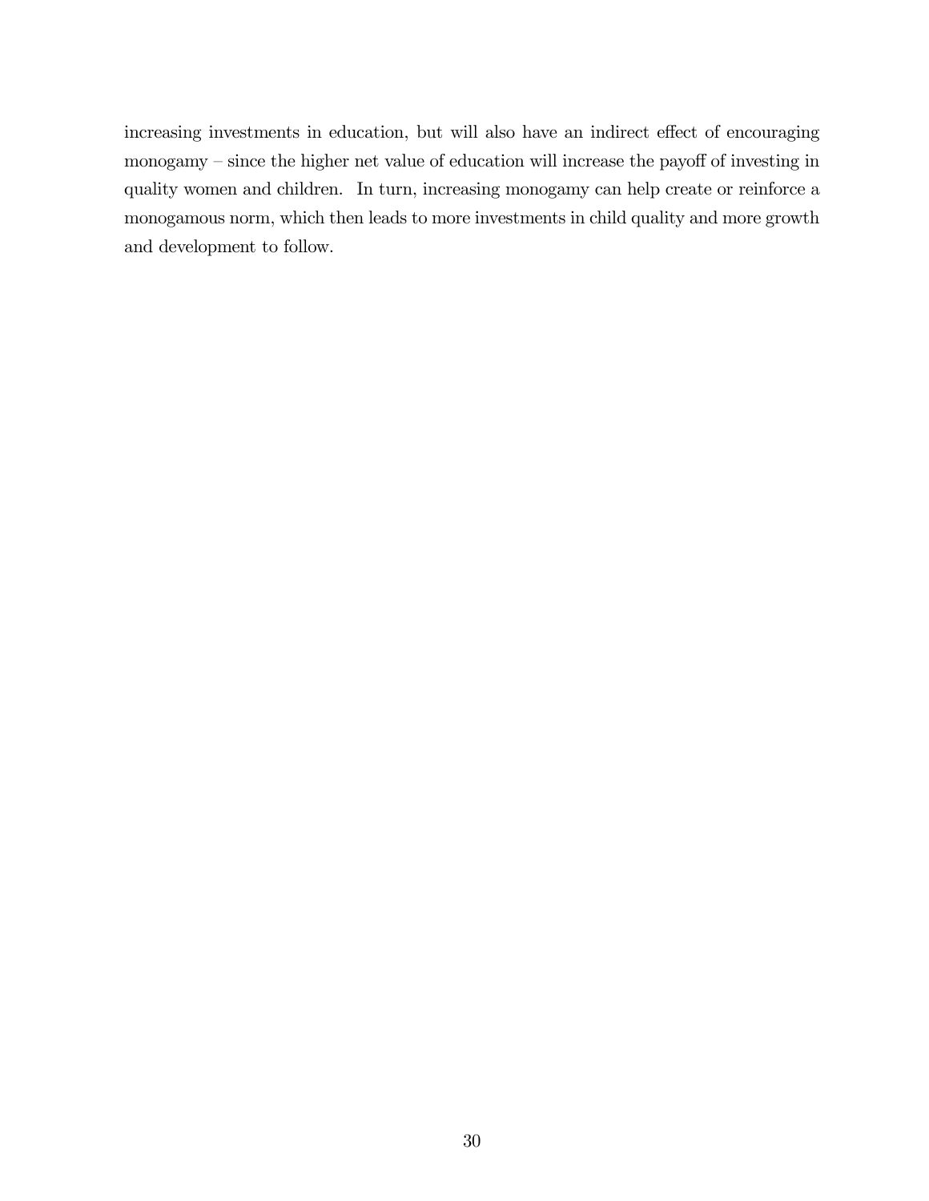increasing investments in education, but will also have an indirect effect of encouraging monogamy – since the higher net value of education will increase the payoff of investing in quality women and children. In turn, increasing monogamy can help create or reinforce a monogamous norm, which then leads to more investments in child quality and more growth and development to follow.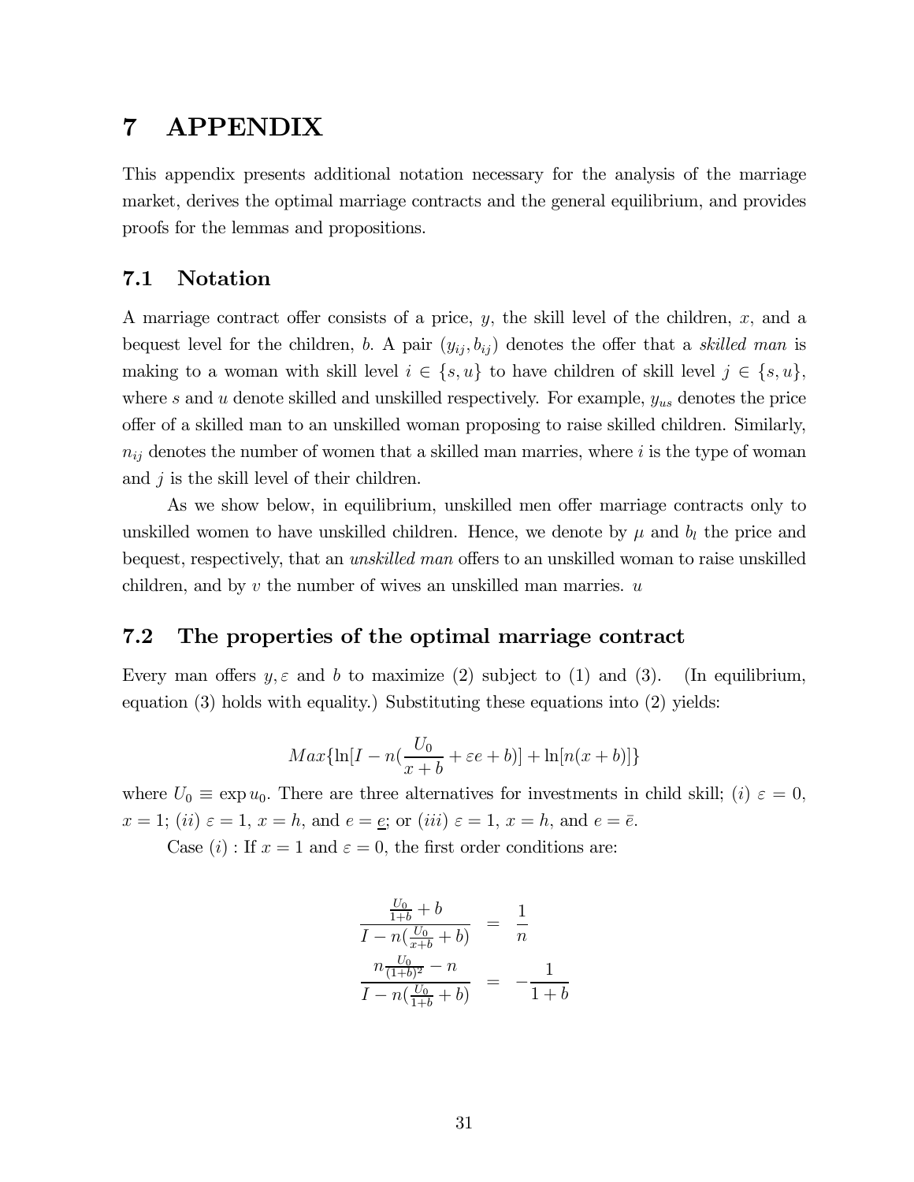# 7 APPENDIX

This appendix presents additional notation necessary for the analysis of the marriage market, derives the optimal marriage contracts and the general equilibrium, and provides proofs for the lemmas and propositions.

## 7.1 Notation

A marriage contract offer consists of a price, $y$, the skill level of the children, $x$, and a bequest level for the children, $b$. A pair $(y_{ij}, b_{ij})$ denotes the offer that a *skilled man* is making to a woman with skill level $i \in \{s, u\}$ to have children of skill level $j \in \{s, u\}$, where $s$ and $u$ denote skilled and unskilled respectively. For example, $y_{us}$ denotes the price offer of a skilled man to an unskilled woman proposing to raise skilled children. Similarly, $n_{ij}$ denotes the number of women that a skilled man marries, where $i$ is the type of woman and $j$ is the skill level of their children.

As we show below, in equilibrium, unskilled men offer marriage contracts only to unskilled women to have unskilled children. Hence, we denote by $\mu$ and $b_l$ the price and bequest, respectively, that an *unskilled man* offers to an unskilled woman to raise unskilled children, and by $v$ the number of wives an unskilled man marries. $u$

## 7.2 The properties of the optimal marriage contract

Every man offers $y, \varepsilon$ and $b$ to maximize (2) subject to (1) and (3). (In equilibrium, equation (3) holds with equality.) Substituting these equations into (2) yields:

$$Max\{\ln[I - n(\frac{U_0}{x+b} + \varepsilon e + b)] + \ln[n(x+b)]\}$$

where $U_0 \equiv \exp u_0$. There are three alternatives for investments in child skill; $(i)$ $\varepsilon = 0$, $x = 1$; $(ii)$ $\varepsilon = 1$, $x = h$, and $e = \underline{e}$; or $(iii)$ $\varepsilon = 1$, $x = h$, and $e = \bar{e}$.

Case $(i)$ : If $x = 1$ and $\varepsilon = 0$, the first order conditions are:

$$\begin{aligned}
\frac{\frac{U_0}{1+b} + b}{I - n(\frac{U_0}{x+b} + b)} &= \frac{1}{n} \\
\frac{n\frac{U_0}{(1+b)^2} - n}{I - n(\frac{U_0}{1+b} + b)} &= -\frac{1}{1+b}
\end{aligned}$$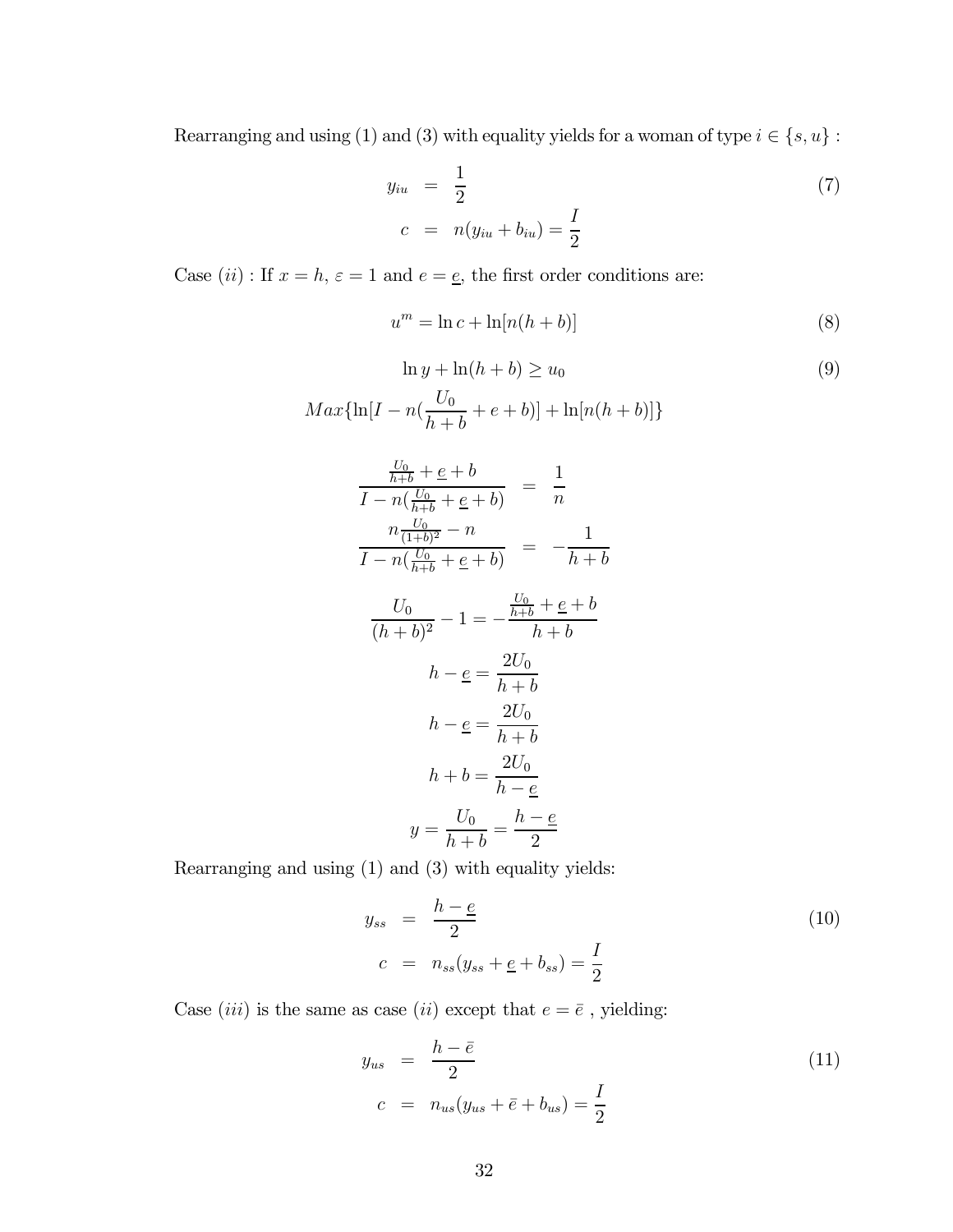Rearranging and using (1) and (3) with equality yields for a woman of type $i \in \{s, u\}$ :

$$
\begin{aligned}
y_{iu} &= \frac{1}{2} \\
c &= n(y_{iu} + b_{iu}) = \frac{I}{2}
\end{aligned}
\tag{7}
$$

Case $(ii)$ : If $x = h$, $\varepsilon = 1$ and $e = \underline{e}$, the first order conditions are:

$$
u^m = \ln c + \ln[n(h+b)] \tag{8}
$$

$$
\ln y + \ln(h+b) \geq u_0 \tag{9}
$$

$$
Max\{\ln[I - n(\frac{U_0}{h+b} + e + b)] + \ln[n(h+b)]\}
$$

$$
\begin{aligned}
\frac{\frac{U_0}{h+b} + \underline{e} + b}{I - n(\frac{U_0}{h+b} + \underline{e} + b)} &= \frac{1}{n} \\
\frac{n\frac{U_0}{(1+b)^2} - n}{I - n(\frac{U_0}{h+b} + \underline{e} + b)} &= -\frac{1}{h+b}
\end{aligned}
$$

$$
\frac{U_0}{(h+b)^2} - 1 = -\frac{\frac{U_0}{h+b} + \underline{e} + b}{h+b}
$$

$$
h - \underline{e} = \frac{2U_0}{h+b}
$$

$$
h - \underline{e} = \frac{2U_0}{h+b}
$$

$$
h + b = \frac{2U_0}{h - \underline{e}}
$$

$$
y = \frac{U_0}{h+b} = \frac{h - \underline{e}}{2}
$$

Rearranging and using (1) and (3) with equality yields:

$$
\begin{aligned}
y_{ss} &= \frac{h - \underline{e}}{2} \\
c &= n_{ss}(y_{ss} + \underline{e} + b_{ss}) = \frac{I}{2}
\end{aligned}
\tag{10}
$$

Case $(iii)$ is the same as case $(ii)$ except that $e = \bar{e}$ , yielding:

$$
\begin{aligned}
y_{us} &= \frac{h - \bar{e}}{2} \\
c &= n_{us}(y_{us} + \bar{e} + b_{us}) = \frac{I}{2}
\end{aligned}
\tag{11}
$$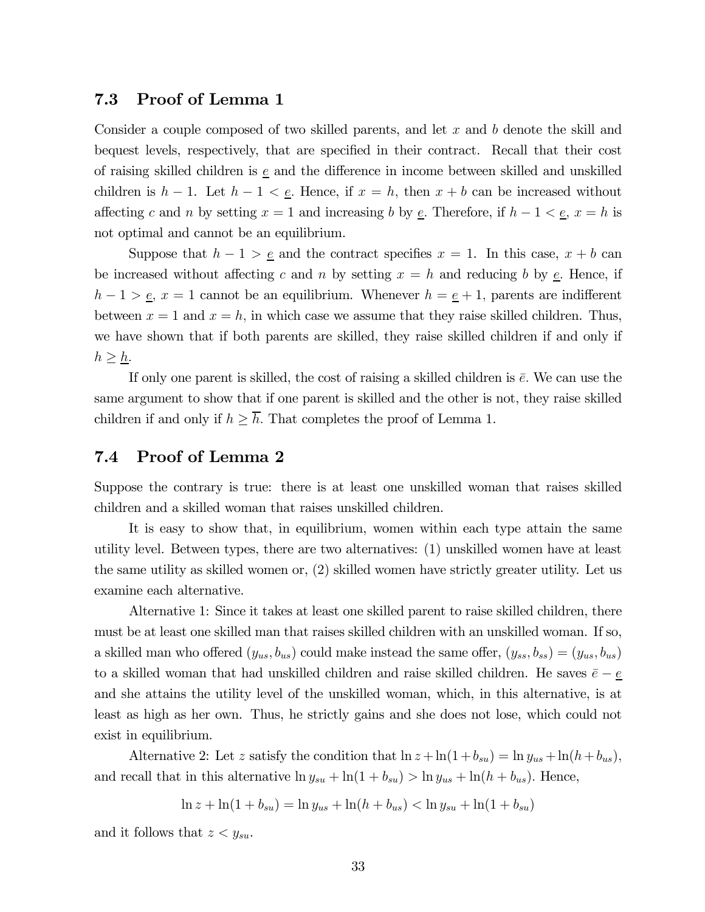## 7.3 Proof of Lemma 1

Consider a couple composed of two skilled parents, and let $x$ and $b$ denote the skill and bequest levels, respectively, that are specified in their contract. Recall that their cost of raising skilled children is $\underline{e}$ and the difference in income between skilled and unskilled children is $h-1$. Let $h-1<\underline{e}$. Hence, if $x=h$, then $x+b$ can be increased without affecting $c$ and $n$ by setting $x=1$ and increasing $b$ by $\underline{e}$. Therefore, if $h-1<\underline{e}$, $x=h$ is not optimal and cannot be an equilibrium.

Suppose that $h-1>\underline{e}$ and the contract specifies $x=1$. In this case, $x+b$ can be increased without affecting $c$ and $n$ by setting $x=h$ and reducing $b$ by $\underline{e}$. Hence, if $h-1>\underline{e}$, $x=1$ cannot be an equilibrium. Whenever $h=\underline{e}+1$, parents are indifferent between $x=1$ and $x=h$, in which case we assume that they raise skilled children. Thus, we have shown that if both parents are skilled, they raise skilled children if and only if $h\geq\underline{h}$.

If only one parent is skilled, the cost of raising a skilled children is $\bar{e}$. We can use the same argument to show that if one parent is skilled and the other is not, they raise skilled children if and only if $h\geq\overline{h}$. That completes the proof of Lemma 1.

## 7.4 Proof of Lemma 2

Suppose the contrary is true: there is at least one unskilled woman that raises skilled children and a skilled woman that raises unskilled children.

It is easy to show that, in equilibrium, women within each type attain the same utility level. Between types, there are two alternatives: (1) unskilled women have at least the same utility as skilled women or, (2) skilled women have strictly greater utility. Let us examine each alternative.

Alternative 1: Since it takes at least one skilled parent to raise skilled children, there must be at least one skilled man that raises skilled children with an unskilled woman. If so, a skilled man who offered $(y_{us},b_{us})$ could make instead the same offer, $(y_{ss},b_{ss})=(y_{us},b_{us})$ to a skilled woman that had unskilled children and raise skilled children. He saves $\bar{e}-\underline{e}$ and she attains the utility level of the unskilled woman, which, in this alternative, is at least as high as her own. Thus, he strictly gains and she does not lose, which could not exist in equilibrium.

Alternative 2: Let $z$ satisfy the condition that $\ln z+\ln(1+b_{su})=\ln y_{us}+\ln(h+b_{us})$, and recall that in this alternative $\ln y_{su}+\ln(1+b_{su})>\ln y_{us}+\ln(h+b_{us})$. Hence,

$$\ln z+\ln(1+b_{su})=\ln y_{us}+\ln(h+b_{us})<\ln y_{su}+\ln(1+b_{su})$$

and it follows that $z<y_{su}$.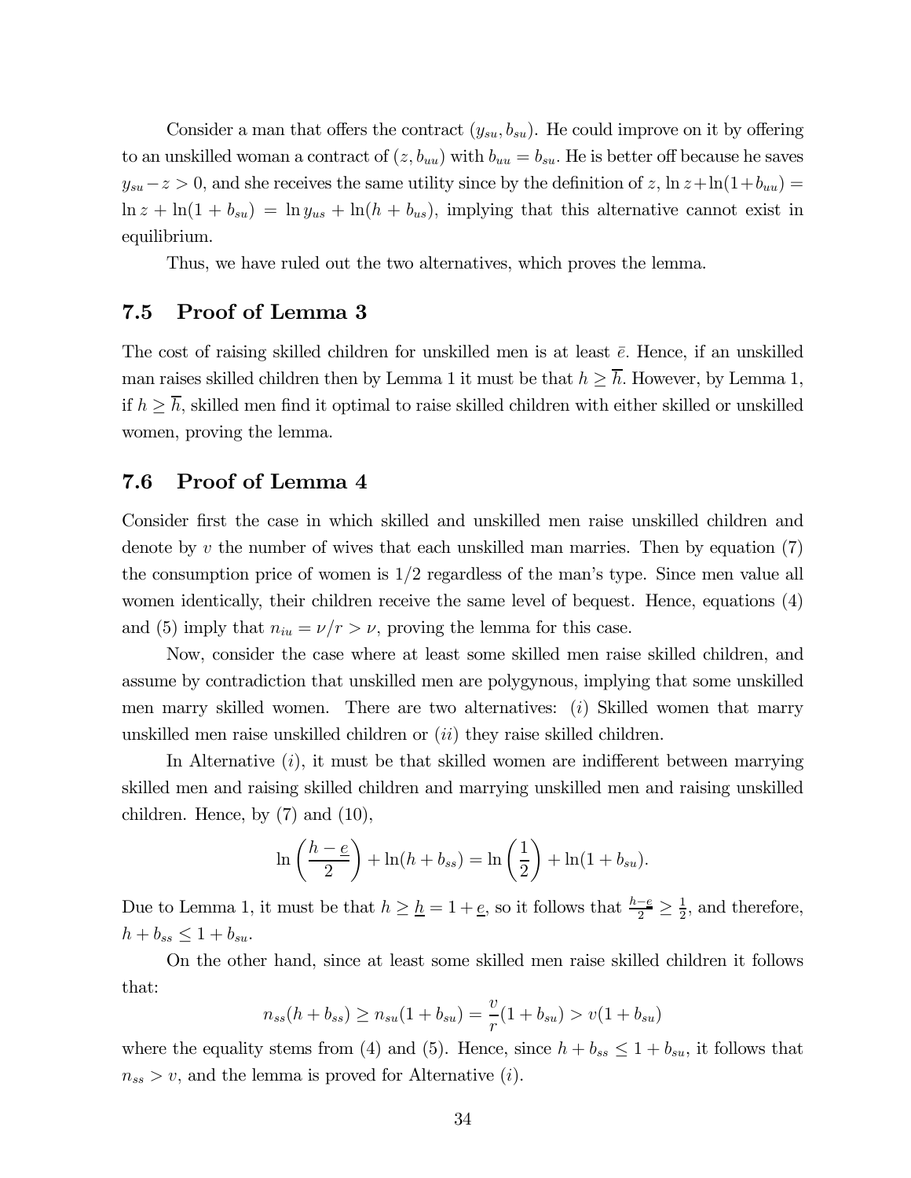Consider a man that offers the contract $(y_{su}, b_{su})$. He could improve on it by offering to an unskilled woman a contract of $(z, b_{uu})$ with $b_{uu} = b_{su}$. He is better off because he saves $y_{su} - z > 0$, and she receives the same utility since by the definition of $z$, $\ln z + \ln(1+b_{uu}) = \ln z + \ln(1+b_{su}) = \ln y_{us} + \ln(h + b_{us})$, implying that this alternative cannot exist in equilibrium.

Thus, we have ruled out the two alternatives, which proves the lemma.

## 7.5 Proof of Lemma 3

The cost of raising skilled children for unskilled men is at least $\bar{e}$. Hence, if an unskilled man raises skilled children then by Lemma 1 it must be that $h \geq \overline{h}$. However, by Lemma 1, if $h \geq \overline{h}$, skilled men find it optimal to raise skilled children with either skilled or unskilled women, proving the lemma.

## 7.6 Proof of Lemma 4

Consider first the case in which skilled and unskilled men raise unskilled children and denote by $v$ the number of wives that each unskilled man marries. Then by equation (7) the consumption price of women is $1/2$ regardless of the man's type. Since men value all women identically, their children receive the same level of bequest. Hence, equations (4) and (5) imply that $n_{iu} = \nu/r > \nu$, proving the lemma for this case.

Now, consider the case where at least some skilled men raise skilled children, and assume by contradiction that unskilled men are polygynous, implying that some unskilled men marry skilled women. There are two alternatives: $(i)$ Skilled women that marry unskilled men raise unskilled children or $(ii)$ they raise skilled children.

In Alternative $(i)$, it must be that skilled women are indifferent between marrying skilled men and raising skilled children and marrying unskilled men and raising unskilled children. Hence, by (7) and (10),

$$\ln\left(\frac{h - \underline{e}}{2}\right) + \ln(h + b_{ss}) = \ln\left(\frac{1}{2}\right) + \ln(1 + b_{su}).$$

Due to Lemma 1, it must be that $h \geq \underline{h} = 1 + \underline{e}$, so it follows that $\frac{h - \underline{e}}{2} \geq \frac{1}{2}$, and therefore, $h + b_{ss} \leq 1 + b_{su}$.

On the other hand, since at least some skilled men raise skilled children it follows that:

$$n_{ss}(h + b_{ss}) \geq n_{su}(1 + b_{su}) = \frac{v}{r}(1 + b_{su}) > v(1 + b_{su})$$

where the equality stems from (4) and (5). Hence, since $h + b_{ss} \leq 1 + b_{su}$, it follows that $n_{ss} > v$, and the lemma is proved for Alternative $(i)$.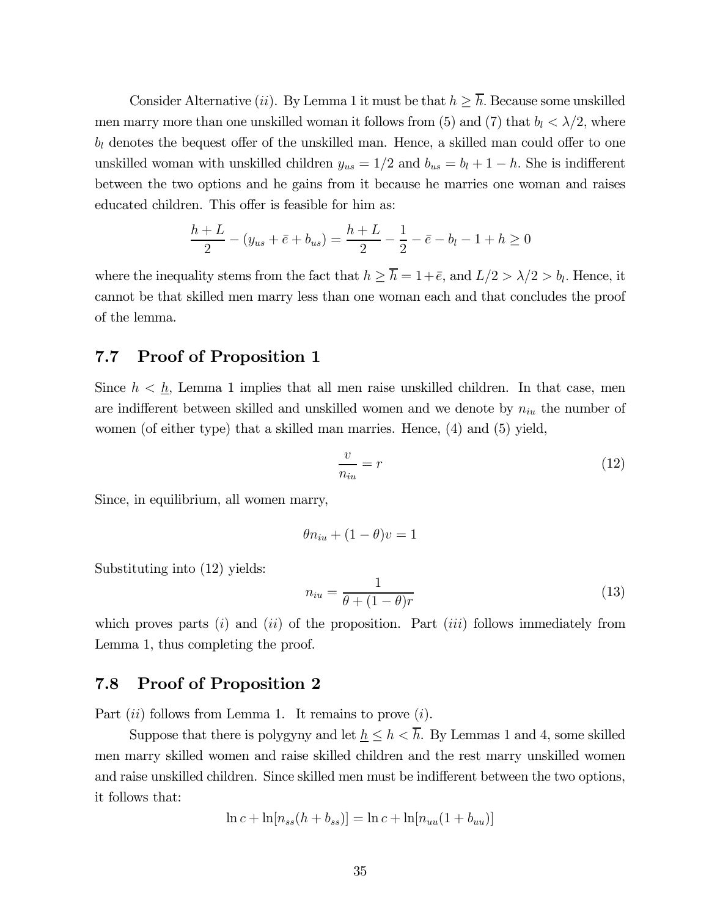Consider Alternative $(ii)$. By Lemma 1 it must be that $h \geq \overline{h}$. Because some unskilled men marry more than one unskilled woman it follows from (5) and (7) that $b_l < \lambda/2$, where $b_l$ denotes the bequest offer of the unskilled man. Hence, a skilled man could offer to one unskilled woman with unskilled children $y_{us} = 1/2$ and $b_{us} = b_l + 1 - h$. She is indifferent between the two options and he gains from it because he marries one woman and raises educated children. This offer is feasible for him as:

$$\frac{h+L}{2} - (y_{us} + \bar{e} + b_{us}) = \frac{h+L}{2} - \frac{1}{2} - \bar{e} - b_l - 1 + h \geq 0$$

where the inequality stems from the fact that $h \geq \overline{h} = 1 + \bar{e}$, and $L/2 > \lambda/2 > b_l$. Hence, it cannot be that skilled men marry less than one woman each and that concludes the proof of the lemma.

## 7.7 Proof of Proposition 1

Since $h < \underline{h}$, Lemma 1 implies that all men raise unskilled children. In that case, men are indifferent between skilled and unskilled women and we denote by $n_{iu}$ the number of women (of either type) that a skilled man marries. Hence, (4) and (5) yield,

$$\frac{v}{n_{iu}} = r \tag{12}$$

Since, in equilibrium, all women marry,

$$\theta n_{iu} + (1-\theta)v = 1$$

Substituting into (12) yields:

$$n_{iu} = \frac{1}{\theta + (1-\theta)r} \tag{13}$$

which proves parts $(i)$ and $(ii)$ of the proposition. Part $(iii)$ follows immediately from Lemma 1, thus completing the proof.

## 7.8 Proof of Proposition 2

Part $(ii)$ follows from Lemma 1. It remains to prove $(i)$.

Suppose that there is polygyny and let $\underline{h} \leq h < \overline{h}$. By Lemmas 1 and 4, some skilled men marry skilled women and raise skilled children and the rest marry unskilled women and raise unskilled children. Since skilled men must be indifferent between the two options, it follows that:

$$\ln c + \ln[n_{ss}(h + b_{ss})] = \ln c + \ln[n_{uu}(1 + b_{uu})]$$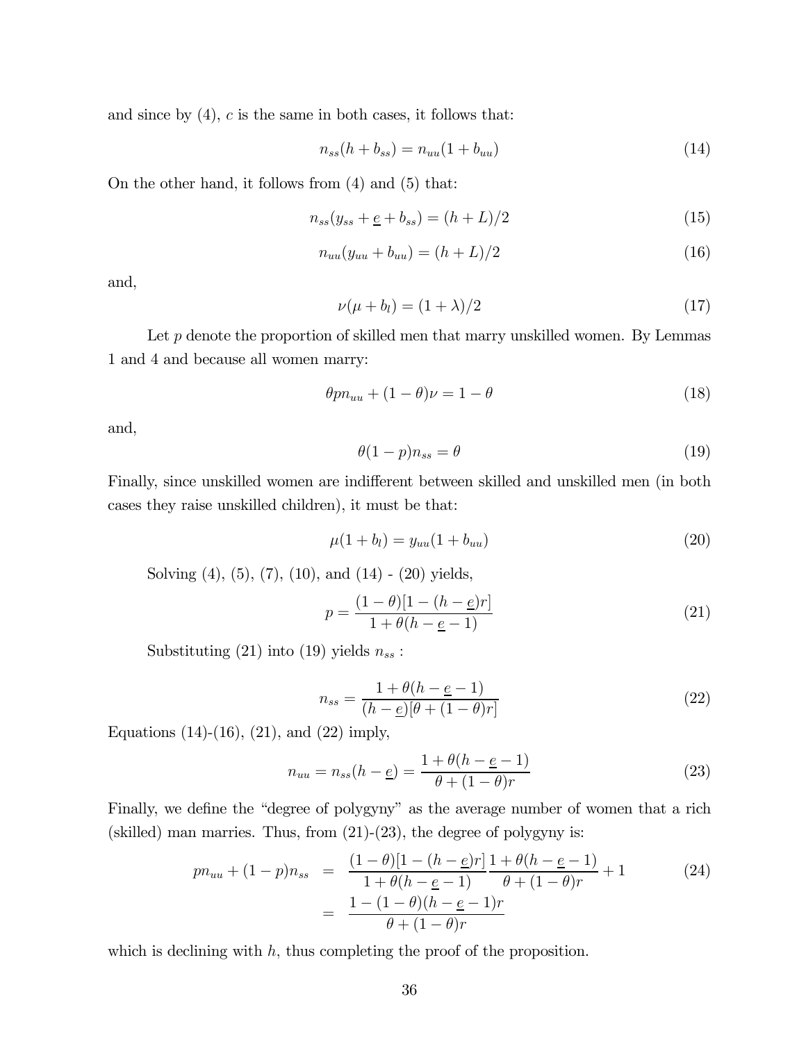and since by (4), $c$ is the same in both cases, it follows that:

$$n_{ss}(h + b_{ss}) = n_{uu}(1 + b_{uu}) \tag{14}$$

On the other hand, it follows from (4) and (5) that:

$$n_{ss}(y_{ss} + \underline{e} + b_{ss}) = (h + L)/2 \tag{15}$$

$$n_{uu}(y_{uu} + b_{uu}) = (h + L)/2 \tag{16}$$

and,

$$\nu(\mu + b_l) = (1 + \lambda)/2 \tag{17}$$

Let $p$ denote the proportion of skilled men that marry unskilled women. By Lemmas 1 and 4 and because all women marry:

$$\theta p n_{uu} + (1 - \theta)\nu = 1 - \theta \tag{18}$$

and,

$$\theta(1 - p)n_{ss} = \theta \tag{19}$$

Finally, since unskilled women are indifferent between skilled and unskilled men (in both cases they raise unskilled children), it must be that:

$$\mu(1 + b_l) = y_{uu}(1 + b_{uu}) \tag{20}$$

Solving (4), (5), (7), (10), and (14) - (20) yields,

$$p = \frac{(1 - \theta)[1 - (h - \underline{e})r]}{1 + \theta(h - \underline{e} - 1)} \tag{21}$$

Substituting (21) into (19) yields $n_{ss}$ :

$$n_{ss} = \frac{1 + \theta(h - \underline{e} - 1)}{(h - \underline{e})[\theta + (1 - \theta)r]} \tag{22}$$

Equations (14)-(16), (21), and (22) imply,

$$n_{uu} = n_{ss}(h - \underline{e}) = \frac{1 + \theta(h - \underline{e} - 1)}{\theta + (1 - \theta)r} \tag{23}$$

Finally, we define the "degree of polygyny" as the average number of women that a rich (skilled) man marries. Thus, from (21)-(23), the degree of polygyny is:

$$\begin{aligned} pn_{uu} + (1 - p)n_{ss} &= \frac{(1 - \theta)[1 - (h - \underline{e})r]}{1 + \theta(h - \underline{e} - 1)} \frac{1 + \theta(h - \underline{e} - 1)}{\theta + (1 - \theta)r} + 1 \\ &= \frac{1 - (1 - \theta)(h - \underline{e} - 1)r}{\theta + (1 - \theta)r} \end{aligned} \tag{24}$$

which is declining with $h$, thus completing the proof of the proposition.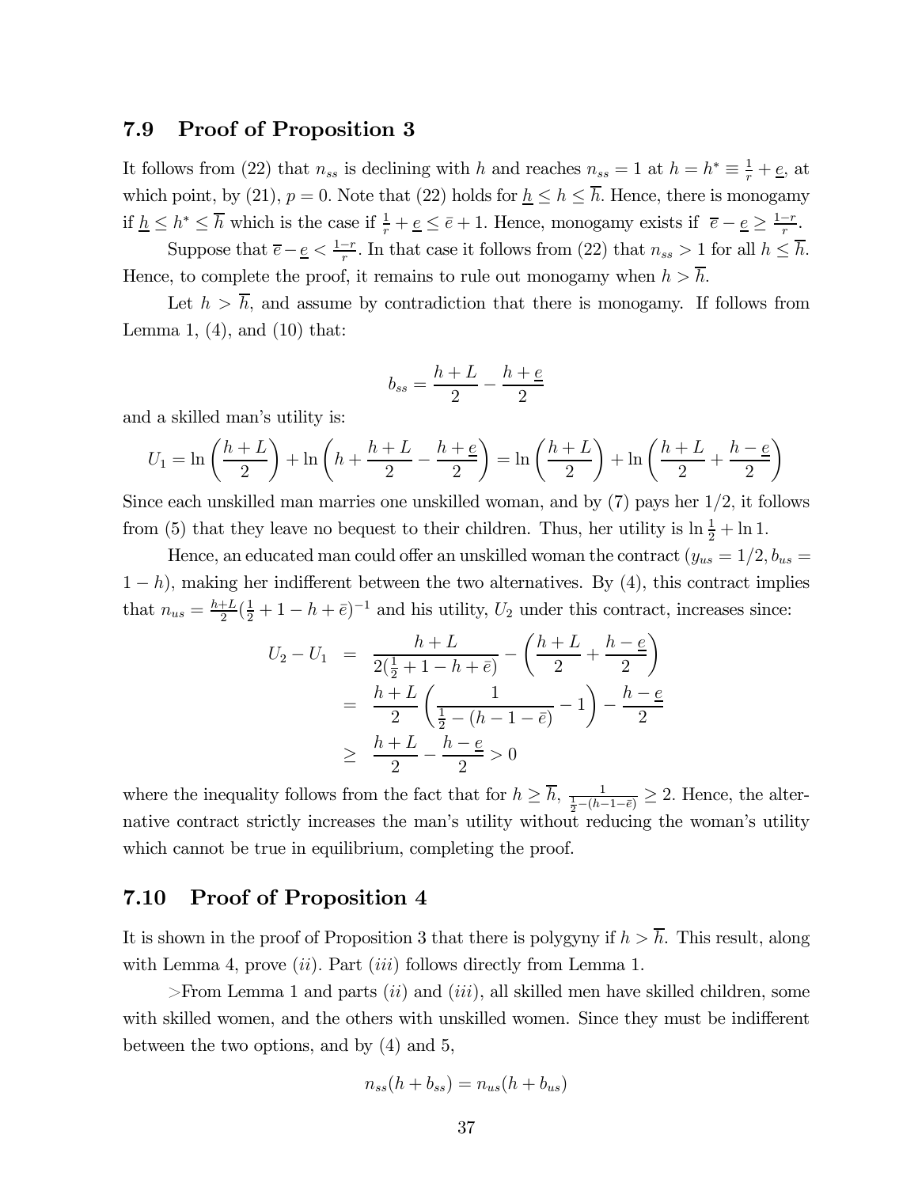### 7.9 Proof of Proposition 3

It follows from (22) that $n_{ss}$ is declining with $h$ and reaches $n_{ss} = 1$ at $h = h^* \equiv \frac{1}{r} + \underline{e}$, at which point, by (21), $p = 0$. Note that (22) holds for $\underline{h} \leq h \leq \overline{h}$. Hence, there is monogamy if $\underline{h} \leq h^* \leq \overline{h}$ which is the case if $\frac{1}{r} + \underline{e} \leq \bar{e} + 1$. Hence, monogamy exists if $\overline{e} - \underline{e} \geq \frac{1-r}{r}$.

Suppose that $\overline{e} - \underline{e} < \frac{1-r}{r}$. In that case it follows from (22) that $n_{ss} > 1$ for all $h \leq \overline{h}$. Hence, to complete the proof, it remains to rule out monogamy when $h > \overline{h}$.

Let $h > \overline{h}$, and assume by contradiction that there is monogamy. If follows from Lemma 1, (4), and (10) that:

$$b_{ss} = \frac{h+L}{2} - \frac{h+\underline{e}}{2}$$

and a skilled man's utility is:

$$U_1 = \ln\left(\frac{h+L}{2}\right) + \ln\left(h + \frac{h+L}{2} - \frac{h+\underline{e}}{2}\right) = \ln\left(\frac{h+L}{2}\right) + \ln\left(\frac{h+L}{2} + \frac{h-\underline{e}}{2}\right)$$

Since each unskilled man marries one unskilled woman, and by (7) pays her $1/2$, it follows from (5) that they leave no bequest to their children. Thus, her utility is $\ln\frac{1}{2} + \ln 1$.

Hence, an educated man could offer an unskilled woman the contract ($y_{us} = 1/2, b_{us} = 1-h$), making her indifferent between the two alternatives. By (4), this contract implies that $n_{us} = \frac{h+L}{2}(\frac{1}{2} + 1 - h + \bar{e})^{-1}$ and his utility, $U_2$ under this contract, increases since:

$$\begin{aligned}
U_2 - U_1 &= \frac{h+L}{2(\frac{1}{2} + 1 - h + \bar{e})} - \left(\frac{h+L}{2} + \frac{h-\underline{e}}{2}\right) \\
&= \frac{h+L}{2}\left(\frac{1}{\frac{1}{2} - (h-1-\bar{e})} - 1\right) - \frac{h-\underline{e}}{2} \\
&\geq \frac{h+L}{2} - \frac{h-\underline{e}}{2} > 0
\end{aligned}$$

where the inequality follows from the fact that for $h \geq \overline{h}$, $\frac{1}{\frac{1}{2}-(h-1-\bar{e})} \geq 2$. Hence, the alternative contract strictly increases the man's utility without reducing the woman's utility which cannot be true in equilibrium, completing the proof.

### 7.10 Proof of Proposition 4

It is shown in the proof of Proposition 3 that there is polygyny if $h > \overline{h}$. This result, along with Lemma 4, prove (*ii*). Part (*iii*) follows directly from Lemma 1.

>From Lemma 1 and parts (*ii*) and (*iii*), all skilled men have skilled children, some with skilled women, and the others with unskilled women. Since they must be indifferent between the two options, and by (4) and 5,

$$n_{ss}(h + b_{ss}) = n_{us}(h + b_{us})$$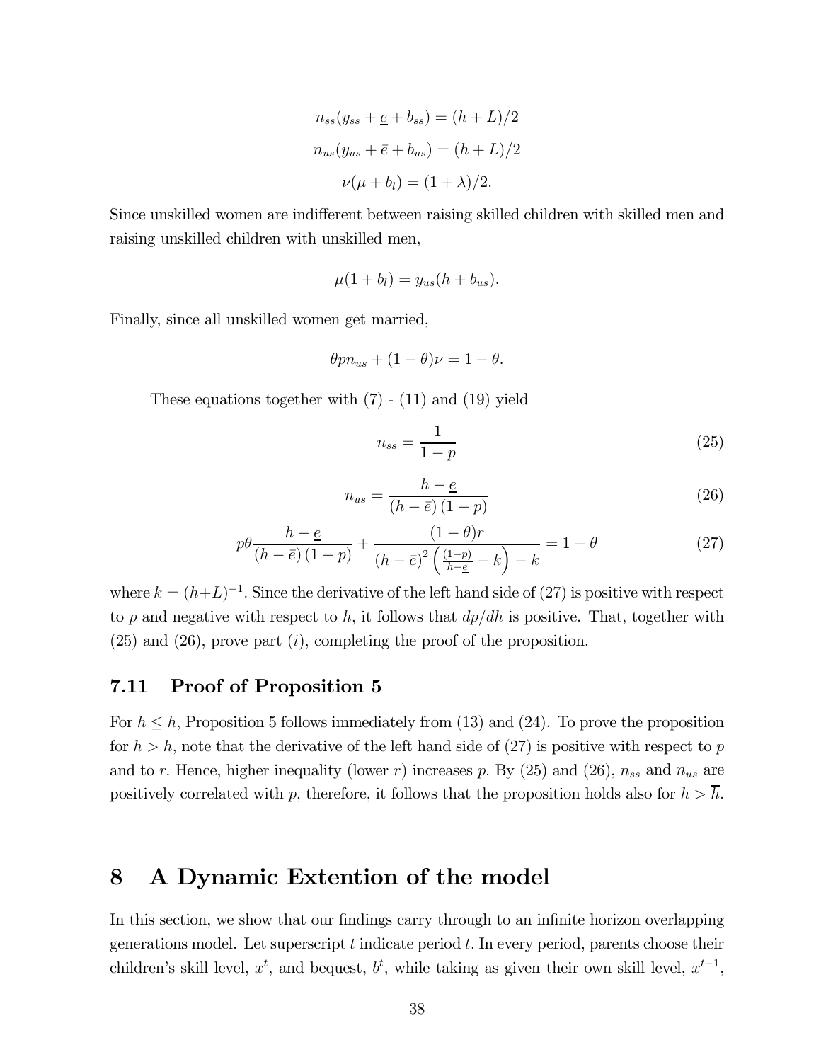$$n_{ss}(y_{ss} + \underline{e} + b_{ss}) = (h + L)/2$$

$$n_{us}(y_{us} + \bar{e} + b_{us}) = (h + L)/2$$

$$\nu(\mu + b_l) = (1 + \lambda)/2.$$

Since unskilled women are indifferent between raising skilled children with skilled men and raising unskilled children with unskilled men,

$$\mu(1 + b_l) = y_{us}(h + b_{us}).$$

Finally, since all unskilled women get married,

$$\theta p n_{us} + (1 - \theta)\nu = 1 - \theta.$$

These equations together with (7) - (11) and (19) yield

$$n_{ss} = \frac{1}{1 - p} \tag{25}$$

$$n_{us} = \frac{h - \underline{e}}{(h - \bar{e})(1 - p)} \tag{26}$$

$$p\theta \frac{h - \underline{e}}{(h - \bar{e})(1 - p)} + \frac{(1 - \theta)r}{(h - \bar{e})^2 \left(\frac{(1-p)}{h - \underline{e}} - k\right) - k} = 1 - \theta \tag{27}$$

where $k = (h+L)^{-1}$. Since the derivative of the left hand side of (27) is positive with respect to $p$ and negative with respect to $h$, it follows that $dp/dh$ is positive. That, together with (25) and (26), prove part $(i)$, completing the proof of the proposition.

### 7.11 Proof of Proposition 5

For $h \leq \overline{h}$, Proposition 5 follows immediately from (13) and (24). To prove the proposition for $h > \overline{h}$, note that the derivative of the left hand side of (27) is positive with respect to $p$ and to $r$. Hence, higher inequality (lower $r$) increases $p$. By (25) and (26), $n_{ss}$ and $n_{us}$ are positively correlated with $p$, therefore, it follows that the proposition holds also for $h > \overline{h}$.

## 8 A Dynamic Extention of the model

In this section, we show that our findings carry through to an infinite horizon overlapping generations model. Let superscript $t$ indicate period $t$. In every period, parents choose their children's skill level, $x^t$, and bequest, $b^t$, while taking as given their own skill level, $x^{t-1}$,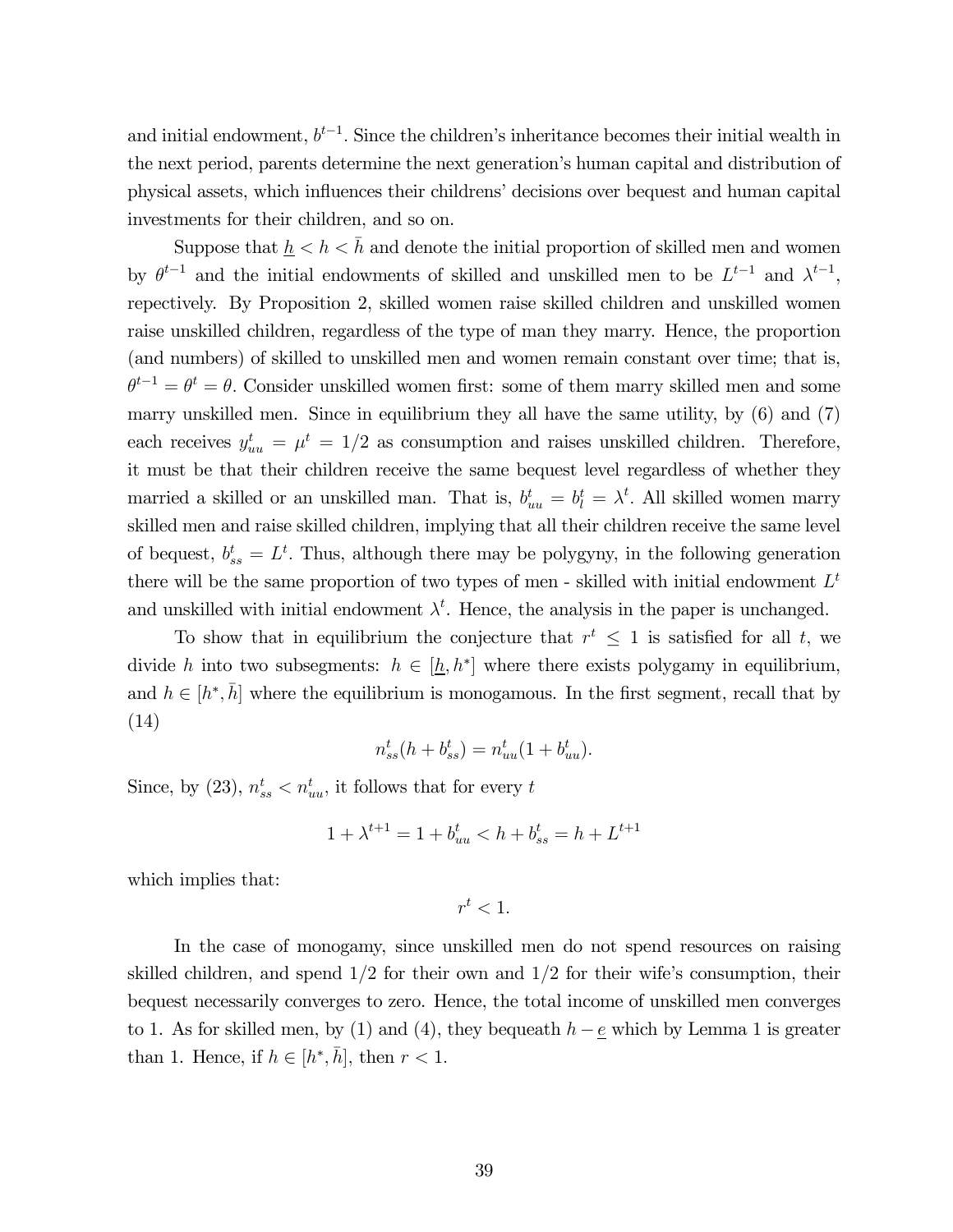and initial endowment, $b^{t-1}$. Since the children's inheritance becomes their initial wealth in the next period, parents determine the next generation's human capital and distribution of physical assets, which influences their childrens' decisions over bequest and human capital investments for their children, and so on.

Suppose that $\underline{h} < h < \bar{h}$ and denote the initial proportion of skilled men and women by $\theta^{t-1}$ and the initial endowments of skilled and unskilled men to be $L^{t-1}$ and $\lambda^{t-1}$, repectively. By Proposition 2, skilled women raise skilled children and unskilled women raise unskilled children, regardless of the type of man they marry. Hence, the proportion (and numbers) of skilled to unskilled men and women remain constant over time; that is, $\theta^{t-1} = \theta^{t} = \theta$. Consider unskilled women first: some of them marry skilled men and some marry unskilled men. Since in equilibrium they all have the same utility, by (6) and (7) each receives $y_{uu}^{t} = \mu^{t} = 1/2$ as consumption and raises unskilled children. Therefore, it must be that their children receive the same bequest level regardless of whether they married a skilled or an unskilled man. That is, $b_{uu}^{t} = b_{l}^{t} = \lambda^{t}$. All skilled women marry skilled men and raise skilled children, implying that all their children receive the same level of bequest, $b_{ss}^{t} = L^{t}$. Thus, although there may be polygyny, in the following generation there will be the same proportion of two types of men - skilled with initial endowment $L^{t}$ and unskilled with initial endowment $\lambda^{t}$. Hence, the analysis in the paper is unchanged.

To show that in equilibrium the conjecture that $r^{t} \leq 1$ is satisfied for all $t$, we divide $h$ into two subsegments: $h \in [\underline{h}, h^{*}]$ where there exists polygamy in equilibrium, and $h \in [h^{*}, \bar{h}]$ where the equilibrium is monogamous. In the first segment, recall that by (14)

$$n_{ss}^{t}(h + b_{ss}^{t}) = n_{uu}^{t}(1 + b_{uu}^{t}).$$

Since, by (23), $n_{ss}^{t} < n_{uu}^{t}$, it follows that for every $t$

$$1 + \lambda^{t+1} = 1 + b_{uu}^{t} < h + b_{ss}^{t} = h + L^{t+1}$$

which implies that:

$$r^{t} < 1.$$

In the case of monogamy, since unskilled men do not spend resources on raising skilled children, and spend $1/2$ for their own and $1/2$ for their wife's consumption, their bequest necessarily converges to zero. Hence, the total income of unskilled men converges to 1. As for skilled men, by (1) and (4), they bequeath $h - \underline{e}$ which by Lemma 1 is greater than 1. Hence, if $h \in [h^{*}, \bar{h}]$, then $r < 1$.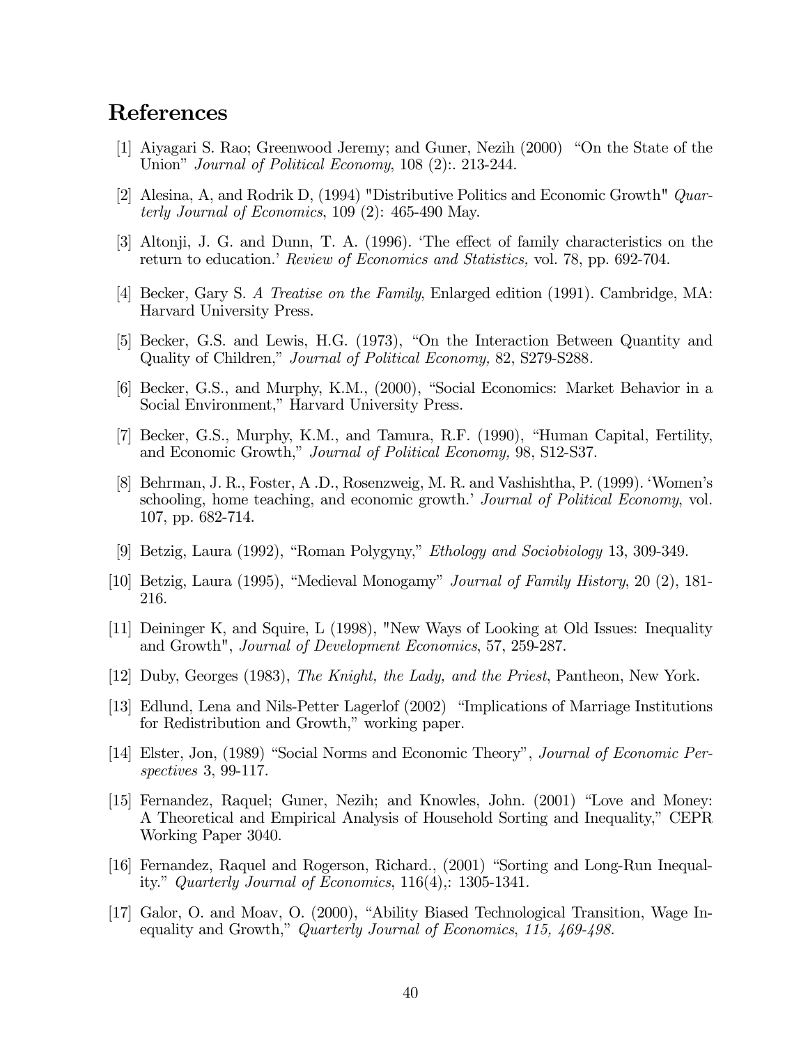# References

[1] Aiyagari S. Rao; Greenwood Jeremy; and Guner, Nezih (2000) "On the State of the Union" *Journal of Political Economy*, 108 (2):. 213-244.

[2] Alesina, A, and Rodrik D, (1994) "Distributive Politics and Economic Growth" *Quarterly Journal of Economics*, 109 (2): 465-490 May.

[3] Altonji, J. G. and Dunn, T. A. (1996). 'The effect of family characteristics on the return to education.' *Review of Economics and Statistics,* vol. 78, pp. 692-704.

[4] Becker, Gary S. *A Treatise on the Family*, Enlarged edition (1991). Cambridge, MA: Harvard University Press.

[5] Becker, G.S. and Lewis, H.G. (1973), "On the Interaction Between Quantity and Quality of Children," *Journal of Political Economy,* 82, S279-S288.

[6] Becker, G.S., and Murphy, K.M., (2000), "Social Economics: Market Behavior in a Social Environment," Harvard University Press.

[7] Becker, G.S., Murphy, K.M., and Tamura, R.F. (1990), "Human Capital, Fertility, and Economic Growth," *Journal of Political Economy,* 98, S12-S37.

[8] Behrman, J. R., Foster, A .D., Rosenzweig, M. R. and Vashishtha, P. (1999). 'Women's schooling, home teaching, and economic growth.' *Journal of Political Economy*, vol. 107, pp. 682-714.

[9] Betzig, Laura (1992), "Roman Polygyny," *Ethology and Sociobiology* 13, 309-349.

[10] Betzig, Laura (1995), "Medieval Monogamy" *Journal of Family History*, 20 (2), 181-216.

[11] Deininger K, and Squire, L (1998), "New Ways of Looking at Old Issues: Inequality and Growth", *Journal of Development Economics*, 57, 259-287.

[12] Duby, Georges (1983), *The Knight, the Lady, and the Priest*, Pantheon, New York.

[13] Edlund, Lena and Nils-Petter Lagerlof (2002) "Implications of Marriage Institutions for Redistribution and Growth," working paper.

[14] Elster, Jon, (1989) "Social Norms and Economic Theory", *Journal of Economic Perspectives* 3, 99-117.

[15] Fernandez, Raquel; Guner, Nezih; and Knowles, John. (2001) "Love and Money: A Theoretical and Empirical Analysis of Household Sorting and Inequality," CEPR Working Paper 3040.

[16] Fernandez, Raquel and Rogerson, Richard., (2001) "Sorting and Long-Run Inequality." *Quarterly Journal of Economics*, 116(4),: 1305-1341.

[17] Galor, O. and Moav, O. (2000), "Ability Biased Technological Transition, Wage Inequality and Growth," *Quarterly Journal of Economics*, *115, 469-498.*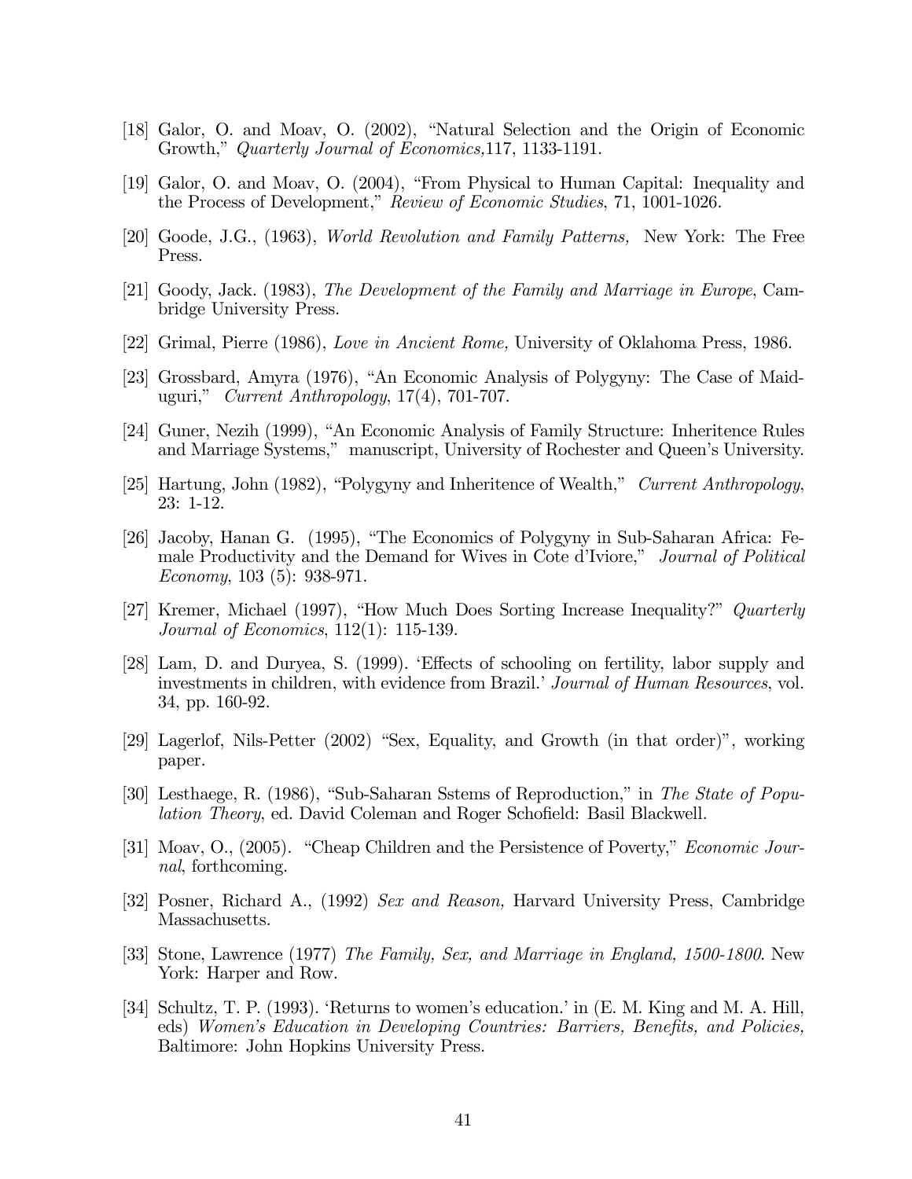[18] Galor, O. and Moav, O. (2002), "Natural Selection and the Origin of Economic Growth," *Quarterly Journal of Economics*,117, 1133-1191.

[19] Galor, O. and Moav, O. (2004), "From Physical to Human Capital: Inequality and the Process of Development," *Review of Economic Studies*, 71, 1001-1026.

[20] Goode, J.G., (1963), *World Revolution and Family Patterns,* New York: The Free Press.

[21] Goody, Jack. (1983), *The Development of the Family and Marriage in Europe*, Cambridge University Press.

[22] Grimal, Pierre (1986), *Love in Ancient Rome,* University of Oklahoma Press, 1986.

[23] Grossbard, Amyra (1976), "An Economic Analysis of Polygyny: The Case of Maiduguri," *Current Anthropology*, 17(4), 701-707.

[24] Guner, Nezih (1999), "An Economic Analysis of Family Structure: Inheritence Rules and Marriage Systems," manuscript, University of Rochester and Queen's University.

[25] Hartung, John (1982), "Polygyny and Inheritence of Wealth," *Current Anthropology*, 23: 1-12.

[26] Jacoby, Hanan G. (1995), "The Economics of Polygyny in Sub-Saharan Africa: Female Productivity and the Demand for Wives in Cote d'Iviore," *Journal of Political Economy*, 103 (5): 938-971.

[27] Kremer, Michael (1997), "How Much Does Sorting Increase Inequality?" *Quarterly Journal of Economics*, 112(1): 115-139.

[28] Lam, D. and Duryea, S. (1999). 'Effects of schooling on fertility, labor supply and investments in children, with evidence from Brazil.' *Journal of Human Resources*, vol. 34, pp. 160-92.

[29] Lagerlof, Nils-Petter (2002) "Sex, Equality, and Growth (in that order)", working paper.

[30] Lesthaege, R. (1986), "Sub-Saharan Sstems of Reproduction," in *The State of Population Theory*, ed. David Coleman and Roger Schofield: Basil Blackwell.

[31] Moav, O., (2005). "Cheap Children and the Persistence of Poverty," *Economic Journal*, forthcoming.

[32] Posner, Richard A., (1992) *Sex and Reason,* Harvard University Press, Cambridge Massachusetts.

[33] Stone, Lawrence (1977) *The Family, Sex, and Marriage in England, 1500-1800*. New York: Harper and Row.

[34] Schultz, T. P. (1993). 'Returns to women's education.' in (E. M. King and M. A. Hill, eds) *Women's Education in Developing Countries: Barriers, Benefits, and Policies,* Baltimore: John Hopkins University Press.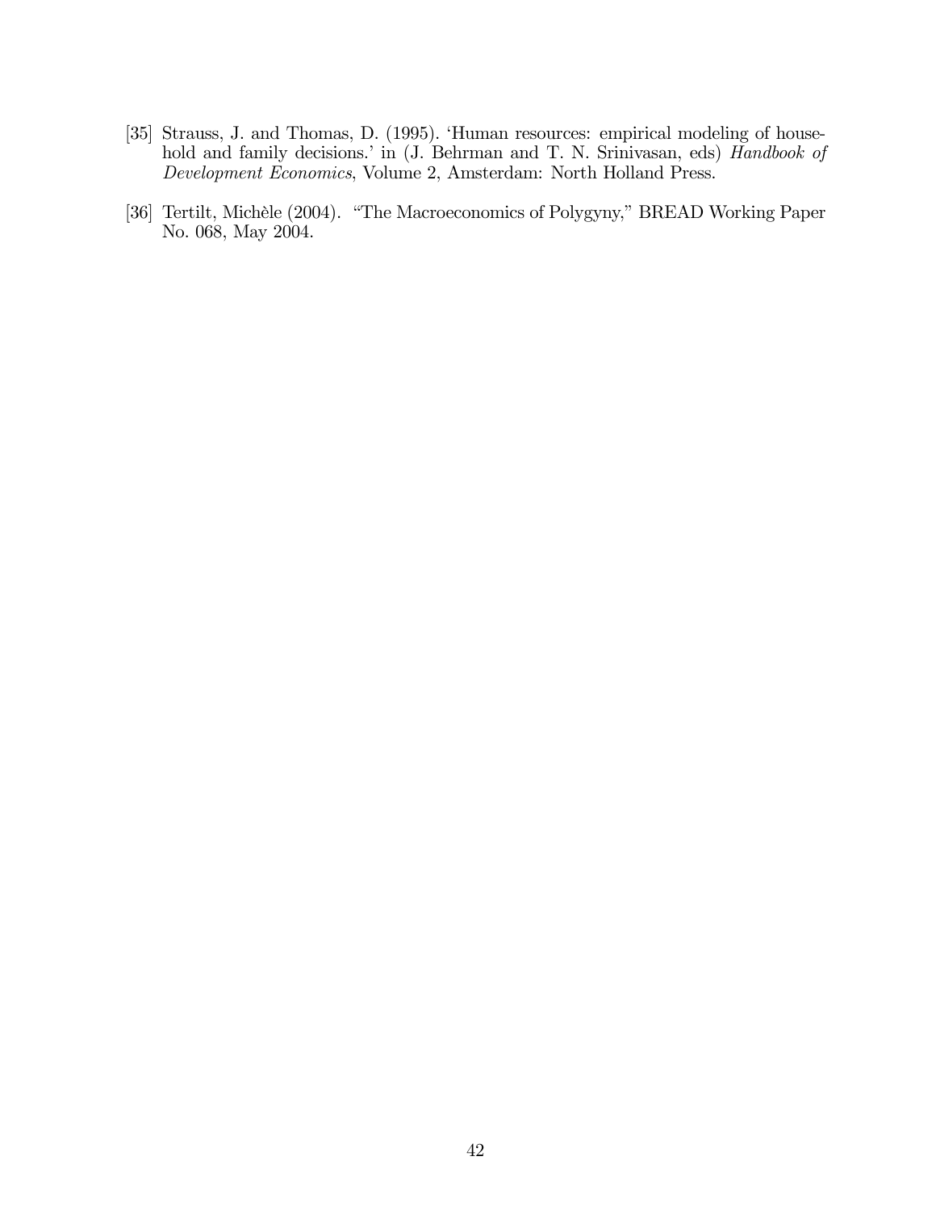[35] Strauss, J. and Thomas, D. (1995). 'Human resources: empirical modeling of household and family decisions.' in (J. Behrman and T. N. Srinivasan, eds) *Handbook of Development Economics*, Volume 2, Amsterdam: North Holland Press.

[36] Tertilt, Michèle (2004). "The Macroeconomics of Polygyny," BREAD Working Paper No. 068, May 2004.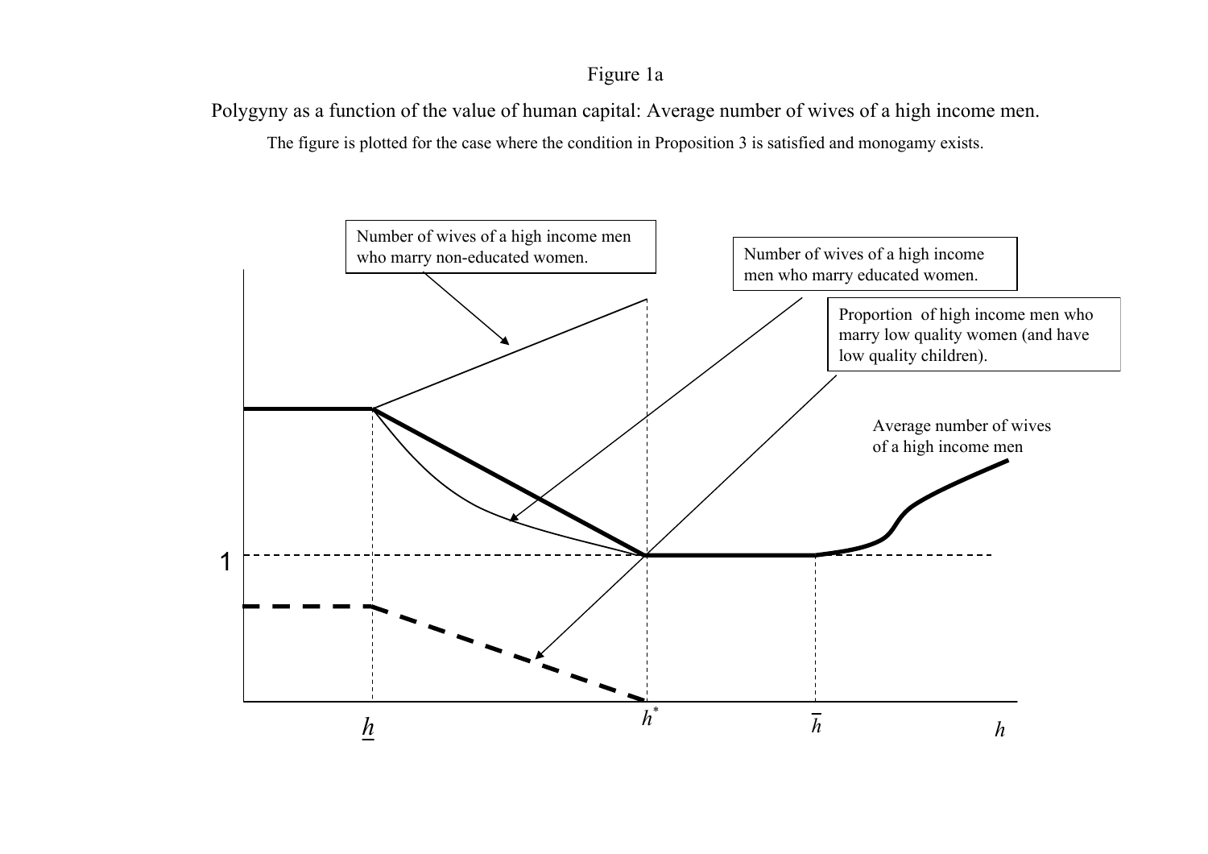Figure 1a

Polygyny as a function of the value of human capital: Average number of wives of a high income men.

The figure is plotted for the case where the condition in Proposition 3 is satisfied and monogamy exists.

Number of wives of a high income men who marry non-educated women.

Number of wives of a high income men who marry educated women.

Proportion of high income men who marry low quality women (and have low quality children).

Average number of wives of a high income men

1

$\underline{h}$ $h^*$ $\overline{h}$ $h$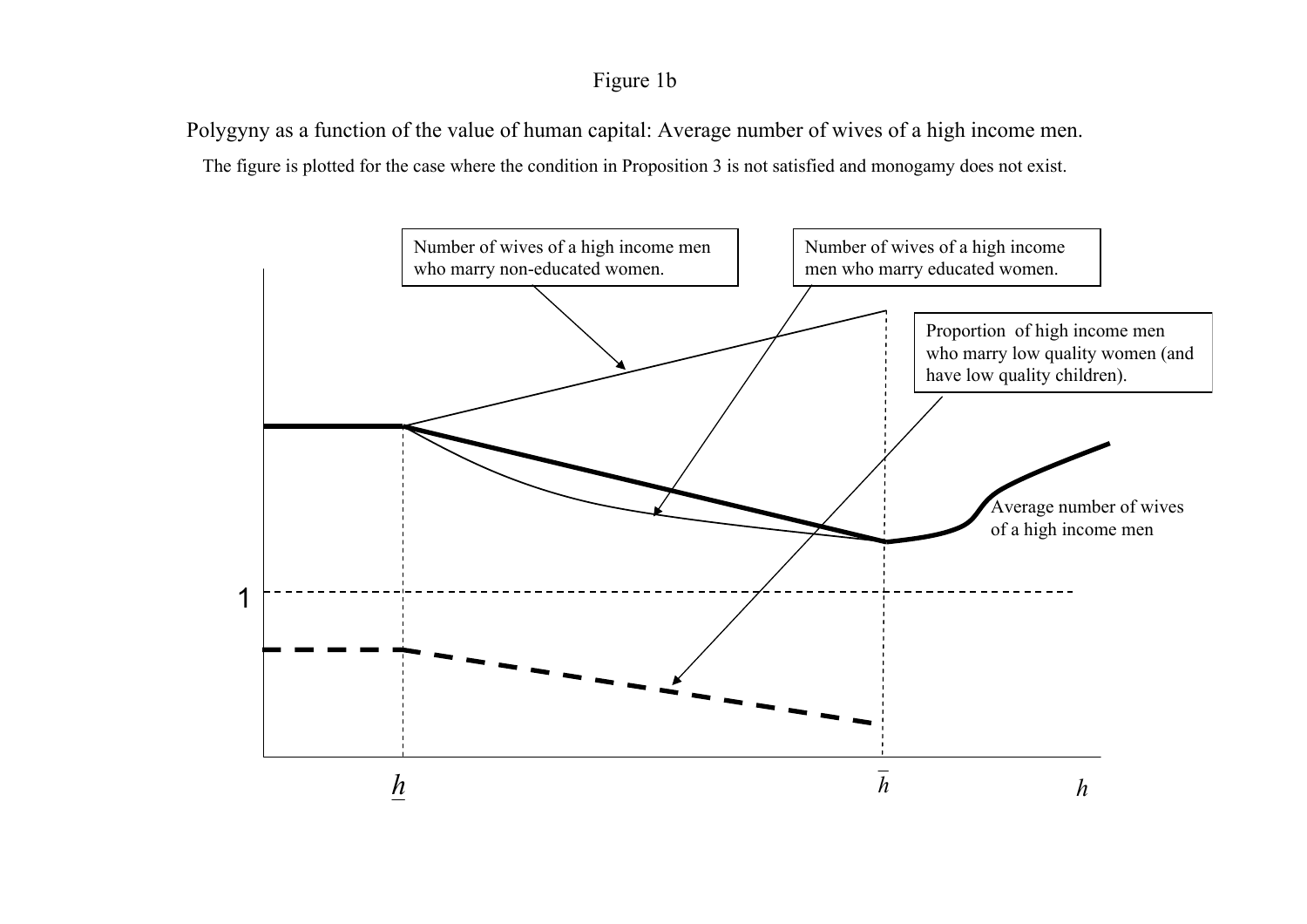Figure 1b

Polygyny as a function of the value of human capital: Average number of wives of a high income men.

The figure is plotted for the case where the condition in Proposition 3 is not satisfied and monogamy does not exist.

Number of wives of a high income men who marry non-educated women.

Number of wives of a high income men who marry educated women.

Proportion of high income men who marry low quality women (and have low quality children).

Average number of wives of a high income men

1

$\underline{h}$ $\bar{h}$ $h$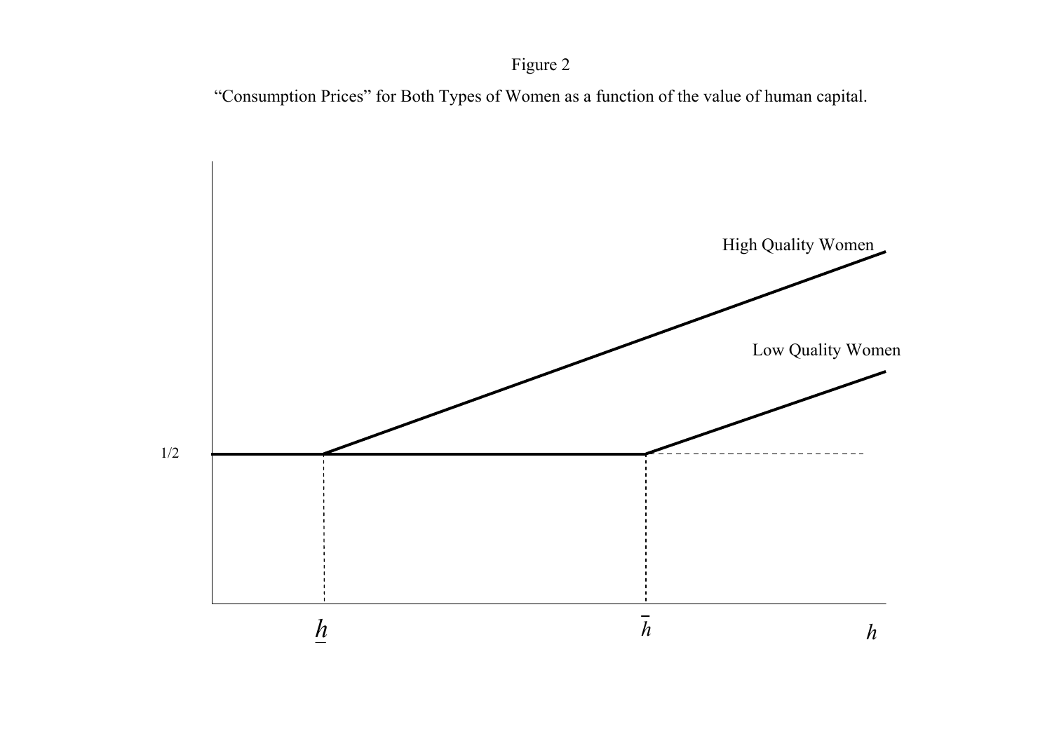Figure 2

"Consumption Prices" for Both Types of Women as a function of the value of human capital.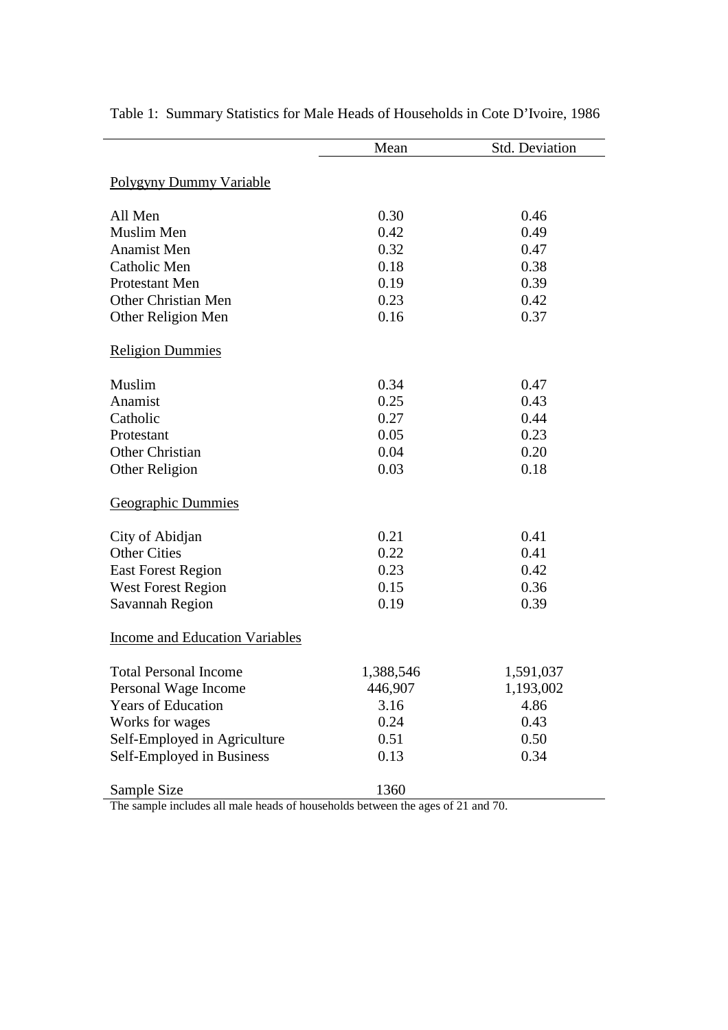Table 1: Summary Statistics for Male Heads of Households in Cote D'Ivoire, 1986

| | Mean | Std. Deviation |
|---|---|---|
| Polygyny Dummy Variable | | |
| All Men | 0.30 | 0.46 |
| Muslim Men | 0.42 | 0.49 |
| Anamist Men | 0.32 | 0.47 |
| Catholic Men | 0.18 | 0.38 |
| Protestant Men | 0.19 | 0.39 |
| Other Christian Men | 0.23 | 0.42 |
| Other Religion Men | 0.16 | 0.37 |
| Religion Dummies | | |
| Muslim | 0.34 | 0.47 |
| Anamist | 0.25 | 0.43 |
| Catholic | 0.27 | 0.44 |
| Protestant | 0.05 | 0.23 |
| Other Christian | 0.04 | 0.20 |
| Other Religion | 0.03 | 0.18 |
| Geographic Dummies | | |
| City of Abidjan | 0.21 | 0.41 |
| Other Cities | 0.22 | 0.41 |
| East Forest Region | 0.23 | 0.42 |
| West Forest Region | 0.15 | 0.36 |
| Savannah Region | 0.19 | 0.39 |
| Income and Education Variables | | |
| Total Personal Income | 1,388,546 | 1,591,037 |
| Personal Wage Income | 446,907 | 1,193,002 |
| Years of Education | 3.16 | 4.86 |
| Works for wages | 0.24 | 0.43 |
| Self-Employed in Agriculture | 0.51 | 0.50 |
| Self-Employed in Business | 0.13 | 0.34 |
| Sample Size | 1360 | |

The sample includes all male heads of households between the ages of 21 and 70.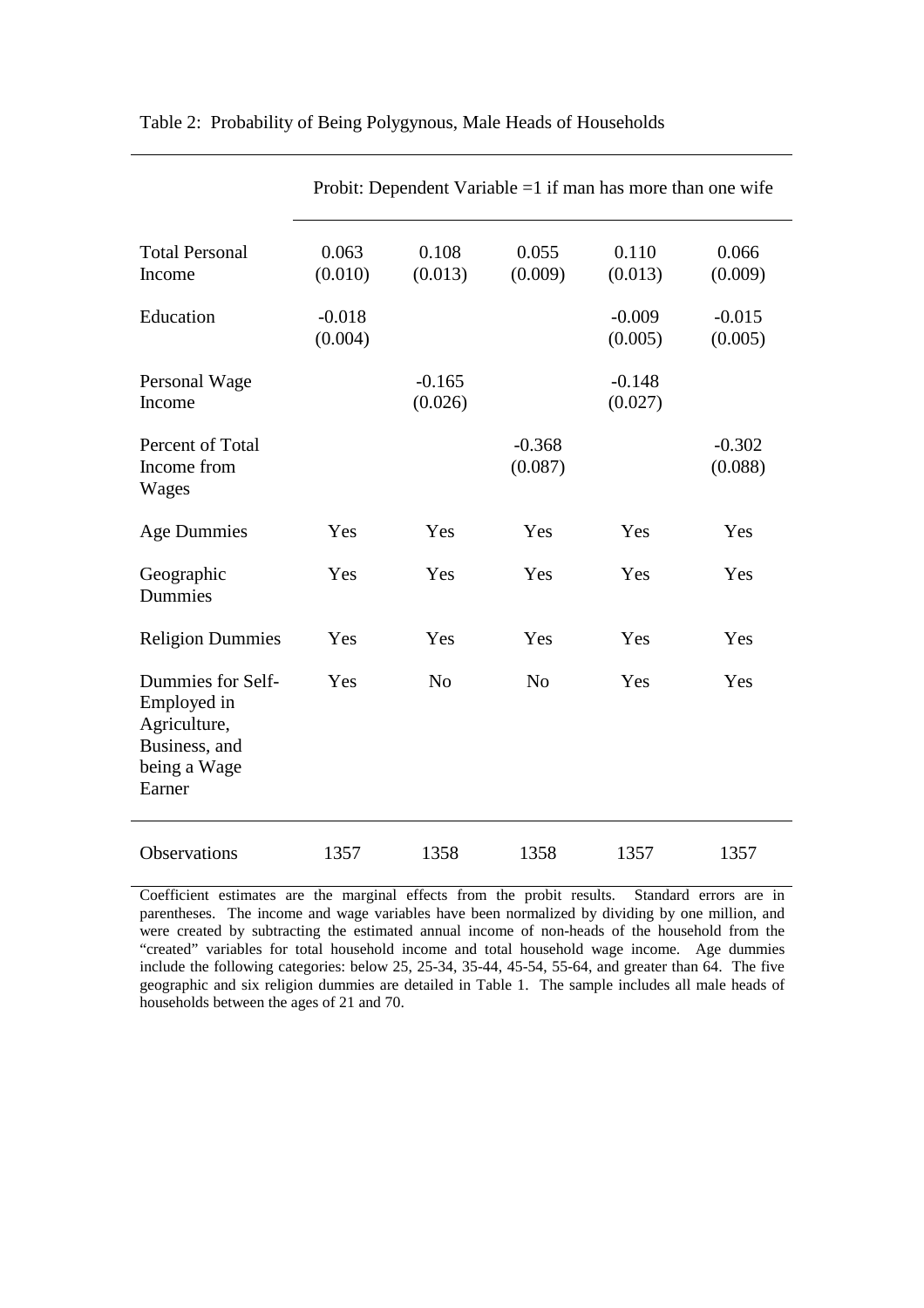Table 2: Probability of Being Polygynous, Male Heads of Households

| | Probit: Dependent Variable =1 if man has more than one wife | | | | |
|---|---|---|---|---|---|
| Total Personal Income | 0.063 (0.010) | 0.108 (0.013) | 0.055 (0.009) | 0.110 (0.013) | 0.066 (0.009) |
| Education | -0.018 (0.004) | | | -0.009 (0.005) | -0.015 (0.005) |
| Personal Wage Income | | -0.165 (0.026) | | -0.148 (0.027) | |
| Percent of Total Income from Wages | | | -0.368 (0.087) | | -0.302 (0.088) |
| Age Dummies | Yes | Yes | Yes | Yes | Yes |
| Geographic Dummies | Yes | Yes | Yes | Yes | Yes |
| Religion Dummies | Yes | Yes | Yes | Yes | Yes |
| Dummies for Self-Employed in Agriculture, Business, and being a Wage Earner | Yes | No | No | Yes | Yes |
| Observations | 1357 | 1358 | 1358 | 1357 | 1357 |

Coefficient estimates are the marginal effects from the probit results. Standard errors are in parentheses. The income and wage variables have been normalized by dividing by one million, and were created by subtracting the estimated annual income of non-heads of the household from the "created" variables for total household income and total household wage income. Age dummies include the following categories: below 25, 25-34, 35-44, 45-54, 55-64, and greater than 64. The five geographic and six religion dummies are detailed in Table 1. The sample includes all male heads of households between the ages of 21 and 70.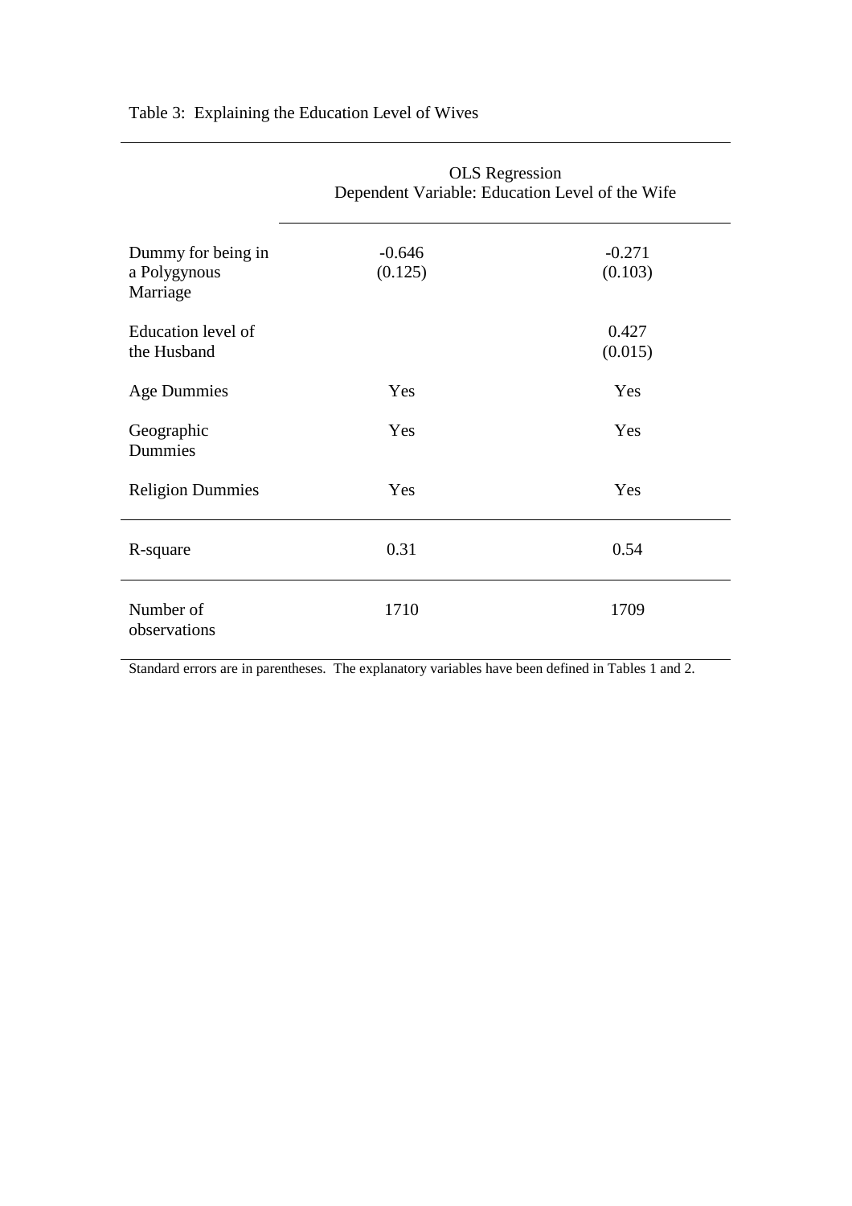Table 3: Explaining the Education Level of Wives

| | OLS Regression Dependent Variable: Education Level of the Wife | |
|---|---|---|
| Dummy for being in a Polygynous Marriage | -0.646 (0.125) | -0.271 (0.103) |
| Education level of the Husband | | 0.427 (0.015) |
| Age Dummies | Yes | Yes |
| Geographic Dummies | Yes | Yes |
| Religion Dummies | Yes | Yes |
| R-square | 0.31 | 0.54 |
| Number of observations | 1710 | 1709 |

Standard errors are in parentheses. The explanatory variables have been defined in Tables 1 and 2.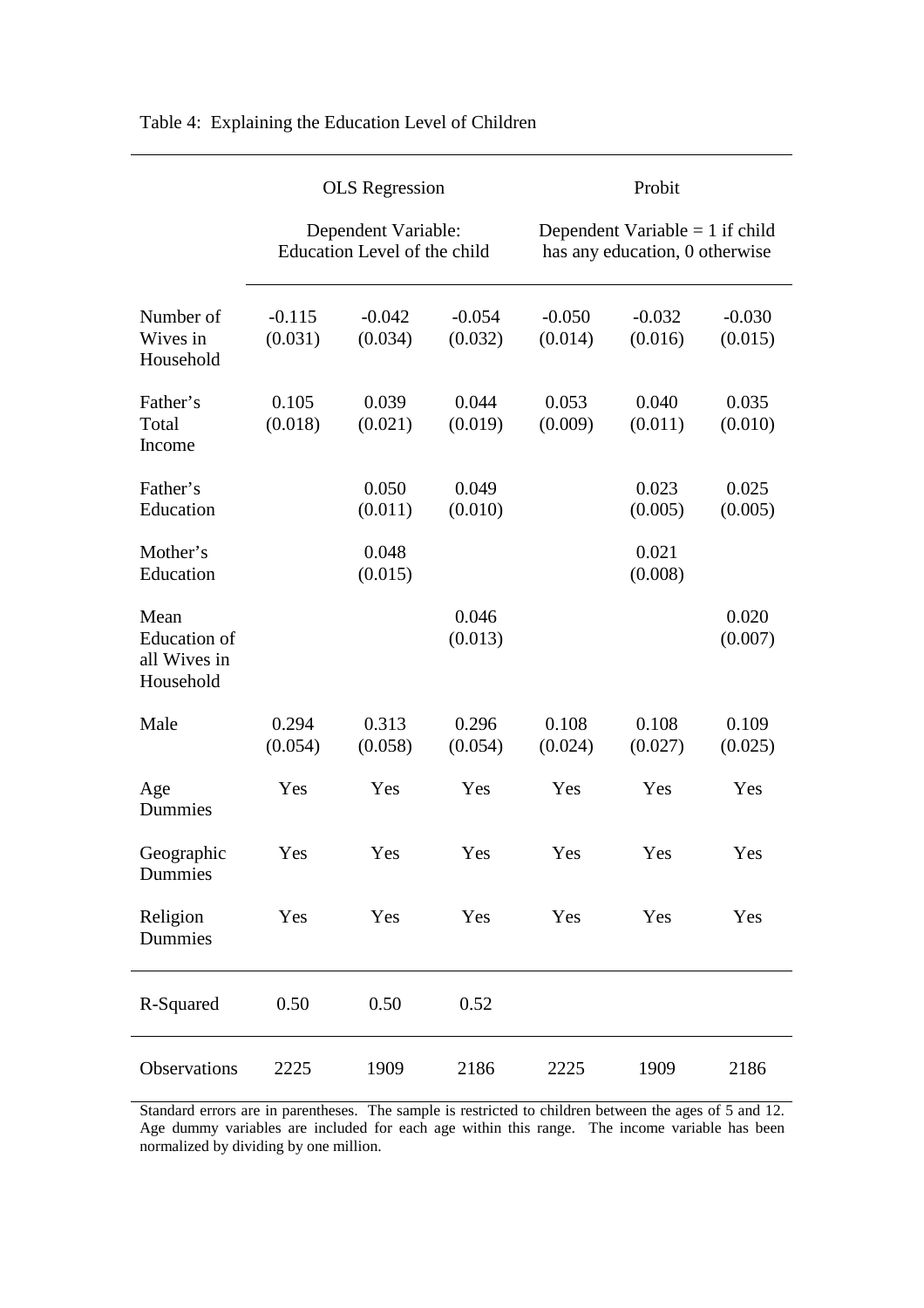Table 4: Explaining the Education Level of Children

| | OLS Regression | | | Probit | | |
|---|---|---|---|---|---|---|
| | Dependent Variable: Education Level of the child | | | Dependent Variable = 1 if child has any education, 0 otherwise | | |
| Number of Wives in Household | -0.115 (0.031) | -0.042 (0.034) | -0.054 (0.032) | -0.050 (0.014) | -0.032 (0.016) | -0.030 (0.015) |
| Father's Total Income | 0.105 (0.018) | 0.039 (0.021) | 0.044 (0.019) | 0.053 (0.009) | 0.040 (0.011) | 0.035 (0.010) |
| Father's Education | | 0.050 (0.011) | 0.049 (0.010) | | 0.023 (0.005) | 0.025 (0.005) |
| Mother's Education | | 0.048 (0.015) | | | 0.021 (0.008) | |
| Mean Education of all Wives in Household | | | 0.046 (0.013) | | | 0.020 (0.007) |
| Male | 0.294 (0.054) | 0.313 (0.058) | 0.296 (0.054) | 0.108 (0.024) | 0.108 (0.027) | 0.109 (0.025) |
| Age Dummies | Yes | Yes | Yes | Yes | Yes | Yes |
| Geographic Dummies | Yes | Yes | Yes | Yes | Yes | Yes |
| Religion Dummies | Yes | Yes | Yes | Yes | Yes | Yes |
| R-Squared | 0.50 | 0.50 | 0.52 | | | |
| Observations | 2225 | 1909 | 2186 | 2225 | 1909 | 2186 |

Standard errors are in parentheses. The sample is restricted to children between the ages of 5 and 12. Age dummy variables are included for each age within this range. The income variable has been normalized by dividing by one million.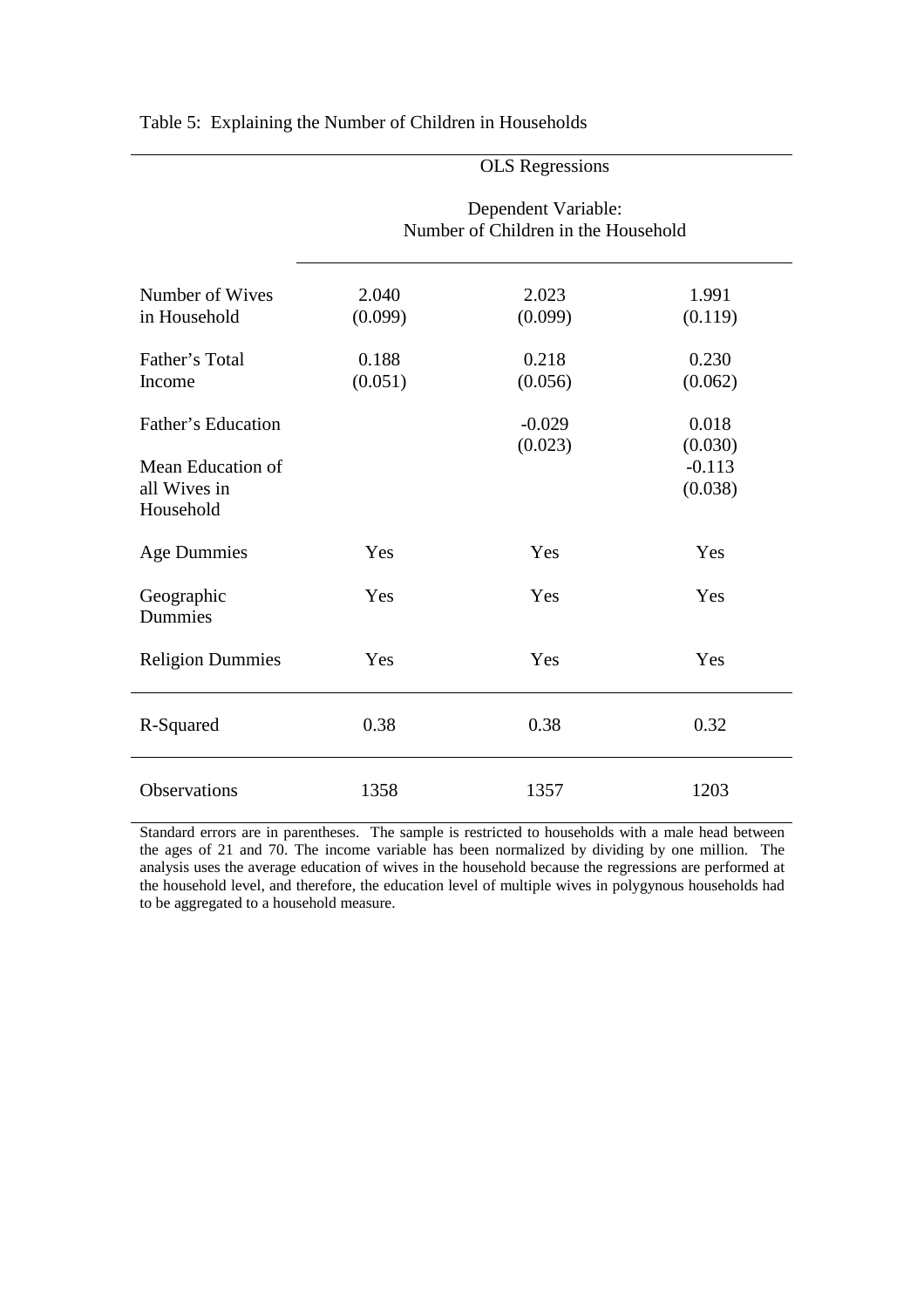Table 5: Explaining the Number of Children in Households

| | OLS Regressions | | |
|---|---|---|---|
| | Dependent Variable: Number of Children in the Household | | |
| Number of Wives in Household | 2.040<br>(0.099) | 2.023<br>(0.099) | 1.991<br>(0.119) |
| Father's Total Income | 0.188<br>(0.051) | 0.218<br>(0.056) | 0.230<br>(0.062) |
| Father's Education | | -0.029<br>(0.023) | 0.018<br>(0.030) |
| Mean Education of all Wives in Household | | | -0.113<br>(0.038) |
| Age Dummies | Yes | Yes | Yes |
| Geographic Dummies | Yes | Yes | Yes |
| Religion Dummies | Yes | Yes | Yes |
| R-Squared | 0.38 | 0.38 | 0.32 |
| Observations | 1358 | 1357 | 1203 |

Standard errors are in parentheses. The sample is restricted to households with a male head between the ages of 21 and 70. The income variable has been normalized by dividing by one million. The analysis uses the average education of wives in the household because the regressions are performed at the household level, and therefore, the education level of multiple wives in polygynous households had to be aggregated to a household measure.